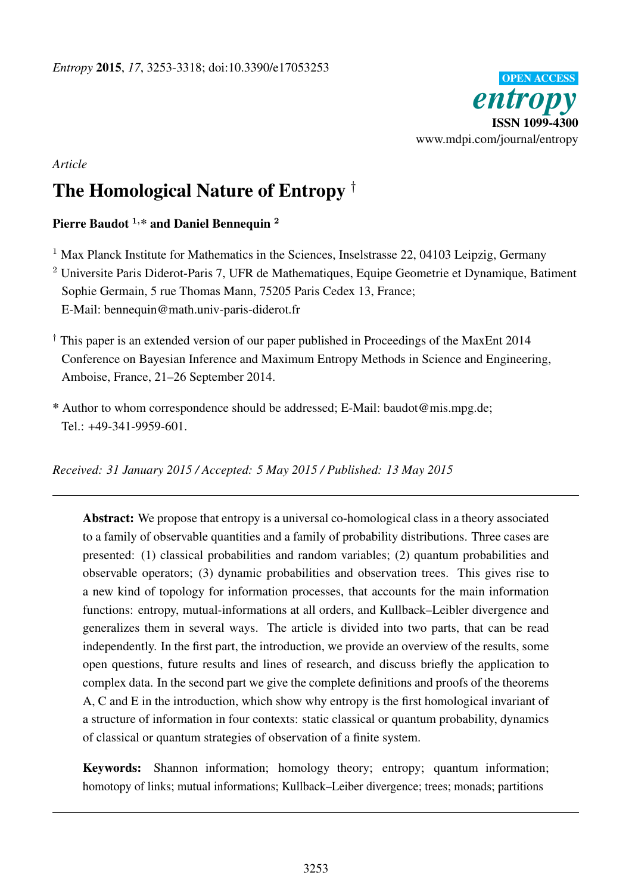*Article*

# The Homological Nature of Entropy †

**Pierre Baudot [1,*] and Daniel Bennequin [2]**

[1] Max Planck Institute for Mathematics in the Sciences, Inselstrasse 22, 04103 Leipzig, Germany

[2] Universite Paris Diderot-Paris 7, UFR de Mathematiques, Equipe Geometrie et Dynamique, Batiment Sophie Germain, 5 rue Thomas Mann, 75205 Paris Cedex 13, France; E-Mail: bennequin@math.univ-paris-diderot.fr

† This paper is an extended version of our paper published in Proceedings of the MaxEnt 2014 Conference on Bayesian Inference and Maximum Entropy Methods in Science and Engineering, Amboise, France, 21–26 September 2014.

\* Author to whom correspondence should be addressed; E-Mail: baudot@mis.mpg.de; Tel.: +49-341-9959-601.

*Received: 31 January 2015 / Accepted: 5 May 2015 / Published: 13 May 2015*

---

**Abstract:** We propose that entropy is a universal co-homological class in a theory associated to a family of observable quantities and a family of probability distributions. Three cases are presented: (1) classical probabilities and random variables; (2) quantum probabilities and observable operators; (3) dynamic probabilities and observation trees. This gives rise to a new kind of topology for information processes, that accounts for the main information functions: entropy, mutual-informations at all orders, and Kullback–Leibler divergence and generalizes them in several ways. The article is divided into two parts, that can be read independently. In the first part, the introduction, we provide an overview of the results, some open questions, future results and lines of research, and discuss briefly the application to complex data. In the second part we give the complete definitions and proofs of the theorems A, C and E in the introduction, which show why entropy is the first homological invariant of a structure of information in four contexts: static classical or quantum probability, dynamics of classical or quantum strategies of observation of a finite system.

**Keywords:** Shannon information; homology theory; entropy; quantum information; homotopy of links; mutual informations; Kullback–Leiber divergence; trees; monads; partitions

---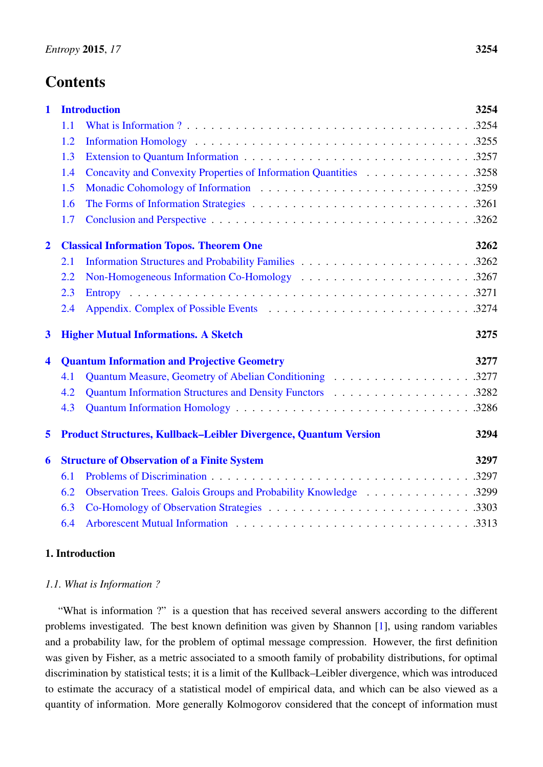# Contents

| | | |
|---|---|---|
| **1** | **Introduction** | **3254** |
| 1.1 | What is Information ? | 3254 |
| 1.2 | Information Homology | 3255 |
| 1.3 | Extension to Quantum Information | 3257 |
| 1.4 | Concavity and Convexity Properties of Information Quantities | 3258 |
| 1.5 | Monadic Cohomology of Information | 3259 |
| 1.6 | The Forms of Information Strategies | 3261 |
| 1.7 | Conclusion and Perspective | 3262 |
| **2** | **Classical Information Topos. Theorem One** | **3262** |
| 2.1 | Information Structures and Probability Families | 3262 |
| 2.2 | Non-Homogeneous Information Co-Homology | 3267 |
| 2.3 | Entropy | 3271 |
| 2.4 | Appendix. Complex of Possible Events | 3274 |
| **3** | **Higher Mutual Informations. A Sketch** | **3275** |
| **4** | **Quantum Information and Projective Geometry** | **3277** |
| 4.1 | Quantum Measure, Geometry of Abelian Conditioning | 3277 |
| 4.2 | Quantum Information Structures and Density Functors | 3282 |
| 4.3 | Quantum Information Homology | 3286 |
| **5** | **Product Structures, Kullback–Leibler Divergence, Quantum Version** | **3294** |
| **6** | **Structure of Observation of a Finite System** | **3297** |
| 6.1 | Problems of Discrimination | 3297 |
| 6.2 | Observation Trees. Galois Groups and Probability Knowledge | 3299 |
| 6.3 | Co-Homology of Observation Strategies | 3303 |
| 6.4 | Arborescent Mutual Information | 3313 |

## 1. Introduction

### *1.1. What is Information ?*

"What is information ?" is a question that has received several answers according to the different problems investigated. The best known definition was given by Shannon [1], using random variables and a probability law, for the problem of optimal message compression. However, the first definition was given by Fisher, as a metric associated to a smooth family of probability distributions, for optimal discrimination by statistical tests; it is a limit of the Kullback–Leibler divergence, which was introduced to estimate the accuracy of a statistical model of empirical data, and which can be also viewed as a quantity of information. More generally Kolmogorov considered that the concept of information must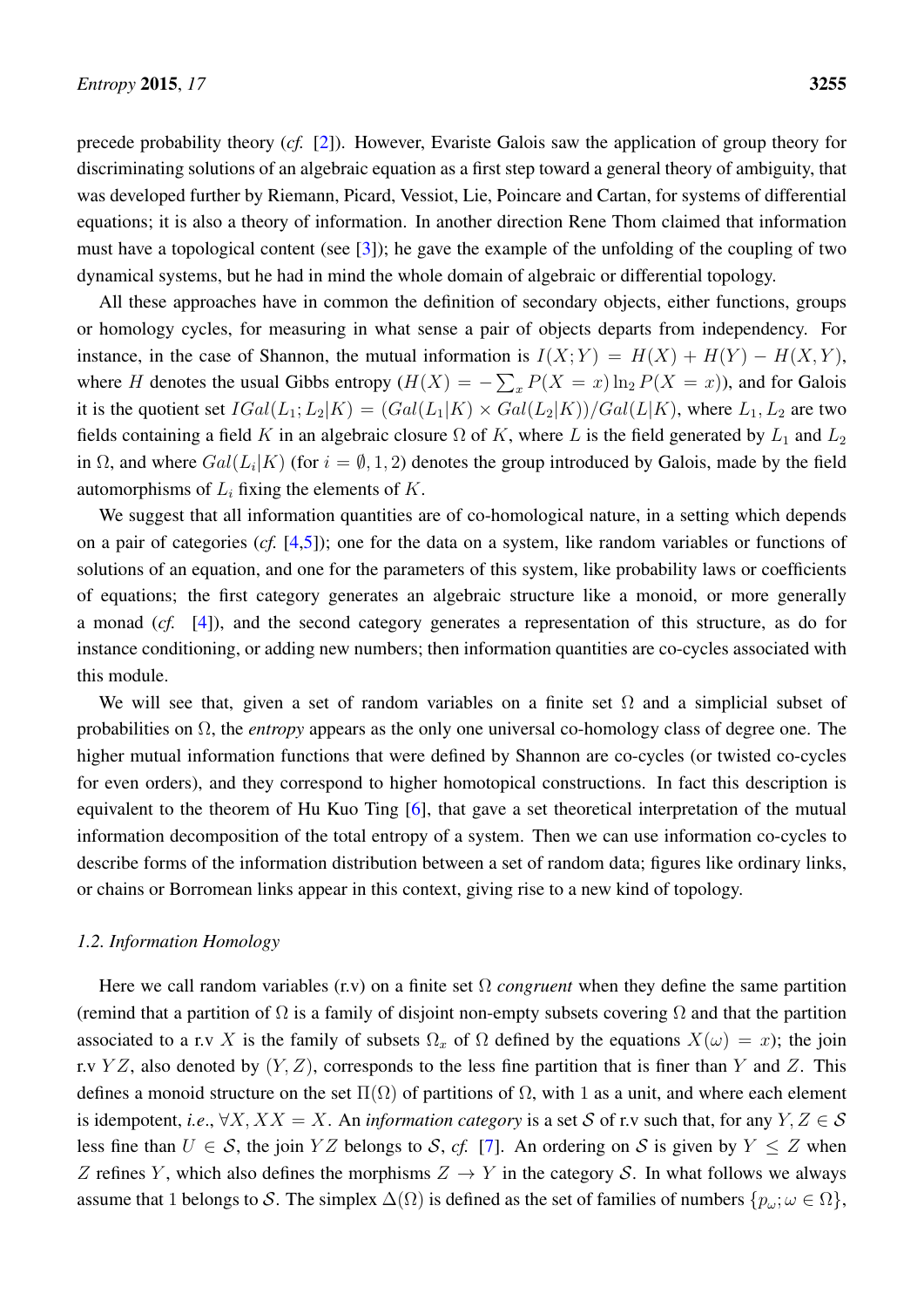precede probability theory (*cf.* [2]). However, Evariste Galois saw the application of group theory for discriminating solutions of an algebraic equation as a first step toward a general theory of ambiguity, that was developed further by Riemann, Picard, Vessiot, Lie, Poincare and Cartan, for systems of differential equations; it is also a theory of information. In another direction Rene Thom claimed that information must have a topological content (see [3]); he gave the example of the unfolding of the coupling of two dynamical systems, but he had in mind the whole domain of algebraic or differential topology.

All these approaches have in common the definition of secondary objects, either functions, groups or homology cycles, for measuring in what sense a pair of objects departs from independency. For instance, in the case of Shannon, the mutual information is $I(X;Y) = H(X) + H(Y) - H(X,Y)$, where $H$ denotes the usual Gibbs entropy ($H(X) = -\sum_x P(X = x)\ln_2 P(X = x)$), and for Galois it is the quotient set $IGal(L_1; L_2|K) = (Gal(L_1|K) \times Gal(L_2|K))/Gal(L|K)$, where $L_1, L_2$ are two fields containing a field $K$ in an algebraic closure $\Omega$ of $K$, where $L$ is the field generated by $L_1$ and $L_2$ in $\Omega$, and where $Gal(L_i|K)$ (for $i = \emptyset, 1, 2$) denotes the group introduced by Galois, made by the field automorphisms of $L_i$ fixing the elements of $K$.

We suggest that all information quantities are of co-homological nature, in a setting which depends on a pair of categories (*cf.* [4,5]); one for the data on a system, like random variables or functions of solutions of an equation, and one for the parameters of this system, like probability laws or coefficients of equations; the first category generates an algebraic structure like a monoid, or more generally a monad (*cf.* [4]), and the second category generates a representation of this structure, as do for instance conditioning, or adding new numbers; then information quantities are co-cycles associated with this module.

We will see that, given a set of random variables on a finite set $\Omega$ and a simplicial subset of probabilities on $\Omega$, the *entropy* appears as the only one universal co-homology class of degree one. The higher mutual information functions that were defined by Shannon are co-cycles (or twisted co-cycles for even orders), and they correspond to higher homotopical constructions. In fact this description is equivalent to the theorem of Hu Kuo Ting [6], that gave a set theoretical interpretation of the mutual information decomposition of the total entropy of a system. Then we can use information co-cycles to describe forms of the information distribution between a set of random data; figures like ordinary links, or chains or Borromean links appear in this context, giving rise to a new kind of topology.

### *1.2. Information Homology*

Here we call random variables (r.v) on a finite set $\Omega$ *congruent* when they define the same partition (remind that a partition of $\Omega$ is a family of disjoint non-empty subsets covering $\Omega$ and that the partition associated to a r.v $X$ is the family of subsets $\Omega_x$ of $\Omega$ defined by the equations $X(\omega) = x$); the join r.v $YZ$, also denoted by $(Y, Z)$, corresponds to the less fine partition that is finer than $Y$ and $Z$. This defines a monoid structure on the set $\Pi(\Omega)$ of partitions of $\Omega$, with 1 as a unit, and where each element is idempotent, *i.e.*, $\forall X, XX = X$. An *information category* is a set $\mathcal{S}$ of r.v such that, for any $Y, Z \in \mathcal{S}$ less fine than $U \in \mathcal{S}$, the join $YZ$ belongs to $\mathcal{S}$, *cf.* [7]. An ordering on $\mathcal{S}$ is given by $Y \leq Z$ when $Z$ refines $Y$, which also defines the morphisms $Z \to Y$ in the category $\mathcal{S}$. In what follows we always assume that 1 belongs to $\mathcal{S}$. The simplex $\Delta(\Omega)$ is defined as the set of families of numbers $\{p_\omega; \omega \in \Omega\}$,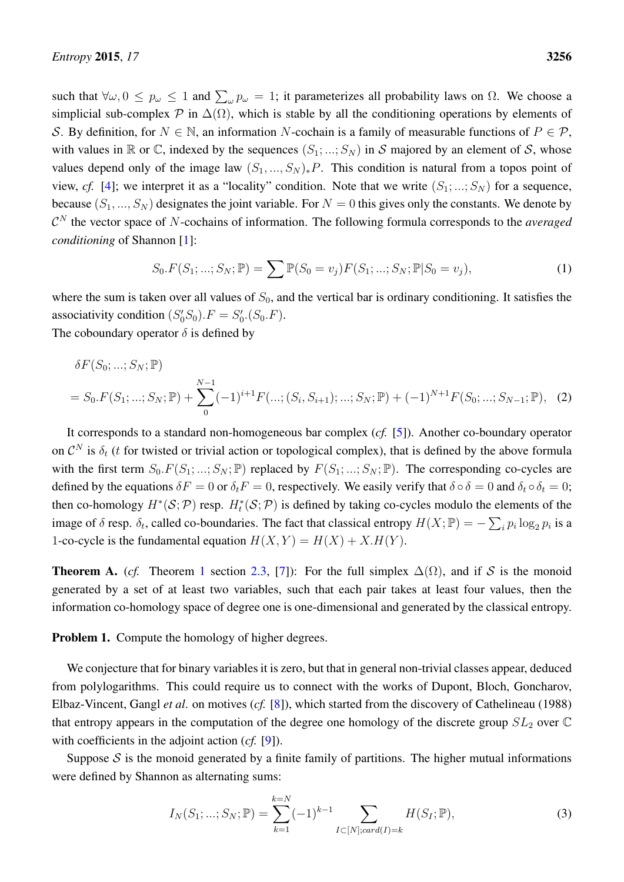such that $\forall \omega, 0 \leq p_\omega \leq 1$ and $\sum_\omega p_\omega = 1$; it parameterizes all probability laws on $\Omega$. We choose a simplicial sub-complex $\mathcal{P}$ in $\Delta(\Omega)$, which is stable by all the conditioning operations by elements of $\mathcal{S}$. By definition, for $N \in \mathbb{N}$, an information $N$-cochain is a family of measurable functions of $P \in \mathcal{P}$, with values in $\mathbb{R}$ or $\mathbb{C}$, indexed by the sequences $(S_1;...;S_N)$ in $\mathcal{S}$ majored by an element of $\mathcal{S}$, whose values depend only of the image law $(S_1,...,S_N)_*P$. This condition is natural from a topos point of view, *cf.* [4]; we interpret it as a "locality" condition. Note that we write $(S_1;...;S_N)$ for a sequence, because $(S_1,...,S_N)$ designates the joint variable. For $N = 0$ this gives only the constants. We denote by $\mathcal{C}^N$ the vector space of $N$-cochains of information. The following formula corresponds to the *averaged conditioning* of Shannon [1]:

$$S_0.F(S_1;...;S_N;\mathbb{P}) = \sum \mathbb{P}(S_0 = v_j)F(S_1;...;S_N;\mathbb{P}|S_0 = v_j), \tag{1}$$

where the sum is taken over all values of $S_0$, and the vertical bar is ordinary conditioning. It satisfies the associativity condition $(S_0'S_0).F = S_0'.(S_0.F)$.
The coboundary operator $\delta$ is defined by

$$\delta F(S_0;...;S_N;\mathbb{P})$$
$$= S_0.F(S_1;...;S_N;\mathbb{P}) + \sum_0^{N-1}(-1)^{i+1}F(...;(S_i,S_{i+1});...;S_N;\mathbb{P}) + (-1)^{N+1}F(S_0;...;S_{N-1};\mathbb{P}), \tag{2}$$

It corresponds to a standard non-homogeneous bar complex (*cf.* [5]). Another co-boundary operator on $\mathcal{C}^N$ is $\delta_t$ ($t$ for twisted or trivial action or topological complex), that is defined by the above formula with the first term $S_0.F(S_1;...;S_N;\mathbb{P})$ replaced by $F(S_1;...;S_N;\mathbb{P})$. The corresponding co-cycles are defined by the equations $\delta F = 0$ or $\delta_t F = 0$, respectively. We easily verify that $\delta \circ \delta = 0$ and $\delta_t \circ \delta_t = 0$; then co-homology $H^*(\mathcal{S};\mathcal{P})$ resp. $H_t^*(\mathcal{S};\mathcal{P})$ is defined by taking co-cycles modulo the elements of the image of $\delta$ resp. $\delta_t$, called co-boundaries. The fact that classical entropy $H(X;\mathbb{P}) = -\sum_i p_i \log_2 p_i$ is a 1-co-cycle is the fundamental equation $H(X,Y) = H(X) + X.H(Y)$.

**Theorem A.** (*cf.* Theorem 1 section 2.3, [7]): For the full simplex $\Delta(\Omega)$, and if $\mathcal{S}$ is the monoid generated by a set of at least two variables, such that each pair takes at least four values, then the information co-homology space of degree one is one-dimensional and generated by the classical entropy.

**Problem 1.** Compute the homology of higher degrees.

We conjecture that for binary variables it is zero, but that in general non-trivial classes appear, deduced from polylogarithms. This could require us to connect with the works of Dupont, Bloch, Goncharov, Elbaz-Vincent, Gangl *et al.* on motives (*cf.* [8]), which started from the discovery of Cathelineau (1988) that entropy appears in the computation of the degree one homology of the discrete group $SL_2$ over $\mathbb{C}$ with coefficients in the adjoint action (*cf.* [9]).

Suppose $\mathcal{S}$ is the monoid generated by a finite family of partitions. The higher mutual informations were defined by Shannon as alternating sums:

$$I_N(S_1;...;S_N;\mathbb{P}) = \sum_{k=1}^{k=N}(-1)^{k-1}\sum_{I\subset[N];card(I)=k} H(S_I;\mathbb{P}), \tag{3}$$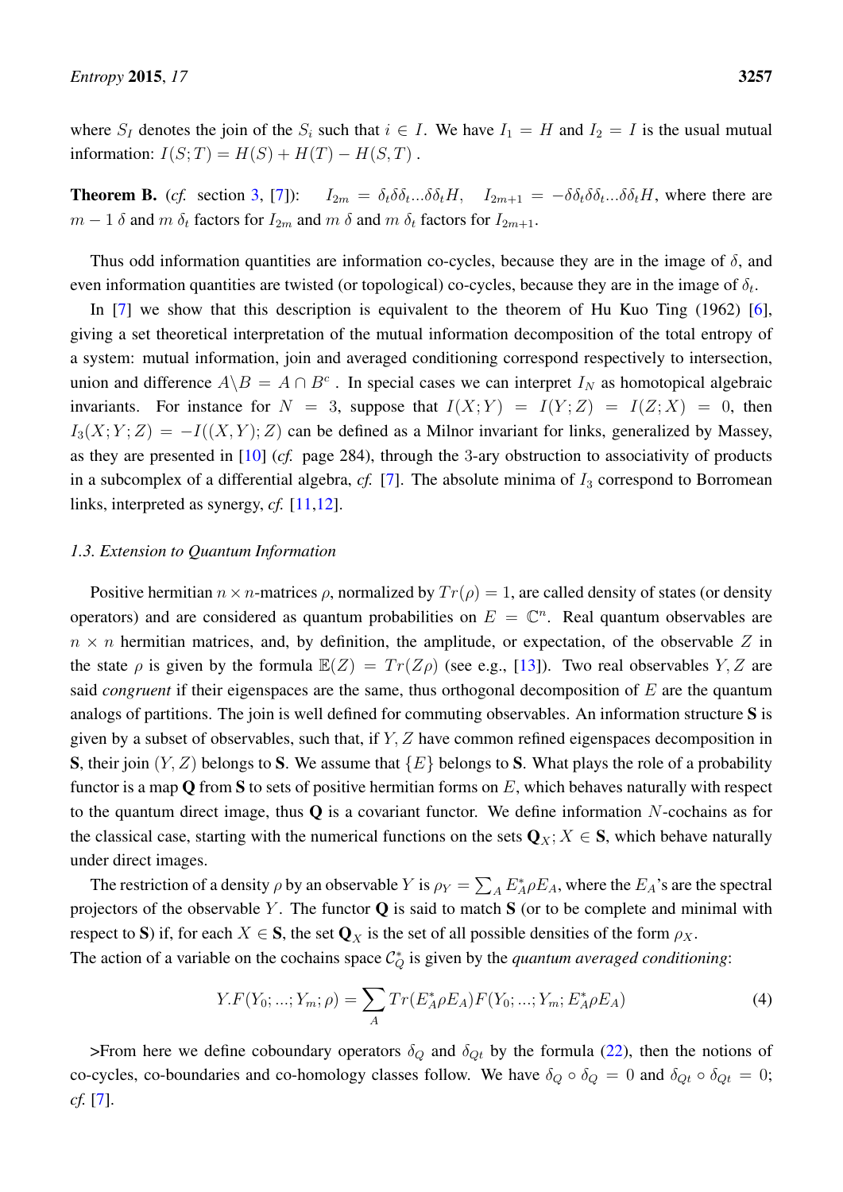where $S_I$ denotes the join of the $S_i$ such that $i \in I$. We have $I_1 = H$ and $I_2 = I$ is the usual mutual information: $I(S;T) = H(S) + H(T) - H(S,T)$ .

**Theorem B.** (*cf.* section 3, [7]): $I_{2m} = \delta_t \delta \delta_t ... \delta \delta_t H$, $I_{2m+1} = -\delta \delta_t \delta \delta_t ... \delta \delta_t H$, where there are $m-1$ $\delta$ and $m$ $\delta_t$ factors for $I_{2m}$ and $m$ $\delta$ and $m$ $\delta_t$ factors for $I_{2m+1}$.

Thus odd information quantities are information co-cycles, because they are in the image of $\delta$, and even information quantities are twisted (or topological) co-cycles, because they are in the image of $\delta_t$.

In [7] we show that this description is equivalent to the theorem of Hu Kuo Ting (1962) [6], giving a set theoretical interpretation of the mutual information decomposition of the total entropy of a system: mutual information, join and averaged conditioning correspond respectively to intersection, union and difference $A \backslash B = A \cap B^c$ . In special cases we can interpret $I_N$ as homotopical algebraic invariants. For instance for $N = 3$, suppose that $I(X;Y) = I(Y;Z) = I(Z;X) = 0$, then $I_3(X;Y;Z) = -I((X,Y);Z)$ can be defined as a Milnor invariant for links, generalized by Massey, as they are presented in [10] (*cf.* page 284), through the 3-ary obstruction to associativity of products in a subcomplex of a differential algebra, *cf.* [7]. The absolute minima of $I_3$ correspond to Borromean links, interpreted as synergy, *cf.* [11,12].

### 1.3. Extension to Quantum Information

Positive hermitian $n \times n$-matrices $\rho$, normalized by $Tr(\rho) = 1$, are called density of states (or density operators) and are considered as quantum probabilities on $E = \mathbb{C}^n$. Real quantum observables are $n \times n$ hermitian matrices, and, by definition, the amplitude, or expectation, of the observable $Z$ in the state $\rho$ is given by the formula $\mathbb{E}(Z) = Tr(Z\rho)$ (see e.g., [13]). Two real observables $Y, Z$ are said *congruent* if their eigenspaces are the same, thus orthogonal decomposition of $E$ are the quantum analogs of partitions. The join is well defined for commuting observables. An information structure $\mathbf{S}$ is given by a subset of observables, such that, if $Y, Z$ have common refined eigenspaces decomposition in $\mathbf{S}$, their join $(Y, Z)$ belongs to $\mathbf{S}$. We assume that $\{E\}$ belongs to $\mathbf{S}$. What plays the role of a probability functor is a map $\mathbf{Q}$ from $\mathbf{S}$ to sets of positive hermitian forms on $E$, which behaves naturally with respect to the quantum direct image, thus $\mathbf{Q}$ is a covariant functor. We define information $N$-cochains as for the classical case, starting with the numerical functions on the sets $\mathbf{Q}_X; X \in \mathbf{S}$, which behave naturally under direct images.

The restriction of a density $\rho$ by an observable $Y$ is $\rho_Y = \sum_A E_A^* \rho E_A$, where the $E_A$'s are the spectral projectors of the observable $Y$. The functor $\mathbf{Q}$ is said to match $\mathbf{S}$ (or to be complete and minimal with respect to $\mathbf{S}$) if, for each $X \in \mathbf{S}$, the set $\mathbf{Q}_X$ is the set of all possible densities of the form $\rho_X$.
The action of a variable on the cochains space $\mathcal{C}_Q^*$ is given by the *quantum averaged conditioning*:

$$Y.F(Y_0; ...; Y_m; \rho) = \sum_A Tr(E_A^* \rho E_A) F(Y_0; ...; Y_m; E_A^* \rho E_A) \tag{4}$$

>From here we define coboundary operators $\delta_Q$ and $\delta_{Qt}$ by the formula (22), then the notions of co-cycles, co-boundaries and co-homology classes follow. We have $\delta_Q \circ \delta_Q = 0$ and $\delta_{Qt} \circ \delta_{Qt} = 0$; *cf.* [7].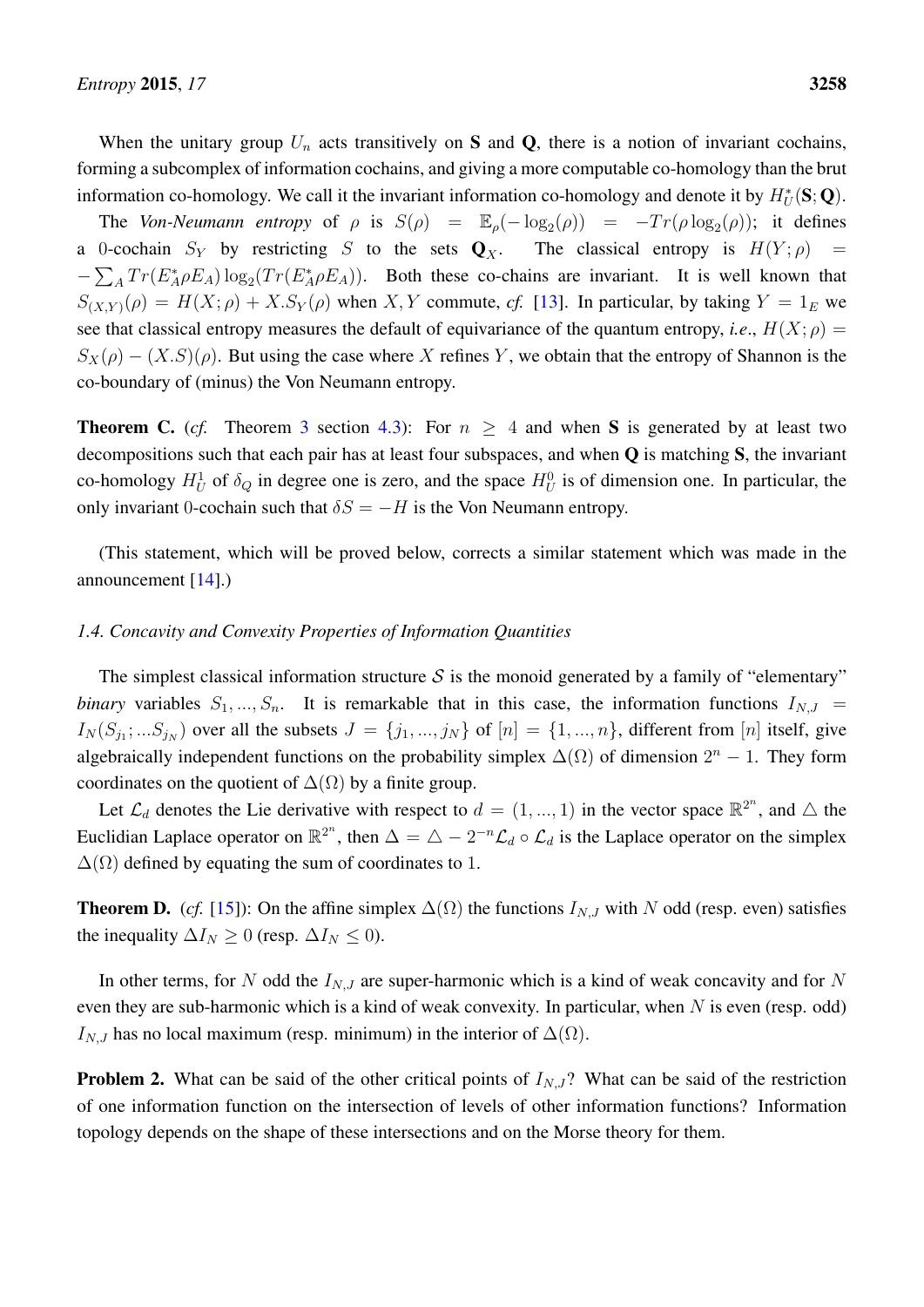When the unitary group $U_n$ acts transitively on $\mathbf{S}$ and $\mathbf{Q}$, there is a notion of invariant cochains, forming a subcomplex of information cochains, and giving a more computable co-homology than the brut information co-homology. We call it the invariant information co-homology and denote it by $H^*_U(\mathbf{S};\mathbf{Q})$.

The *Von-Neumann entropy* of $\rho$ is $S(\rho) = \mathbb{E}_\rho(-\log_2(\rho)) = -Tr(\rho\log_2(\rho))$; it defines a 0-cochain $S_Y$ by restricting $S$ to the sets $\mathbf{Q}_X$. The classical entropy is $H(Y;\rho) = -\sum_A Tr(E_A^*\rho E_A)\log_2(Tr(E_A^*\rho E_A))$. Both these co-chains are invariant. It is well known that $S_{(X,Y)}(\rho) = H(X;\rho) + X.S_Y(\rho)$ when $X, Y$ commute, *cf.* [13]. In particular, by taking $Y = 1_E$ we see that classical entropy measures the default of equivariance of the quantum entropy, *i.e.*, $H(X;\rho) = S_X(\rho) - (X.S)(\rho)$. But using the case where $X$ refines $Y$, we obtain that the entropy of Shannon is the co-boundary of (minus) the Von Neumann entropy.

**Theorem C.** (*cf.* Theorem 3 section 4.3): For $n \geq 4$ and when $\mathbf{S}$ is generated by at least two decompositions such that each pair has at least four subspaces, and when $\mathbf{Q}$ is matching $\mathbf{S}$, the invariant co-homology $H^1_U$ of $\delta_Q$ in degree one is zero, and the space $H^0_U$ is of dimension one. In particular, the only invariant 0-cochain such that $\delta S = -H$ is the Von Neumann entropy.

(This statement, which will be proved below, corrects a similar statement which was made in the announcement [14].)

### *1.4. Concavity and Convexity Properties of Information Quantities*

The simplest classical information structure $\mathcal{S}$ is the monoid generated by a family of "elementary" *binary* variables $S_1, ..., S_n$. It is remarkable that in this case, the information functions $I_{N,J} = I_N(S_{j_1};...S_{j_N})$ over all the subsets $J = \{j_1, ..., j_N\}$ of $[n] = \{1, ..., n\}$, different from $[n]$ itself, give algebraically independent functions on the probability simplex $\Delta(\Omega)$ of dimension $2^n - 1$. They form coordinates on the quotient of $\Delta(\Omega)$ by a finite group.

Let $\mathcal{L}_d$ denotes the Lie derivative with respect to $d = (1, ..., 1)$ in the vector space $\mathbb{R}^{2^n}$, and $\triangle$ the Euclidian Laplace operator on $\mathbb{R}^{2^n}$, then $\Delta = \triangle - 2^{-n}\mathcal{L}_d \circ \mathcal{L}_d$ is the Laplace operator on the simplex $\Delta(\Omega)$ defined by equating the sum of coordinates to 1.

**Theorem D.** (*cf.* [15]): On the affine simplex $\Delta(\Omega)$ the functions $I_{N,J}$ with $N$ odd (resp. even) satisfies the inequality $\Delta I_N \geq 0$ (resp. $\Delta I_N \leq 0$).

In other terms, for $N$ odd the $I_{N,J}$ are super-harmonic which is a kind of weak concavity and for $N$ even they are sub-harmonic which is a kind of weak convexity. In particular, when $N$ is even (resp. odd) $I_{N,J}$ has no local maximum (resp. minimum) in the interior of $\Delta(\Omega)$.

**Problem 2.** What can be said of the other critical points of $I_{N,J}$? What can be said of the restriction of one information function on the intersection of levels of other information functions? Information topology depends on the shape of these intersections and on the Morse theory for them.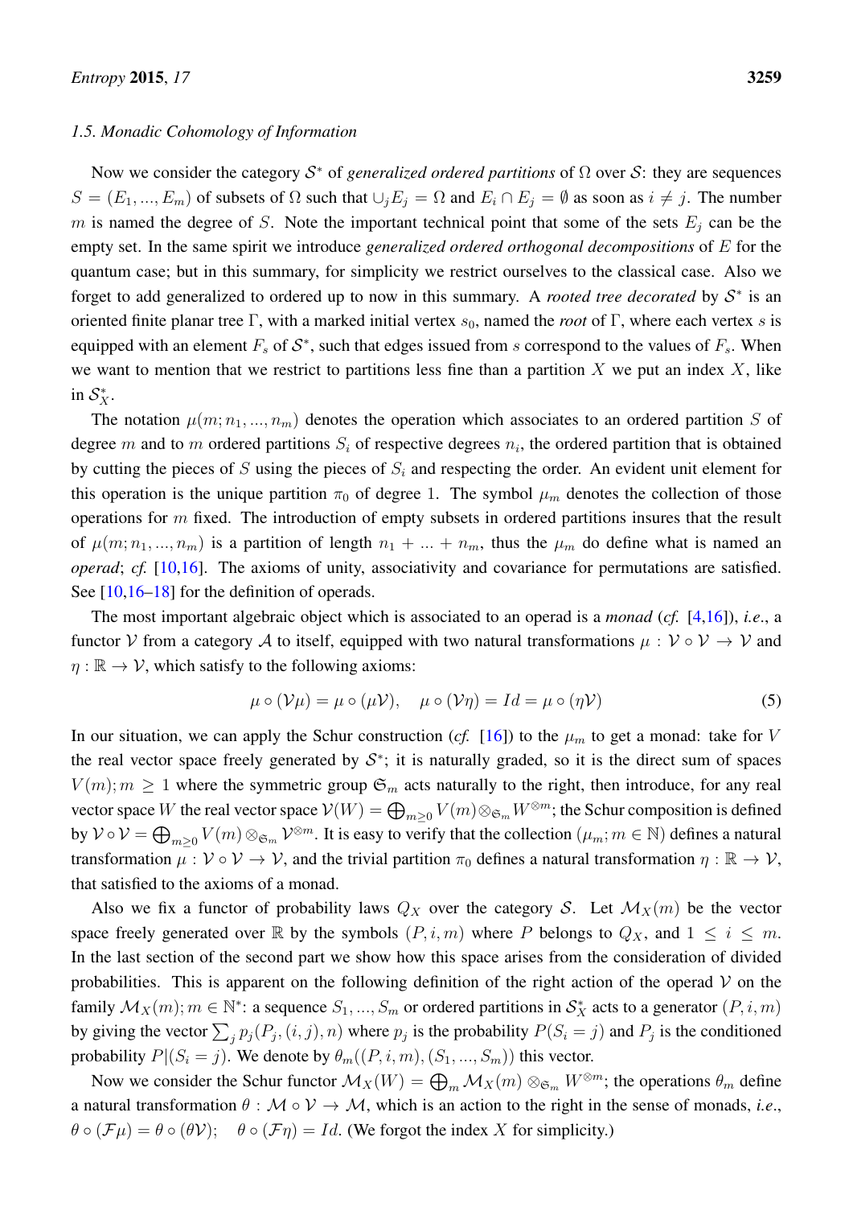### 1.5. Monadic Cohomology of Information

Now we consider the category $\mathcal{S}^*$ of *generalized ordered partitions* of $\Omega$ over $\mathcal{S}$: they are sequences $S = (E_1, ..., E_m)$ of subsets of $\Omega$ such that $\cup_j E_j = \Omega$ and $E_i \cap E_j = \emptyset$ as soon as $i \neq j$. The number $m$ is named the degree of $S$. Note the important technical point that some of the sets $E_j$ can be the empty set. In the same spirit we introduce *generalized ordered orthogonal decompositions* of $E$ for the quantum case; but in this summary, for simplicity we restrict ourselves to the classical case. Also we forget to add generalized to ordered up to now in this summary. A *rooted tree decorated* by $\mathcal{S}^*$ is an oriented finite planar tree $\Gamma$, with a marked initial vertex $s_0$, named the *root* of $\Gamma$, where each vertex $s$ is equipped with an element $F_s$ of $\mathcal{S}^*$, such that edges issued from $s$ correspond to the values of $F_s$. When we want to mention that we restrict to partitions less fine than a partition $X$ we put an index $X$, like in $\mathcal{S}^*_X$.

The notation $\mu(m; n_1, ..., n_m)$ denotes the operation which associates to an ordered partition $S$ of degree $m$ and to $m$ ordered partitions $S_i$ of respective degrees $n_i$, the ordered partition that is obtained by cutting the pieces of $S$ using the pieces of $S_i$ and respecting the order. An evident unit element for this operation is the unique partition $\pi_0$ of degree 1. The symbol $\mu_m$ denotes the collection of those operations for $m$ fixed. The introduction of empty subsets in ordered partitions insures that the result of $\mu(m; n_1, ..., n_m)$ is a partition of length $n_1 + ... + n_m$, thus the $\mu_m$ do define what is named an *operad*; *cf.* [10,16]. The axioms of unity, associativity and covariance for permutations are satisfied. See [10,16–18] for the definition of operads.

The most important algebraic object which is associated to an operad is a *monad* (*cf.* [4,16]), *i.e.*, a functor $\mathcal{V}$ from a category $\mathcal{A}$ to itself, equipped with two natural transformations $\mu : \mathcal{V} \circ \mathcal{V} \to \mathcal{V}$ and $\eta : \mathbb{R} \to \mathcal{V}$, which satisfy to the following axioms:

$$\mu \circ (\mathcal{V}\mu) = \mu \circ (\mu\mathcal{V}), \quad \mu \circ (\mathcal{V}\eta) = Id = \mu \circ (\eta\mathcal{V}) \tag{5}$$

In our situation, we can apply the Schur construction (*cf.* [16]) to the $\mu_m$ to get a monad: take for $V$ the real vector space freely generated by $\mathcal{S}^*$; it is naturally graded, so it is the direct sum of spaces $V(m); m \geq 1$ where the symmetric group $\mathfrak{S}_m$ acts naturally to the right, then introduce, for any real vector space $W$ the real vector space $\mathcal{V}(W) = \bigoplus_{m \geq 0} V(m) \otimes_{\mathfrak{S}_m} W^{\otimes m}$; the Schur composition is defined by $\mathcal{V} \circ \mathcal{V} = \bigoplus_{m \geq 0} V(m) \otimes_{\mathfrak{S}_m} \mathcal{V}^{\otimes m}$. It is easy to verify that the collection $(\mu_m; m \in \mathbb{N})$ defines a natural transformation $\mu : \mathcal{V} \circ \mathcal{V} \to \mathcal{V}$, and the trivial partition $\pi_0$ defines a natural transformation $\eta : \mathbb{R} \to \mathcal{V}$, that satisfied to the axioms of a monad.

Also we fix a functor of probability laws $Q_X$ over the category $\mathcal{S}$. Let $\mathcal{M}_X(m)$ be the vector space freely generated over $\mathbb{R}$ by the symbols $(P, i, m)$ where $P$ belongs to $Q_X$, and $1 \leq i \leq m$. In the last section of the second part we show how this space arises from the consideration of divided probabilities. This is apparent on the following definition of the right action of the operad $\mathcal{V}$ on the family $\mathcal{M}_X(m); m \in \mathbb{N}^*$: a sequence $S_1, ..., S_m$ or ordered partitions in $\mathcal{S}^*_X$ acts to a generator $(P, i, m)$ by giving the vector $\sum_j p_j(P_j, (i, j), n)$ where $p_j$ is the probability $P(S_i = j)$ and $P_j$ is the conditioned probability $P|(S_i = j)$. We denote by $\theta_m((P, i, m), (S_1, ..., S_m))$ this vector.

Now we consider the Schur functor $\mathcal{M}_X(W) = \bigoplus_m \mathcal{M}_X(m) \otimes_{\mathfrak{S}_m} W^{\otimes m}$; the operations $\theta_m$ define a natural transformation $\theta : \mathcal{M} \circ \mathcal{V} \to \mathcal{M}$, which is an action to the right in the sense of monads, *i.e.*, $\theta \circ (\mathcal{F}\mu) = \theta \circ (\theta\mathcal{V})$; $\quad \theta \circ (\mathcal{F}\eta) = Id$. (We forgot the index $X$ for simplicity.)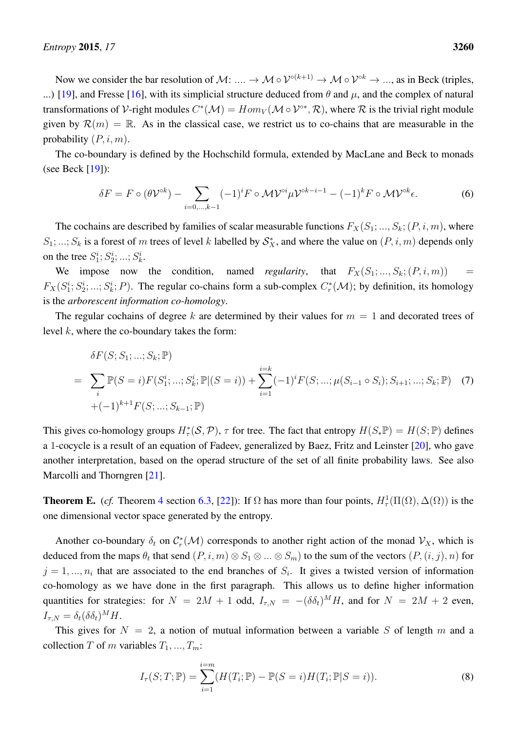Now we consider the bar resolution of $\mathcal{M}$: .... $\rightarrow \mathcal{M} \circ \mathcal{V}^{\circ(k+1)} \rightarrow \mathcal{M} \circ \mathcal{V}^{\circ k} \rightarrow$ ..., as in Beck (triples, ...) [19], and Fresse [16], with its simplicial structure deduced from $\theta$ and $\mu$, and the complex of natural transformations of $\mathcal{V}$-right modules $C^*(\mathcal{M}) = Hom_V(\mathcal{M} \circ \mathcal{V}^{\circ *}, \mathcal{R})$, where $\mathcal{R}$ is the trivial right module given by $\mathcal{R}(m) = \mathbb{R}$. As in the classical case, we restrict us to co-chains that measurable in the probability $(P, i, m)$.

The co-boundary is defined by the Hochschild formula, extended by MacLane and Beck to monads (see Beck [19]):

$$\delta F = F \circ (\theta \mathcal{V}^{\circ k}) - \sum_{i=0,\ldots,k-1} (-1)^i F \circ \mathcal{M}\mathcal{V}^{\circ i} \mu \mathcal{V}^{\circ k-i-1} - (-1)^k F \circ \mathcal{M}\mathcal{V}^{\circ k} \epsilon. \tag{6}$$

The cochains are described by families of scalar measurable functions $F_X(S_1; ..., S_k; (P, i, m)$, where $S_1; ...; S_k$ is a forest of $m$ trees of level $k$ labelled by $\mathcal{S}_X^*$, and where the value on $(P, i, m)$ depends only on the tree $S_1^i; S_2^i; ...; S_k^i$.

We impose now the condition, named *regularity*, that $F_X(S_1; ..., S_k; (P, i, m)) = F_X(S_1^i; S_2^i; ...; S_k^i; P)$. The regular co-chains form a sub-complex $C_r^*(\mathcal{M})$; by definition, its homology is the *arborescent information co-homology*.

The regular cochains of degree $k$ are determined by their values for $m = 1$ and decorated trees of level $k$, where the co-boundary takes the form:

$$\begin{aligned} &\delta F(S; S_1; ...; S_k; \mathbb{P}) \\ = &\sum_i \mathbb{P}(S = i) F(S_1^i; ...; S_k^i; \mathbb{P}|(S = i)) + \sum_{i=1}^{i=k} (-1)^i F(S; ...; \mu(S_{i-1} \circ S_i); S_{i+1}; ...; S_k; \mathbb{P}) \\ &+ (-1)^{k+1} F(S; ...; S_{k-1}; \mathbb{P}) \end{aligned} \tag{7}$$

This gives co-homology groups $H_\tau^*(\mathcal{S}, \mathcal{P})$, $\tau$ for tree. The fact that entropy $H(S_*\mathbb{P}) = H(S; \mathbb{P})$ defines a 1-cocycle is a result of an equation of Fadeev, generalized by Baez, Fritz and Leinster [20], who gave another interpretation, based on the operad structure of the set of all finite probability laws. See also Marcolli and Thorngren [21].

**Theorem E.** (*cf.* Theorem 4 section 6.3, [22]): If $\Omega$ has more than four points, $H_\tau^1(\Pi(\Omega), \Delta(\Omega))$ is the one dimensional vector space generated by the entropy.

Another co-boundary $\delta_t$ on $\mathcal{C}_r^*(\mathcal{M})$ corresponds to another right action of the monad $\mathcal{V}_X$, which is deduced from the maps $\theta_t$ that send $(P, i, m) \otimes S_1 \otimes ... \otimes S_m)$ to the sum of the vectors $(P, (i, j), n)$ for $j = 1, ..., n_i$ that are associated to the end branches of $S_i$. It gives a twisted version of information co-homology as we have done in the first paragraph. This allows us to define higher information quantities for strategies: for $N = 2M + 1$ odd, $I_{\tau,N} = -(\delta\delta_t)^M H$, and for $N = 2M + 2$ even, $I_{\tau,N} = \delta_t(\delta\delta_t)^M H$.

This gives for $N = 2$, a notion of mutual information between a variable $S$ of length $m$ and a collection $T$ of $m$ variables $T_1, ..., T_m$:

$$I_\tau(S; T; \mathbb{P}) = \sum_{i=1}^{i=m} (H(T_i; \mathbb{P}) - \mathbb{P}(S = i) H(T_i; \mathbb{P}|S = i)). \tag{8}$$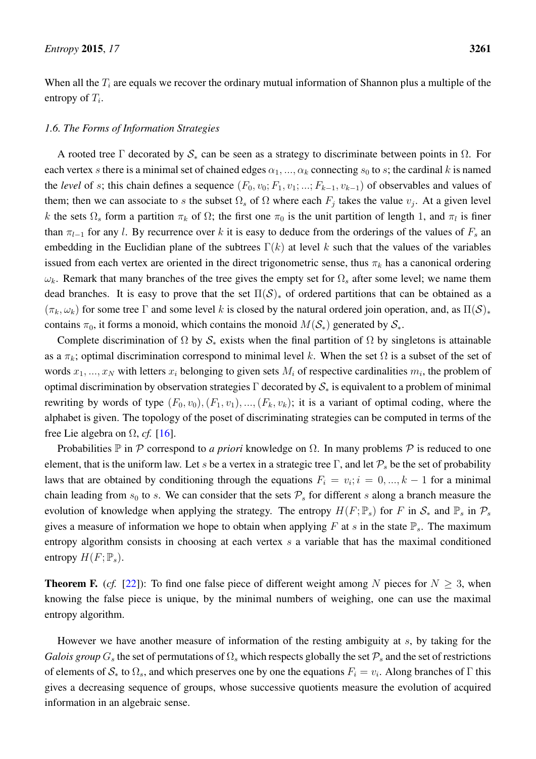When all the $T_i$ are equals we recover the ordinary mutual information of Shannon plus a multiple of the entropy of $T_i$.

### *1.6. The Forms of Information Strategies*

A rooted tree $\Gamma$ decorated by $\mathcal{S}_*$ can be seen as a strategy to discriminate between points in $\Omega$. For each vertex $s$ there is a minimal set of chained edges $\alpha_1, ..., \alpha_k$ connecting $s_0$ to $s$; the cardinal $k$ is named the *level* of $s$; this chain defines a sequence $(F_0, v_0; F_1, v_1; ...; F_{k-1}, v_{k-1})$ of observables and values of them; then we can associate to $s$ the subset $\Omega_s$ of $\Omega$ where each $F_j$ takes the value $v_j$. At a given level $k$ the sets $\Omega_s$ form a partition $\pi_k$ of $\Omega$; the first one $\pi_0$ is the unit partition of length 1, and $\pi_l$ is finer than $\pi_{l-1}$ for any $l$. By recurrence over $k$ it is easy to deduce from the orderings of the values of $F_s$ an embedding in the Euclidian plane of the subtrees $\Gamma(k)$ at level $k$ such that the values of the variables issued from each vertex are oriented in the direct trigonometric sense, thus $\pi_k$ has a canonical ordering $\omega_k$. Remark that many branches of the tree gives the empty set for $\Omega_s$ after some level; we name them dead branches. It is easy to prove that the set $\Pi(\mathcal{S})_*$ of ordered partitions that can be obtained as a $(\pi_k, \omega_k)$ for some tree $\Gamma$ and some level $k$ is closed by the natural ordered join operation, and, as $\Pi(\mathcal{S})_*$ contains $\pi_0$, it forms a monoid, which contains the monoid $M(\mathcal{S}_*)$ generated by $\mathcal{S}_*$.

Complete discrimination of $\Omega$ by $\mathcal{S}_*$ exists when the final partition of $\Omega$ by singletons is attainable as a $\pi_k$; optimal discrimination correspond to minimal level $k$. When the set $\Omega$ is a subset of the set of words $x_1, ..., x_N$ with letters $x_i$ belonging to given sets $M_i$ of respective cardinalities $m_i$, the problem of optimal discrimination by observation strategies $\Gamma$ decorated by $\mathcal{S}_*$ is equivalent to a problem of minimal rewriting by words of type $(F_0, v_0), (F_1, v_1), ..., (F_k, v_k)$; it is a variant of optimal coding, where the alphabet is given. The topology of the poset of discriminating strategies can be computed in terms of the free Lie algebra on $\Omega$, *cf.* [16].

Probabilities $\mathbb{P}$ in $\mathcal{P}$ correspond to *a priori* knowledge on $\Omega$. In many problems $\mathcal{P}$ is reduced to one element, that is the uniform law. Let $s$ be a vertex in a strategic tree $\Gamma$, and let $\mathcal{P}_s$ be the set of probability laws that are obtained by conditioning through the equations $F_i = v_i; i = 0, ..., k-1$ for a minimal chain leading from $s_0$ to $s$. We can consider that the sets $\mathcal{P}_s$ for different $s$ along a branch measure the evolution of knowledge when applying the strategy. The entropy $H(F; \mathbb{P}_s)$ for $F$ in $\mathcal{S}_*$ and $\mathbb{P}_s$ in $\mathcal{P}_s$ gives a measure of information we hope to obtain when applying $F$ at $s$ in the state $\mathbb{P}_s$. The maximum entropy algorithm consists in choosing at each vertex $s$ a variable that has the maximal conditioned entropy $H(F; \mathbb{P}_s)$.

**Theorem F.** (*cf.* [22]): To find one false piece of different weight among $N$ pieces for $N \geq 3$, when knowing the false piece is unique, by the minimal numbers of weighing, one can use the maximal entropy algorithm.

However we have another measure of information of the resting ambiguity at $s$, by taking for the *Galois group* $G_s$ the set of permutations of $\Omega_s$ which respects globally the set $\mathcal{P}_s$ and the set of restrictions of elements of $\mathcal{S}_*$ to $\Omega_s$, and which preserves one by one the equations $F_i = v_i$. Along branches of $\Gamma$ this gives a decreasing sequence of groups, whose successive quotients measure the evolution of acquired information in an algebraic sense.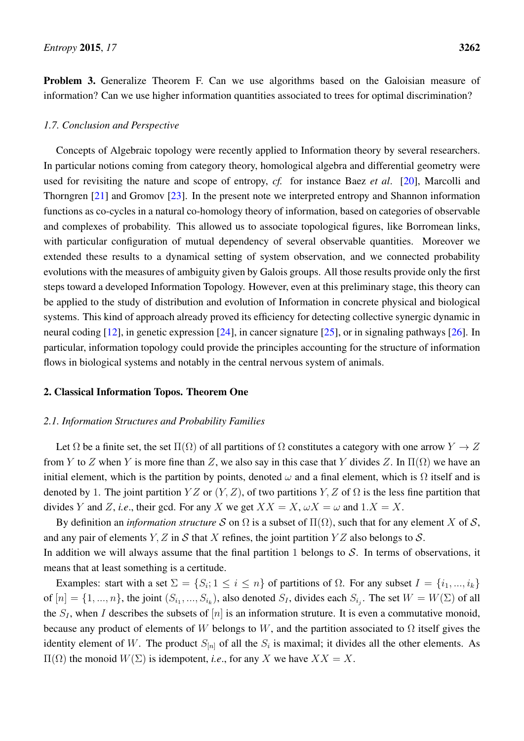**Problem 3.** Generalize Theorem F. Can we use algorithms based on the Galoisian measure of information? Can we use higher information quantities associated to trees for optimal discrimination?

### 1.7. Conclusion and Perspective

Concepts of Algebraic topology were recently applied to Information theory by several researchers. In particular notions coming from category theory, homological algebra and differential geometry were used for revisiting the nature and scope of entropy, *cf.* for instance Baez *et al*. [20], Marcolli and Thorngren [21] and Gromov [23]. In the present note we interpreted entropy and Shannon information functions as co-cycles in a natural co-homology theory of information, based on categories of observable and complexes of probability. This allowed us to associate topological figures, like Borromean links, with particular configuration of mutual dependency of several observable quantities. Moreover we extended these results to a dynamical setting of system observation, and we connected probability evolutions with the measures of ambiguity given by Galois groups. All those results provide only the first steps toward a developed Information Topology. However, even at this preliminary stage, this theory can be applied to the study of distribution and evolution of Information in concrete physical and biological systems. This kind of approach already proved its efficiency for detecting collective synergic dynamic in neural coding [12], in genetic expression [24], in cancer signature [25], or in signaling pathways [26]. In particular, information topology could provide the principles accounting for the structure of information flows in biological systems and notably in the central nervous system of animals.

## 2. Classical Information Topos. Theorem One

### 2.1. Information Structures and Probability Families

Let $\Omega$ be a finite set, the set $\Pi(\Omega)$ of all partitions of $\Omega$ constitutes a category with one arrow $Y \to Z$ from $Y$ to $Z$ when $Y$ is more fine than $Z$, we also say in this case that $Y$ divides $Z$. In $\Pi(\Omega)$ we have an initial element, which is the partition by points, denoted $\omega$ and a final element, which is $\Omega$ itself and is denoted by $1$. The joint partition $YZ$ or $(Y, Z)$, of two partitions $Y, Z$ of $\Omega$ is the less fine partition that divides $Y$ and $Z$, *i.e.*, their gcd. For any $X$ we get $XX = X$, $\omega X = \omega$ and $1.X = X$.

By definition an *information structure* $\mathcal{S}$ on $\Omega$ is a subset of $\Pi(\Omega)$, such that for any element $X$ of $\mathcal{S}$, and any pair of elements $Y, Z$ in $\mathcal{S}$ that $X$ refines, the joint partition $YZ$ also belongs to $\mathcal{S}$.
In addition we will always assume that the final partition $1$ belongs to $\mathcal{S}$. In terms of observations, it means that at least something is a certitude.

Examples: start with a set $\Sigma = \{S_i; 1 \leq i \leq n\}$ of partitions of $\Omega$. For any subset $I = \{i_1, ..., i_k\}$ of $[n] = \{1, ..., n\}$, the joint $(S_{i_1}, ..., S_{i_k})$, also denoted $S_I$, divides each $S_{i_j}$. The set $W = W(\Sigma)$ of all the $S_I$, when $I$ describes the subsets of $[n]$ is an information struture. It is even a commutative monoid, because any product of elements of $W$ belongs to $W$, and the partition associated to $\Omega$ itself gives the identity element of $W$. The product $S_{[n]}$ of all the $S_i$ is maximal; it divides all the other elements. As $\Pi(\Omega)$ the monoid $W(\Sigma)$ is idempotent, *i.e.*, for any $X$ we have $XX = X$.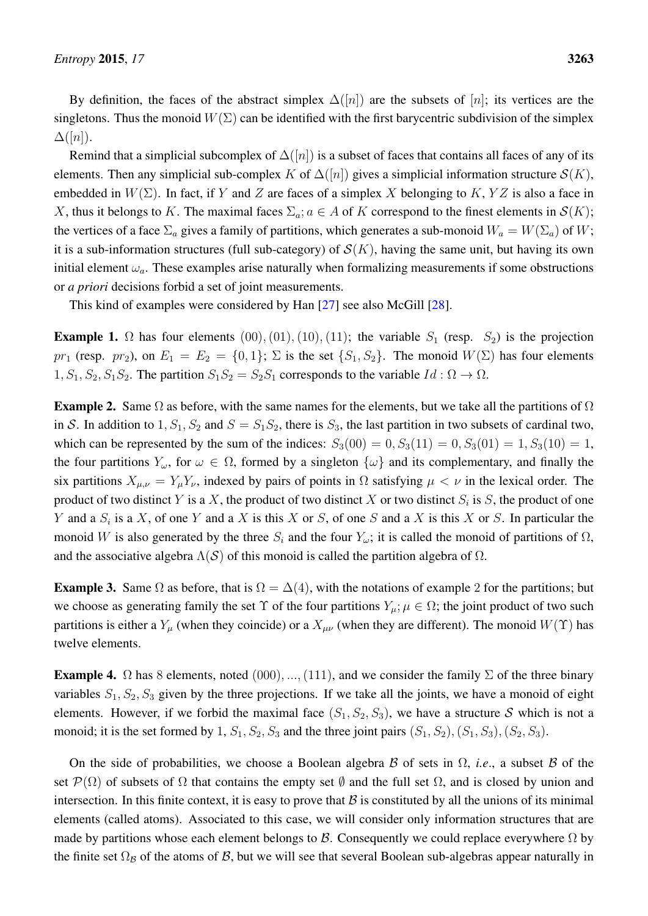By definition, the faces of the abstract simplex $\Delta([n])$ are the subsets of $[n]$; its vertices are the singletons. Thus the monoid $W(\Sigma)$ can be identified with the first barycentric subdivision of the simplex $\Delta([n])$.

Remind that a simplicial subcomplex of $\Delta([n])$ is a subset of faces that contains all faces of any of its elements. Then any simplicial sub-complex $K$ of $\Delta([n])$ gives a simplicial information structure $\mathcal{S}(K)$, embedded in $W(\Sigma)$. In fact, if $Y$ and $Z$ are faces of a simplex $X$ belonging to $K$, $YZ$ is also a face in $X$, thus it belongs to $K$. The maximal faces $\Sigma_a; a \in A$ of $K$ correspond to the finest elements in $\mathcal{S}(K)$; the vertices of a face $\Sigma_a$ gives a family of partitions, which generates a sub-monoid $W_a = W(\Sigma_a)$ of $W$; it is a sub-information structures (full sub-category) of $\mathcal{S}(K)$, having the same unit, but having its own initial element $\omega_a$. These examples arise naturally when formalizing measurements if some obstructions or *a priori* decisions forbid a set of joint measurements.

This kind of examples were considered by Han [27] see also McGill [28].

**Example 1.** $\Omega$ has four elements $(00), (01), (10), (11)$; the variable $S_1$ (resp. $S_2$) is the projection $pr_1$ (resp. $pr_2$), on $E_1 = E_2 = \{0, 1\}$; $\Sigma$ is the set $\{S_1, S_2\}$. The monoid $W(\Sigma)$ has four elements $1, S_1, S_2, S_1S_2$. The partition $S_1S_2 = S_2S_1$ corresponds to the variable $Id : \Omega \to \Omega$.

**Example 2.** Same $\Omega$ as before, with the same names for the elements, but we take all the partitions of $\Omega$ in $\mathcal{S}$. In addition to $1, S_1, S_2$ and $S = S_1S_2$, there is $S_3$, the last partition in two subsets of cardinal two, which can be represented by the sum of the indices: $S_3(00) = 0, S_3(11) = 0, S_3(01) = 1, S_3(10) = 1$, the four partitions $Y_\omega$, for $\omega \in \Omega$, formed by a singleton $\{\omega\}$ and its complementary, and finally the six partitions $X_{\mu,\nu} = Y_\mu Y_\nu$, indexed by pairs of points in $\Omega$ satisfying $\mu < \nu$ in the lexical order. The product of two distinct $Y$ is a $X$, the product of two distinct $X$ or two distinct $S_i$ is $S$, the product of one $Y$ and a $S_i$ is a $X$, of one $Y$ and a $X$ is this $X$ or $S$, of one $S$ and a $X$ is this $X$ or $S$. In particular the monoid $W$ is also generated by the three $S_i$ and the four $Y_\omega$; it is called the monoid of partitions of $\Omega$, and the associative algebra $\Lambda(\mathcal{S})$ of this monoid is called the partition algebra of $\Omega$.

**Example 3.** Same $\Omega$ as before, that is $\Omega = \Delta(4)$, with the notations of example 2 for the partitions; but we choose as generating family the set $\Upsilon$ of the four partitions $Y_\mu; \mu \in \Omega$; the joint product of two such partitions is either a $Y_\mu$ (when they coincide) or a $X_{\mu\nu}$ (when they are different). The monoid $W(\Upsilon)$ has twelve elements.

**Example 4.** $\Omega$ has $8$ elements, noted $(000), ..., (111)$, and we consider the family $\Sigma$ of the three binary variables $S_1, S_2, S_3$ given by the three projections. If we take all the joints, we have a monoid of eight elements. However, if we forbid the maximal face $(S_1, S_2, S_3)$, we have a structure $\mathcal{S}$ which is not a monoid; it is the set formed by $1$, $S_1, S_2, S_3$ and the three joint pairs $(S_1, S_2), (S_1, S_3), (S_2, S_3)$.

On the side of probabilities, we choose a Boolean algebra $\mathcal{B}$ of sets in $\Omega$, *i.e.*, a subset $\mathcal{B}$ of the set $\mathcal{P}(\Omega)$ of subsets of $\Omega$ that contains the empty set $\emptyset$ and the full set $\Omega$, and is closed by union and intersection. In this finite context, it is easy to prove that $\mathcal{B}$ is constituted by all the unions of its minimal elements (called atoms). Associated to this case, we will consider only information structures that are made by partitions whose each element belongs to $\mathcal{B}$. Consequently we could replace everywhere $\Omega$ by the finite set $\Omega_{\mathcal{B}}$ of the atoms of $\mathcal{B}$, but we will see that several Boolean sub-algebras appear naturally in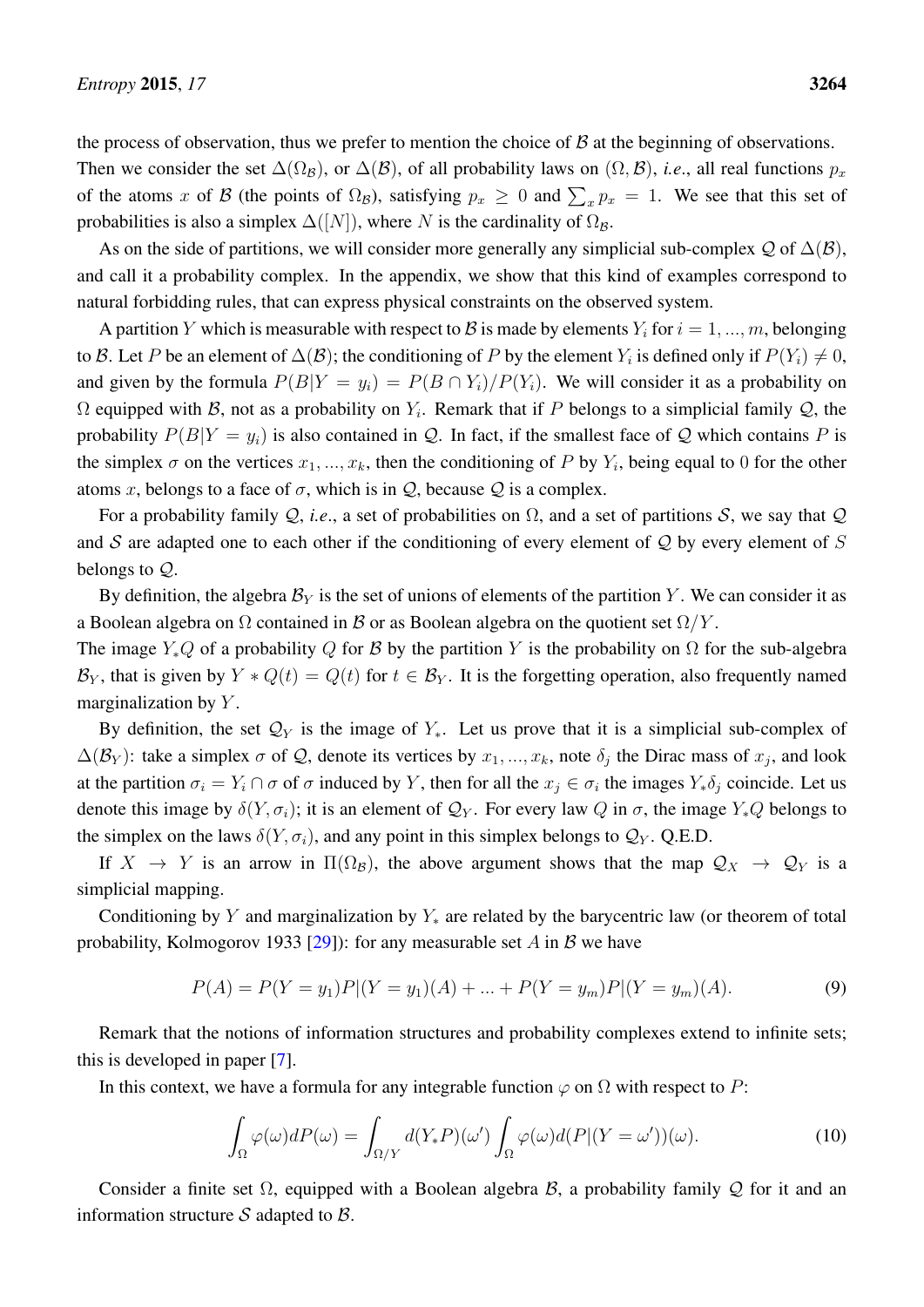the process of observation, thus we prefer to mention the choice of $\mathcal{B}$ at the beginning of observations. Then we consider the set $\Delta(\Omega_{\mathcal{B}})$, or $\Delta(\mathcal{B})$, of all probability laws on $(\Omega, \mathcal{B})$, *i.e.*, all real functions $p_x$ of the atoms $x$ of $\mathcal{B}$ (the points of $\Omega_{\mathcal{B}}$), satisfying $p_x \geq 0$ and $\sum_x p_x = 1$. We see that this set of probabilities is also a simplex $\Delta([N])$, where $N$ is the cardinality of $\Omega_{\mathcal{B}}$.

As on the side of partitions, we will consider more generally any simplicial sub-complex $\mathcal{Q}$ of $\Delta(\mathcal{B})$, and call it a probability complex. In the appendix, we show that this kind of examples correspond to natural forbidding rules, that can express physical constraints on the observed system.

A partition $Y$ which is measurable with respect to $\mathcal{B}$ is made by elements $Y_i$ for $i = 1, ..., m$, belonging to $\mathcal{B}$. Let $P$ be an element of $\Delta(\mathcal{B})$; the conditioning of $P$ by the element $Y_i$ is defined only if $P(Y_i) \neq 0$, and given by the formula $P(B|Y = y_i) = P(B \cap Y_i)/P(Y_i)$. We will consider it as a probability on $\Omega$ equipped with $\mathcal{B}$, not as a probability on $Y_i$. Remark that if $P$ belongs to a simplicial family $\mathcal{Q}$, the probability $P(B|Y = y_i)$ is also contained in $\mathcal{Q}$. In fact, if the smallest face of $\mathcal{Q}$ which contains $P$ is the simplex $\sigma$ on the vertices $x_1, ..., x_k$, then the conditioning of $P$ by $Y_i$, being equal to 0 for the other atoms $x$, belongs to a face of $\sigma$, which is in $\mathcal{Q}$, because $\mathcal{Q}$ is a complex.

For a probability family $\mathcal{Q}$, *i.e.*, a set of probabilities on $\Omega$, and a set of partitions $\mathcal{S}$, we say that $\mathcal{Q}$ and $\mathcal{S}$ are adapted one to each other if the conditioning of every element of $\mathcal{Q}$ by every element of $S$ belongs to $\mathcal{Q}$.

By definition, the algebra $\mathcal{B}_Y$ is the set of unions of elements of the partition $Y$. We can consider it as a Boolean algebra on $\Omega$ contained in $\mathcal{B}$ or as Boolean algebra on the quotient set $\Omega/Y$.
The image $Y_*Q$ of a probability $Q$ for $\mathcal{B}$ by the partition $Y$ is the probability on $\Omega$ for the sub-algebra $\mathcal{B}_Y$, that is given by $Y * Q(t) = Q(t)$ for $t \in \mathcal{B}_Y$. It is the forgetting operation, also frequently named marginalization by $Y$.

By definition, the set $\mathcal{Q}_Y$ is the image of $Y_*$. Let us prove that it is a simplicial sub-complex of $\Delta(\mathcal{B}_Y)$: take a simplex $\sigma$ of $\mathcal{Q}$, denote its vertices by $x_1, ..., x_k$, note $\delta_j$ the Dirac mass of $x_j$, and look at the partition $\sigma_i = Y_i \cap \sigma$ of $\sigma$ induced by $Y$, then for all the $x_j \in \sigma_i$ the images $Y_*\delta_j$ coincide. Let us denote this image by $\delta(Y, \sigma_i)$; it is an element of $\mathcal{Q}_Y$. For every law $Q$ in $\sigma$, the image $Y_*Q$ belongs to the simplex on the laws $\delta(Y, \sigma_i)$, and any point in this simplex belongs to $\mathcal{Q}_Y$. Q.E.D.

If $X \to Y$ is an arrow in $\Pi(\Omega_{\mathcal{B}})$, the above argument shows that the map $\mathcal{Q}_X \to \mathcal{Q}_Y$ is a simplicial mapping.

Conditioning by $Y$ and marginalization by $Y_*$ are related by the barycentric law (or theorem of total probability, Kolmogorov 1933 [29]): for any measurable set $A$ in $\mathcal{B}$ we have

$$P(A) = P(Y = y_1)P|(Y = y_1)(A) + ... + P(Y = y_m)P|(Y = y_m)(A). \tag{9}$$

Remark that the notions of information structures and probability complexes extend to infinite sets; this is developed in paper [7].

In this context, we have a formula for any integrable function $\varphi$ on $\Omega$ with respect to $P$:

$$\int_\Omega \varphi(\omega)dP(\omega) = \int_{\Omega/Y} d(Y_*P)(\omega') \int_\Omega \varphi(\omega)d(P|(Y = \omega'))(\omega). \tag{10}$$

Consider a finite set $\Omega$, equipped with a Boolean algebra $\mathcal{B}$, a probability family $\mathcal{Q}$ for it and an information structure $\mathcal{S}$ adapted to $\mathcal{B}$.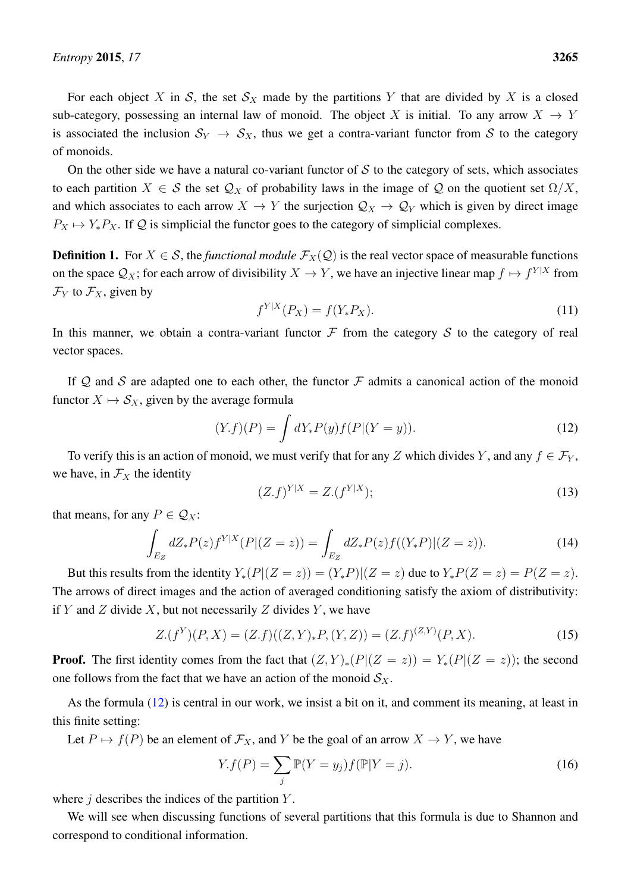For each object $X$ in $\mathcal{S}$, the set $\mathcal{S}_X$ made by the partitions $Y$ that are divided by $X$ is a closed sub-category, possessing an internal law of monoid. The object $X$ is initial. To any arrow $X \to Y$ is associated the inclusion $\mathcal{S}_Y \to \mathcal{S}_X$, thus we get a contra-variant functor from $\mathcal{S}$ to the category of monoids.

On the other side we have a natural co-variant functor of $\mathcal{S}$ to the category of sets, which associates to each partition $X \in \mathcal{S}$ the set $\mathcal{Q}_X$ of probability laws in the image of $\mathcal{Q}$ on the quotient set $\Omega/X$, and which associates to each arrow $X \to Y$ the surjection $\mathcal{Q}_X \to \mathcal{Q}_Y$ which is given by direct image $P_X \mapsto Y_* P_X$. If $\mathcal{Q}$ is simplicial the functor goes to the category of simplicial complexes.

**Definition 1.** For $X \in \mathcal{S}$, the *functional module* $\mathcal{F}_X(\mathcal{Q})$ is the real vector space of measurable functions on the space $\mathcal{Q}_X$; for each arrow of divisibility $X \to Y$, we have an injective linear map $f \mapsto f^{Y|X}$ from $\mathcal{F}_Y$ to $\mathcal{F}_X$, given by

$$f^{Y|X}(P_X) = f(Y_* P_X). \tag{11}$$

In this manner, we obtain a contra-variant functor $\mathcal{F}$ from the category $\mathcal{S}$ to the category of real vector spaces.

If $\mathcal{Q}$ and $\mathcal{S}$ are adapted one to each other, the functor $\mathcal{F}$ admits a canonical action of the monoid functor $X \mapsto \mathcal{S}_X$, given by the average formula

$$(Y.f)(P) = \int dY_* P(y) f(P|(Y = y)). \tag{12}$$

To verify this is an action of monoid, we must verify that for any $Z$ which divides $Y$, and any $f \in \mathcal{F}_Y$, we have, in $\mathcal{F}_X$ the identity

$$(Z.f)^{Y|X} = Z.(f^{Y|X}); \tag{13}$$

that means, for any $P \in \mathcal{Q}_X$:

$$\int_{E_Z} dZ_* P(z) f^{Y|X}(P|(Z = z)) = \int_{E_Z} dZ_* P(z) f((Y_* P)|(Z = z)). \tag{14}$$

But this results from the identity $Y_*(P|(Z = z)) = (Y_* P)|(Z = z)$ due to $Y_* P(Z = z) = P(Z = z)$. The arrows of direct images and the action of averaged conditioning satisfy the axiom of distributivity: if $Y$ and $Z$ divide $X$, but not necessarily $Z$ divides $Y$, we have

$$Z.(f^Y)(P, X) = (Z.f)((Z, Y)_* P, (Y, Z)) = (Z.f)^{(Z,Y)}(P, X). \tag{15}$$

**Proof.** The first identity comes from the fact that $(Z, Y)_*(P|(Z = z)) = Y_*(P|(Z = z))$; the second one follows from the fact that we have an action of the monoid $\mathcal{S}_X$.

As the formula (12) is central in our work, we insist a bit on it, and comment its meaning, at least in this finite setting:

Let $P \mapsto f(P)$ be an element of $\mathcal{F}_X$, and $Y$ be the goal of an arrow $X \to Y$, we have

$$Y.f(P) = \sum_j \mathbb{P}(Y = y_j) f(\mathbb{P}|Y = j). \tag{16}$$

where $j$ describes the indices of the partition $Y$.

We will see when discussing functions of several partitions that this formula is due to Shannon and correspond to conditional information.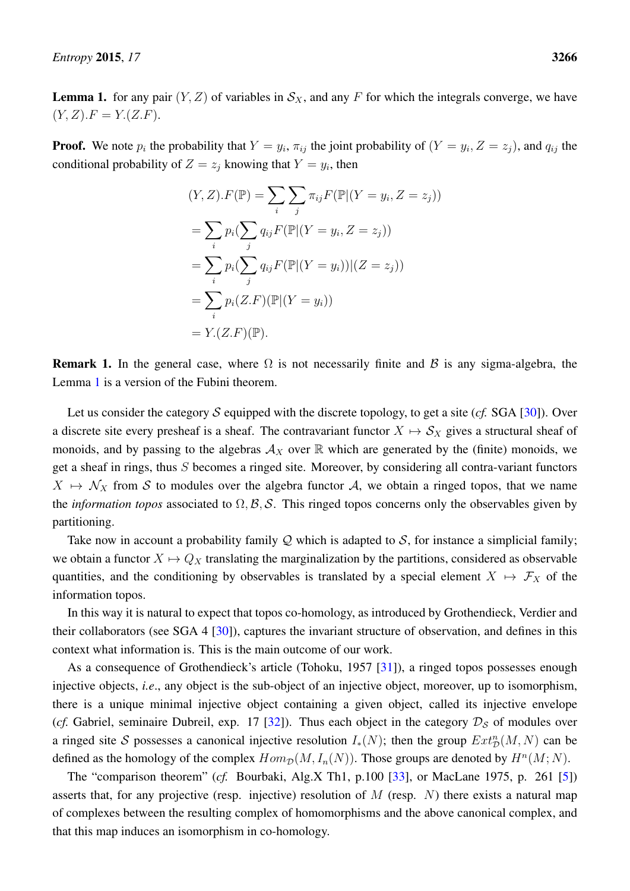**Lemma 1.** for any pair $(Y, Z)$ of variables in $\mathcal{S}_X$, and any $F$ for which the integrals converge, we have $(Y, Z).F = Y.(Z.F)$.

**Proof.** We note $p_i$ the probability that $Y = y_i$, $\pi_{ij}$ the joint probability of $(Y = y_i, Z = z_j)$, and $q_{ij}$ the conditional probability of $Z = z_j$ knowing that $Y = y_i$, then

$$
\begin{aligned}
(Y, Z).F(\mathbb{P}) &= \sum_i \sum_j \pi_{ij} F(\mathbb{P}|(Y = y_i, Z = z_j)) \\
&= \sum_i p_i (\sum_j q_{ij} F(\mathbb{P}|(Y = y_i, Z = z_j)) \\
&= \sum_i p_i (\sum_j q_{ij} F(\mathbb{P}|(Y = y_i))|(Z = z_j)) \\
&= \sum_i p_i (Z.F)(\mathbb{P}|(Y = y_i)) \\
&= Y.(Z.F)(\mathbb{P}).
\end{aligned}
$$

**Remark 1.** In the general case, where $\Omega$ is not necessarily finite and $\mathcal{B}$ is any sigma-algebra, the Lemma 1 is a version of the Fubini theorem.

Let us consider the category $\mathcal{S}$ equipped with the discrete topology, to get a site (*cf.* SGA [30]). Over a discrete site every presheaf is a sheaf. The contravariant functor $X \mapsto \mathcal{S}_X$ gives a structural sheaf of monoids, and by passing to the algebras $\mathcal{A}_X$ over $\mathbb{R}$ which are generated by the (finite) monoids, we get a sheaf in rings, thus $S$ becomes a ringed site. Moreover, by considering all contra-variant functors $X \mapsto \mathcal{N}_X$ from $\mathcal{S}$ to modules over the algebra functor $\mathcal{A}$, we obtain a ringed topos, that we name the *information topos* associated to $\Omega, \mathcal{B}, \mathcal{S}$. This ringed topos concerns only the observables given by partitioning.

Take now in account a probability family $\mathcal{Q}$ which is adapted to $\mathcal{S}$, for instance a simplicial family; we obtain a functor $X \mapsto Q_X$ translating the marginalization by the partitions, considered as observable quantities, and the conditioning by observables is translated by a special element $X \mapsto \mathcal{F}_X$ of the information topos.

In this way it is natural to expect that topos co-homology, as introduced by Grothendieck, Verdier and their collaborators (see SGA 4 [30]), captures the invariant structure of observation, and defines in this context what information is. This is the main outcome of our work.

As a consequence of Grothendieck's article (Tohoku, 1957 [31]), a ringed topos possesses enough injective objects, *i.e.*, any object is the sub-object of an injective object, moreover, up to isomorphism, there is a unique minimal injective object containing a given object, called its injective envelope (*cf.* Gabriel, seminaire Dubreil, exp. 17 [32]). Thus each object in the category $\mathcal{D}_{\mathcal{S}}$ of modules over a ringed site $\mathcal{S}$ possesses a canonical injective resolution $I_*(N)$; then the group $Ext^n_{\mathcal{D}}(M, N)$ can be defined as the homology of the complex $Hom_{\mathcal{D}}(M, I_n(N))$. Those groups are denoted by $H^n(M; N)$.

The "comparison theorem" (*cf.* Bourbaki, Alg.X Th1, p.100 [33], or MacLane 1975, p. 261 [5]) asserts that, for any projective (resp. injective) resolution of $M$ (resp. $N$) there exists a natural map of complexes between the resulting complex of homomorphisms and the above canonical complex, and that this map induces an isomorphism in co-homology.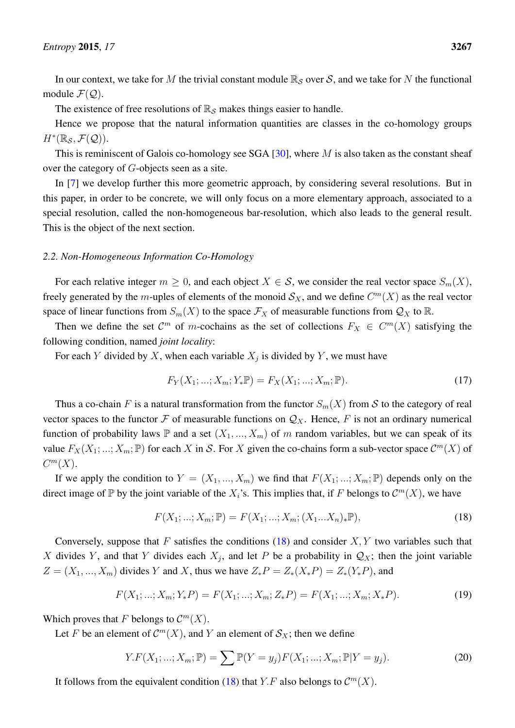In our context, we take for $M$ the trivial constant module $\mathbb{R}_{\mathcal{S}}$ over $\mathcal{S}$, and we take for $N$ the functional module $\mathcal{F}(\mathcal{Q})$.

The existence of free resolutions of $\mathbb{R}_{\mathcal{S}}$ makes things easier to handle.

Hence we propose that the natural information quantities are classes in the co-homology groups $H^*(\mathbb{R}_{\mathcal{S}}, \mathcal{F}(\mathcal{Q}))$.

This is reminiscent of Galois co-homology see SGA [30], where $M$ is also taken as the constant sheaf over the category of $G$-objects seen as a site.

In [7] we develop further this more geometric approach, by considering several resolutions. But in this paper, in order to be concrete, we will only focus on a more elementary approach, associated to a special resolution, called the non-homogeneous bar-resolution, which also leads to the general result. This is the object of the next section.

### 2.2. Non-Homogeneous Information Co-Homology

For each relative integer $m \geq 0$, and each object $X \in \mathcal{S}$, we consider the real vector space $S_m(X)$, freely generated by the $m$-uples of elements of the monoid $\mathcal{S}_X$, and we define $C^m(X)$ as the real vector space of linear functions from $S_m(X)$ to the space $\mathcal{F}_X$ of measurable functions from $\mathcal{Q}_X$ to $\mathbb{R}$.

Then we define the set $\mathcal{C}^m$ of $m$-cochains as the set of collections $F_X \in C^m(X)$ satisfying the following condition, named *joint locality*:

For each $Y$ divided by $X$, when each variable $X_j$ is divided by $Y$, we must have

$$F_Y(X_1; ...; X_m; Y_*\mathbb{P}) = F_X(X_1; ...; X_m; \mathbb{P}). \tag{17}$$

Thus a co-chain $F$ is a natural transformation from the functor $S_m(X)$ from $\mathcal{S}$ to the category of real vector spaces to the functor $\mathcal{F}$ of measurable functions on $\mathcal{Q}_X$. Hence, $F$ is not an ordinary numerical function of probability laws $\mathbb{P}$ and a set $(X_1, ..., X_m)$ of $m$ random variables, but we can speak of its value $F_X(X_1; ...; X_m; \mathbb{P})$ for each $X$ in $\mathcal{S}$. For $X$ given the co-chains form a sub-vector space $\mathcal{C}^m(X)$ of $C^m(X)$.

If we apply the condition to $Y = (X_1, ..., X_m)$ we find that $F(X_1; ...; X_m; \mathbb{P})$ depends only on the direct image of $\mathbb{P}$ by the joint variable of the $X_i$'s. This implies that, if $F$ belongs to $\mathcal{C}^m(X)$, we have

$$F(X_1; ...; X_m; \mathbb{P}) = F(X_1; ...; X_m; (X_1...X_n)_*\mathbb{P}), \tag{18}$$

Conversely, suppose that $F$ satisfies the conditions (18) and consider $X, Y$ two variables such that $X$ divides $Y$, and that $Y$ divides each $X_j$, and let $P$ be a probability in $\mathcal{Q}_X$; then the joint variable $Z = (X_1, ..., X_m)$ divides $Y$ and $X$, thus we have $Z_*P = Z_*(X_*P) = Z_*(Y_*P)$, and

$$F(X_1; ...; X_m; Y_*P) = F(X_1; ...; X_m; Z_*P) = F(X_1; ...; X_m; X_*P). \tag{19}$$

Which proves that $F$ belongs to $\mathcal{C}^m(X)$.

Let $F$ be an element of $\mathcal{C}^m(X)$, and $Y$ an element of $\mathcal{S}_X$; then we define

$$Y.F(X_1; ...; X_m; \mathbb{P}) = \sum \mathbb{P}(Y = y_j) F(X_1; ...; X_m; \mathbb{P}|Y = y_j). \tag{20}$$

It follows from the equivalent condition (18) that $Y.F$ also belongs to $\mathcal{C}^m(X)$.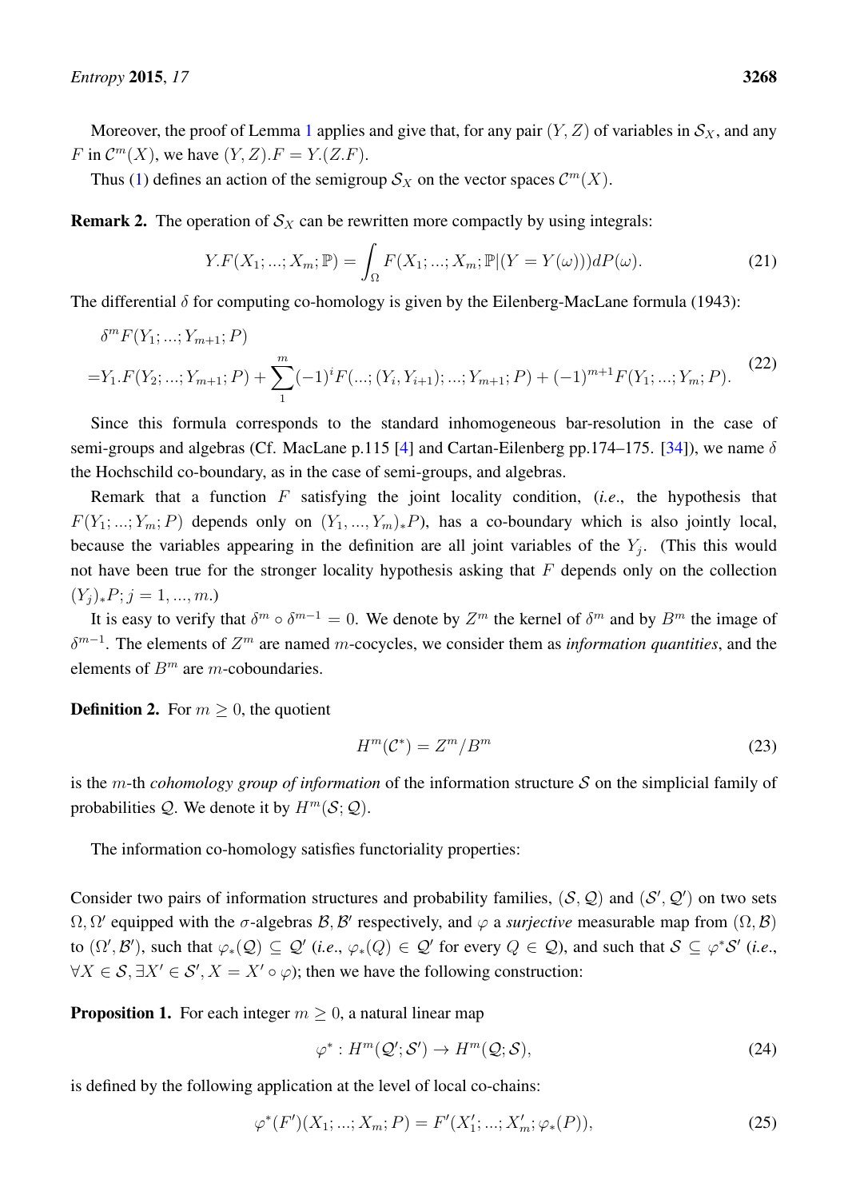Moreover, the proof of Lemma 1 applies and give that, for any pair $(Y, Z)$ of variables in $\mathcal{S}_X$, and any $F$ in $\mathcal{C}^m(X)$, we have $(Y, Z).F = Y.(Z.F)$.

Thus (1) defines an action of the semigroup $\mathcal{S}_X$ on the vector spaces $\mathcal{C}^m(X)$.

**Remark 2.** The operation of $\mathcal{S}_X$ can be rewritten more compactly by using integrals:

$$Y.F(X_1; ...; X_m; \mathbb{P}) = \int_\Omega F(X_1; ...; X_m; \mathbb{P}|(Y = Y(\omega)))dP(\omega). \tag{21}$$

The differential $\delta$ for computing co-homology is given by the Eilenberg-MacLane formula (1943):

$$\begin{aligned} &\delta^m F(Y_1; ...; Y_{m+1}; P) \\ =&Y_1.F(Y_2; ...; Y_{m+1}; P) + \sum_1^m (-1)^i F(...; (Y_i, Y_{i+1}); ...; Y_{m+1}; P) + (-1)^{m+1} F(Y_1; ...; Y_m; P). \end{aligned} \tag{22}$$

Since this formula corresponds to the standard inhomogeneous bar-resolution in the case of semi-groups and algebras (Cf. MacLane p.115 [4] and Cartan-Eilenberg pp.174–175. [34]), we name $\delta$ the Hochschild co-boundary, as in the case of semi-groups, and algebras.

Remark that a function $F$ satisfying the joint locality condition, (*i.e.*, the hypothesis that $F(Y_1; ...; Y_m; P)$ depends only on $(Y_1, ..., Y_m)_*P$), has a co-boundary which is also jointly local, because the variables appearing in the definition are all joint variables of the $Y_j$. (This this would not have been true for the stronger locality hypothesis asking that $F$ depends only on the collection $(Y_j)_*P; j = 1, ..., m$.)

It is easy to verify that $\delta^m \circ \delta^{m-1} = 0$. We denote by $Z^m$ the kernel of $\delta^m$ and by $B^m$ the image of $\delta^{m-1}$. The elements of $Z^m$ are named $m$-cocycles, we consider them as *information quantities*, and the elements of $B^m$ are $m$-coboundaries.

**Definition 2.** For $m \geq 0$, the quotient

$$H^m(\mathcal{C}^*) = Z^m / B^m \tag{23}$$

is the $m$-th *cohomology group of information* of the information structure $\mathcal{S}$ on the simplicial family of probabilities $\mathcal{Q}$. We denote it by $H^m(\mathcal{S}; \mathcal{Q})$.

The information co-homology satisfies functoriality properties:

Consider two pairs of information structures and probability families, $(\mathcal{S}, \mathcal{Q})$ and $(\mathcal{S}', \mathcal{Q}')$ on two sets $\Omega, \Omega'$ equipped with the $\sigma$-algebras $\mathcal{B}, \mathcal{B}'$ respectively, and $\varphi$ a *surjective* measurable map from $(\Omega, \mathcal{B})$ to $(\Omega', \mathcal{B}')$, such that $\varphi_*(\mathcal{Q}) \subseteq \mathcal{Q}'$ (*i.e.*, $\varphi_*(Q) \in \mathcal{Q}'$ for every $Q \in \mathcal{Q}$), and such that $\mathcal{S} \subseteq \varphi^* \mathcal{S}'$ (*i.e.*, $\forall X \in \mathcal{S}, \exists X' \in \mathcal{S}', X = X' \circ \varphi$); then we have the following construction:

**Proposition 1.** For each integer $m \geq 0$, a natural linear map

$$\varphi^* : H^m(\mathcal{Q}'; \mathcal{S}') \to H^m(\mathcal{Q}; \mathcal{S}), \tag{24}$$

is defined by the following application at the level of local co-chains:

$$\varphi^*(F')(X_1; ...; X_m; P) = F'(X'_1; ...; X'_m; \varphi_*(P)), \tag{25}$$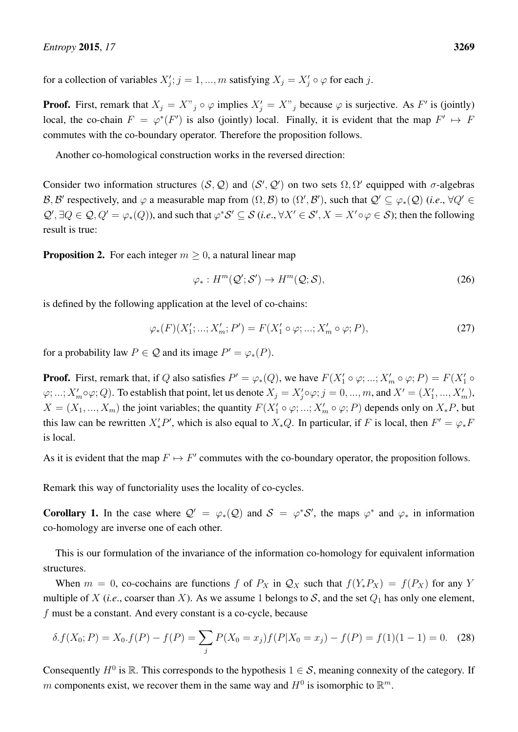for a collection of variables $X'_j; j = 1, ..., m$ satisfying $X_j = X'_j \circ \varphi$ for each $j$.

**Proof.** First, remark that $X_j = X"_j \circ \varphi$ implies $X'_j = X"_j$ because $\varphi$ is surjective. As $F'$ is (jointly) local, the co-chain $F = \varphi^*(F')$ is also (jointly) local. Finally, it is evident that the map $F' \mapsto F$ commutes with the co-boundary operator. Therefore the proposition follows.

Another co-homological construction works in the reversed direction:

Consider two information structures $(\mathcal{S}, \mathcal{Q})$ and $(\mathcal{S}', \mathcal{Q}')$ on two sets $\Omega, \Omega'$ equipped with $\sigma$-algebras $\mathcal{B}, \mathcal{B}'$ respectively, and $\varphi$ a measurable map from $(\Omega, \mathcal{B})$ to $(\Omega', \mathcal{B}')$, such that $\mathcal{Q}' \subseteq \varphi_*(\mathcal{Q})$ (*i.e.*, $\forall Q' \in \mathcal{Q}', \exists Q \in \mathcal{Q}, Q' = \varphi_*(Q)$), and such that $\varphi^*\mathcal{S}' \subseteq \mathcal{S}$ (*i.e.*, $\forall X' \in \mathcal{S}', X = X' \circ \varphi \in \mathcal{S}$); then the following result is true:

**Proposition 2.** For each integer $m \geq 0$, a natural linear map

$$\varphi_* : H^m(\mathcal{Q}'; \mathcal{S}') \rightarrow H^m(\mathcal{Q}; \mathcal{S}), \tag{26}$$

is defined by the following application at the level of co-chains:

$$\varphi_*(F)(X'_1; ...; X'_m; P') = F(X'_1 \circ \varphi; ...; X'_m \circ \varphi; P), \tag{27}$$

for a probability law $P \in \mathcal{Q}$ and its image $P' = \varphi_*(P)$.

**Proof.** First, remark that, if $Q$ also satisfies $P' = \varphi_*(Q)$, we have $F(X'_1 \circ \varphi; ...; X'_m \circ \varphi; P) = F(X'_1 \circ \varphi; ...; X'_m \circ \varphi; Q)$. To establish that point, let us denote $X_j = X'_j \circ \varphi; j = 0, ..., m$, and $X' = (X'_1, ..., X'_m)$, $X = (X_1, ..., X_m)$ the joint variables; the quantity $F(X'_1 \circ \varphi; ...; X'_m \circ \varphi; P)$ depends only on $X_*P$, but this law can be rewritten $X'_*P'$, which is also equal to $X_*Q$. In particular, if $F$ is local, then $F' = \varphi_*F$ is local.

As it is evident that the map $F \mapsto F'$ commutes with the co-boundary operator, the proposition follows.

Remark this way of functoriality uses the locality of co-cycles.

**Corollary 1.** In the case where $\mathcal{Q}' = \varphi_*(\mathcal{Q})$ and $\mathcal{S} = \varphi^*\mathcal{S}'$, the maps $\varphi^*$ and $\varphi_*$ in information co-homology are inverse one of each other.

This is our formulation of the invariance of the information co-homology for equivalent information structures.

When $m = 0$, co-cochains are functions $f$ of $P_X$ in $\mathcal{Q}_X$ such that $f(Y_*P_X) = f(P_X)$ for any $Y$ multiple of $X$ (*i.e.*, coarser than $X$). As we assume $1$ belongs to $\mathcal{S}$, and the set $Q_1$ has only one element, $f$ must be a constant. And every constant is a co-cycle, because

$$\delta.f(X_0; P) = X_0.f(P) - f(P) = \sum_j P(X_0 = x_j)f(P|X_0 = x_j) - f(P) = f(1)(1 - 1) = 0. \tag{28}$$

Consequently $H^0$ is $\mathbb{R}$. This corresponds to the hypothesis $1 \in \mathcal{S}$, meaning connexity of the category. If $m$ components exist, we recover them in the same way and $H^0$ is isomorphic to $\mathbb{R}^m$.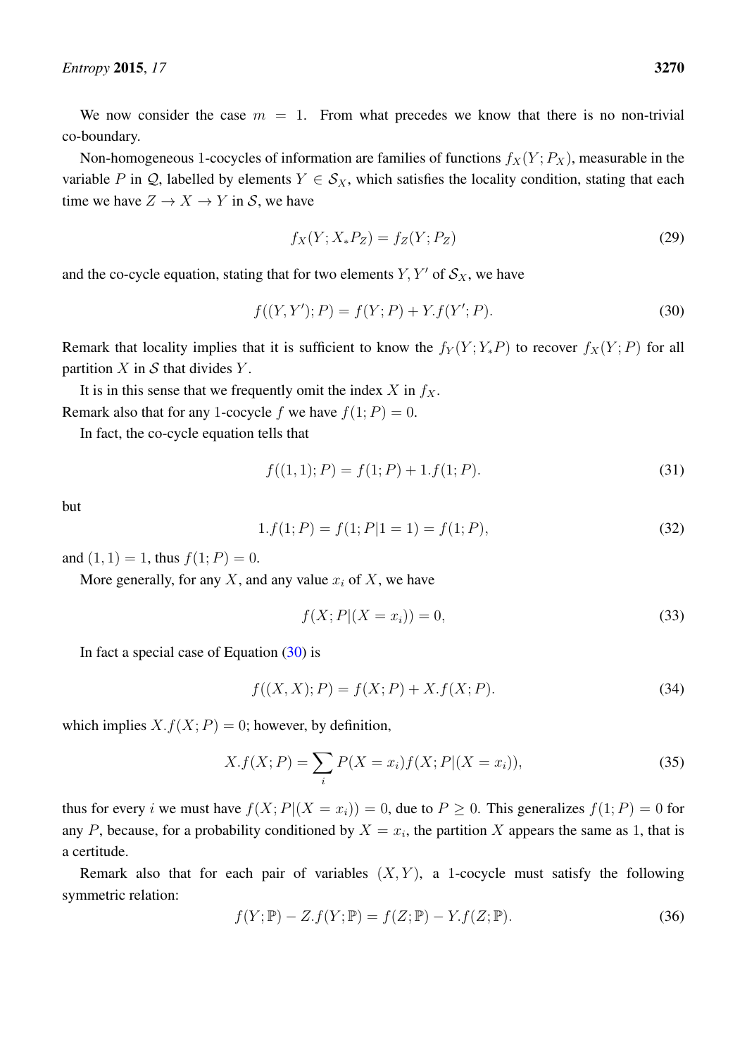We now consider the case $m = 1$. From what precedes we know that there is no non-trivial co-boundary.

Non-homogeneous 1-cocycles of information are families of functions $f_X(Y; P_X)$, measurable in the variable $P$ in $\mathcal{Q}$, labelled by elements $Y \in \mathcal{S}_X$, which satisfies the locality condition, stating that each time we have $Z \to X \to Y$ in $\mathcal{S}$, we have

$$f_X(Y; X_* P_Z) = f_Z(Y; P_Z) \tag{29}$$

and the co-cycle equation, stating that for two elements $Y, Y'$ of $\mathcal{S}_X$, we have

$$f((Y, Y'); P) = f(Y; P) + Y.f(Y'; P). \tag{30}$$

Remark that locality implies that it is sufficient to know the $f_Y(Y; Y_* P)$ to recover $f_X(Y; P)$ for all partition $X$ in $\mathcal{S}$ that divides $Y$.

It is in this sense that we frequently omit the index $X$ in $f_X$.

Remark also that for any 1-cocycle $f$ we have $f(1; P) = 0$.

In fact, the co-cycle equation tells that

$$f((1, 1); P) = f(1; P) + 1.f(1; P). \tag{31}$$

but

$$1.f(1; P) = f(1; P|1 = 1) = f(1; P), \tag{32}$$

and $(1, 1) = 1$, thus $f(1; P) = 0$.

More generally, for any $X$, and any value $x_i$ of $X$, we have

$$f(X; P|(X = x_i)) = 0, \tag{33}$$

In fact a special case of Equation (30) is

$$f((X, X); P) = f(X; P) + X.f(X; P). \tag{34}$$

which implies $X.f(X; P) = 0$; however, by definition,

$$X.f(X; P) = \sum_i P(X = x_i) f(X; P|(X = x_i)), \tag{35}$$

thus for every $i$ we must have $f(X; P|(X = x_i)) = 0$, due to $P \geq 0$. This generalizes $f(1; P) = 0$ for any $P$, because, for a probability conditioned by $X = x_i$, the partition $X$ appears the same as 1, that is a certitude.

Remark also that for each pair of variables $(X, Y)$, a 1-cocycle must satisfy the following symmetric relation:

$$f(Y; \mathbb{P}) - Z.f(Y; \mathbb{P}) = f(Z; \mathbb{P}) - Y.f(Z; \mathbb{P}). \tag{36}$$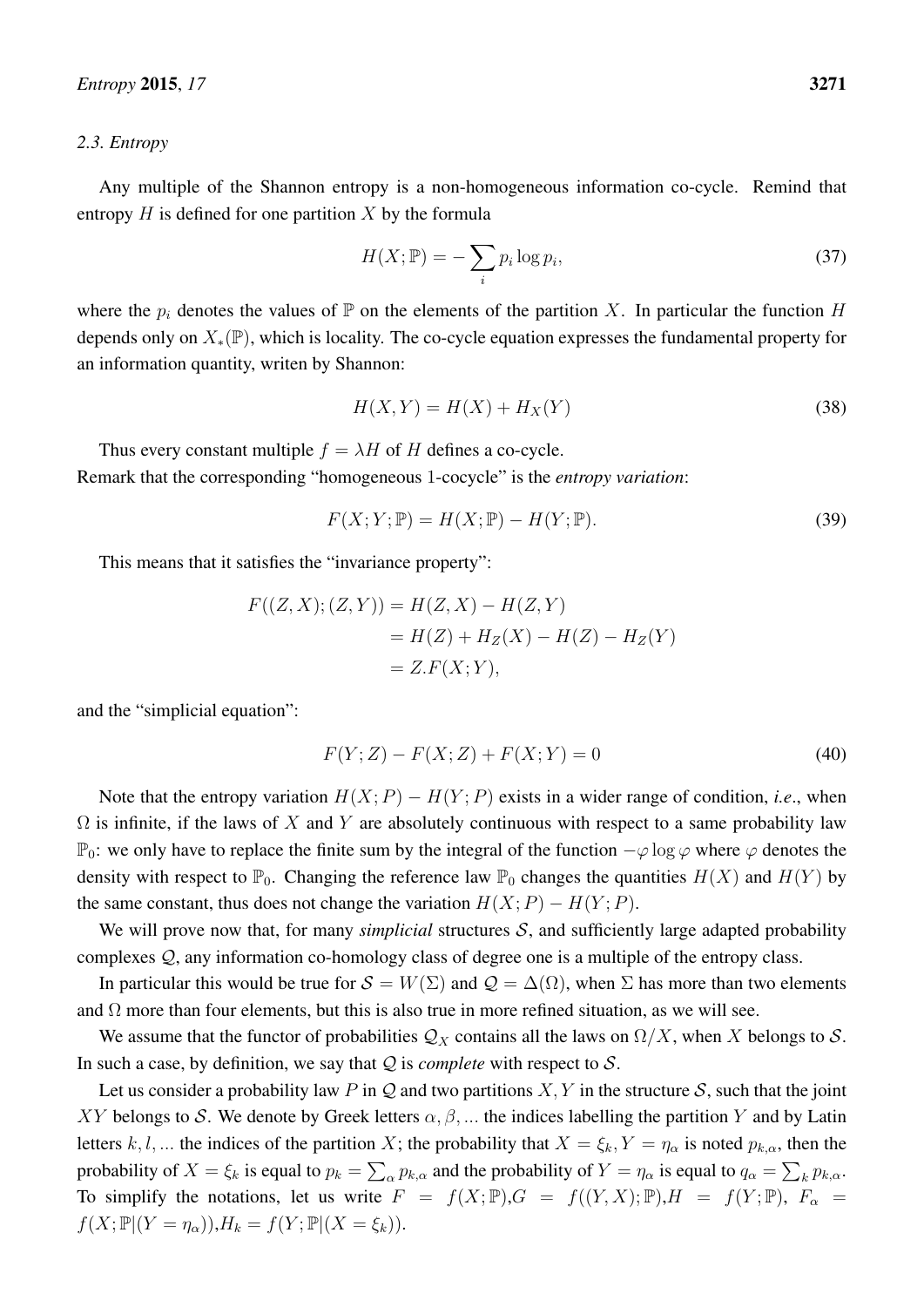### 2.3. Entropy

Any multiple of the Shannon entropy is a non-homogeneous information co-cycle. Remind that entropy $H$ is defined for one partition $X$ by the formula

$$H(X; \mathbb{P}) = -\sum_i p_i \log p_i, \tag{37}$$

where the $p_i$ denotes the values of $\mathbb{P}$ on the elements of the partition $X$. In particular the function $H$ depends only on $X_*(\mathbb{P})$, which is locality. The co-cycle equation expresses the fundamental property for an information quantity, writen by Shannon:

$$H(X, Y) = H(X) + H_X(Y) \tag{38}$$

Thus every constant multiple $f = \lambda H$ of $H$ defines a co-cycle.
Remark that the corresponding "homogeneous 1-cocycle" is the *entropy variation*:

$$F(X; Y; \mathbb{P}) = H(X; \mathbb{P}) - H(Y; \mathbb{P}). \tag{39}$$

This means that it satisfies the "invariance property":

$$\begin{aligned} F((Z, X); (Z, Y)) &= H(Z, X) - H(Z, Y) \\ &= H(Z) + H_Z(X) - H(Z) - H_Z(Y) \\ &= Z.F(X; Y), \end{aligned}$$

and the "simplicial equation":

$$F(Y; Z) - F(X; Z) + F(X; Y) = 0 \tag{40}$$

Note that the entropy variation $H(X; P) - H(Y; P)$ exists in a wider range of condition, *i.e.*, when $\Omega$ is infinite, if the laws of $X$ and $Y$ are absolutely continuous with respect to a same probability law $\mathbb{P}_0$: we only have to replace the finite sum by the integral of the function $-\varphi \log \varphi$ where $\varphi$ denotes the density with respect to $\mathbb{P}_0$. Changing the reference law $\mathbb{P}_0$ changes the quantities $H(X)$ and $H(Y)$ by the same constant, thus does not change the variation $H(X; P) - H(Y; P)$.

We will prove now that, for many *simplicial* structures $\mathcal{S}$, and sufficiently large adapted probability complexes $\mathcal{Q}$, any information co-homology class of degree one is a multiple of the entropy class.

In particular this would be true for $\mathcal{S} = W(\Sigma)$ and $\mathcal{Q} = \Delta(\Omega)$, when $\Sigma$ has more than two elements and $\Omega$ more than four elements, but this is also true in more refined situation, as we will see.

We assume that the functor of probabilities $\mathcal{Q}_X$ contains all the laws on $\Omega/X$, when $X$ belongs to $\mathcal{S}$. In such a case, by definition, we say that $\mathcal{Q}$ is *complete* with respect to $\mathcal{S}$.

Let us consider a probability law $P$ in $\mathcal{Q}$ and two partitions $X, Y$ in the structure $\mathcal{S}$, such that the joint $XY$ belongs to $\mathcal{S}$. We denote by Greek letters $\alpha, \beta, ...$ the indices labelling the partition $Y$ and by Latin letters $k, l, ...$ the indices of the partition $X$; the probability that $X = \xi_k, Y = \eta_\alpha$ is noted $p_{k,\alpha}$, then the probability of $X = \xi_k$ is equal to $p_k = \sum_\alpha p_{k,\alpha}$ and the probability of $Y = \eta_\alpha$ is equal to $q_\alpha = \sum_k p_{k,\alpha}$. To simplify the notations, let us write $F = f(X; \mathbb{P})$, $G = f((Y, X); \mathbb{P})$, $H = f(Y; \mathbb{P})$, $F_\alpha = f(X; \mathbb{P}|(Y = \eta_\alpha))$, $H_k = f(Y; \mathbb{P}|(X = \xi_k))$.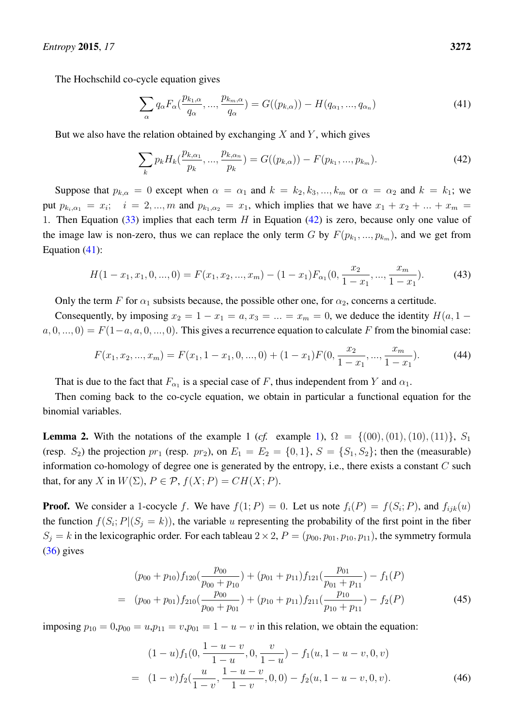The Hochschild co-cycle equation gives

$$\sum_{\alpha} q_\alpha F_\alpha(\frac{p_{k_1,\alpha}}{q_\alpha}, ..., \frac{p_{k_m,\alpha}}{q_\alpha}) = G((p_{k,\alpha})) - H(q_{\alpha_1}, ..., q_{\alpha_n}) \tag{41}$$

But we also have the relation obtained by exchanging $X$ and $Y$, which gives

$$\sum_{k} p_k H_k(\frac{p_{k,\alpha_1}}{p_k}, ..., \frac{p_{k,\alpha_n}}{p_k}) = G((p_{k,\alpha})) - F(p_{k_1}, ..., p_{k_m}). \tag{42}$$

Suppose that $p_{k,\alpha} = 0$ except when $\alpha = \alpha_1$ and $k = k_2, k_3, ..., k_m$ or $\alpha = \alpha_2$ and $k = k_1$; we put $p_{k_i,\alpha_1} = x_i$; $\quad i = 2, ..., m$ and $p_{k_1,\alpha_2} = x_1$, which implies that we have $x_1 + x_2 + ... + x_m = 1$. Then Equation (33) implies that each term $H$ in Equation (42) is zero, because only one value of the image law is non-zero, thus we can replace the only term $G$ by $F(p_{k_1}, ..., p_{k_m})$, and we get from Equation (41):

$$H(1 - x_1, x_1, 0, ..., 0) = F(x_1, x_2, ..., x_m) - (1 - x_1)F_{\alpha_1}(0, \frac{x_2}{1 - x_1}, ..., \frac{x_m}{1 - x_1}). \tag{43}$$

Only the term $F$ for $\alpha_1$ subsists because, the possible other one, for $\alpha_2$, concerns a certitude.

Consequently, by imposing $x_2 = 1 - x_1 = a, x_3 = ... = x_m = 0$, we deduce the identity $H(a, 1 - a, 0, ..., 0) = F(1-a, a, 0, ..., 0)$. This gives a recurrence equation to calculate $F$ from the binomial case:

$$F(x_1, x_2, ..., x_m) = F(x_1, 1 - x_1, 0, ..., 0) + (1 - x_1)F(0, \frac{x_2}{1 - x_1}, ..., \frac{x_m}{1 - x_1}). \tag{44}$$

That is due to the fact that $F_{\alpha_1}$ is a special case of $F$, thus independent from $Y$ and $\alpha_1$.

Then coming back to the co-cycle equation, we obtain in particular a functional equation for the binomial variables.

**Lemma 2.** With the notations of the example 1 (*cf.* example 1), $\Omega = \{(00), (01), (10), (11)\}$, $S_1$ (resp. $S_2$) the projection $pr_1$ (resp. $pr_2$), on $E_1 = E_2 = \{0, 1\}$, $S = \{S_1, S_2\}$; then the (measurable) information co-homology of degree one is generated by the entropy, i.e., there exists a constant $C$ such that, for any $X$ in $W(\Sigma)$, $P \in \mathcal{P}$, $f(X; P) = CH(X; P)$.

**Proof.** We consider a 1-cocycle $f$. We have $f(1; P) = 0$. Let us note $f_i(P) = f(S_i; P)$, and $f_{ijk}(u)$ the function $f(S_i; P|(S_j = k))$, the variable $u$ representing the probability of the first point in the fiber $S_j = k$ in the lexicographic order. For each tableau $2 \times 2$, $P = (p_{00}, p_{01}, p_{10}, p_{11})$, the symmetry formula (36) gives

$$\begin{aligned}
& (p_{00} + p_{10})f_{120}(\frac{p_{00}}{p_{00} + p_{10}}) + (p_{01} + p_{11})f_{121}(\frac{p_{01}}{p_{01} + p_{11}}) - f_1(P) \\
= \; & (p_{00} + p_{01})f_{210}(\frac{p_{00}}{p_{00} + p_{01}}) + (p_{10} + p_{11})f_{211}(\frac{p_{10}}{p_{10} + p_{11}}) - f_2(P)
\end{aligned} \tag{45}$$

imposing $p_{10} = 0$,$p_{00} = u$,$p_{11} = v$,$p_{01} = 1 - u - v$ in this relation, we obtain the equation:

$$\begin{aligned}
& (1 - u)f_1(0, \frac{1 - u - v}{1 - u}, 0, \frac{v}{1 - u}) - f_1(u, 1 - u - v, 0, v) \\
= \; & (1 - v)f_2(\frac{u}{1 - v}, \frac{1 - u - v}{1 - v}, 0, 0) - f_2(u, 1 - u - v, 0, v).
\end{aligned} \tag{46}$$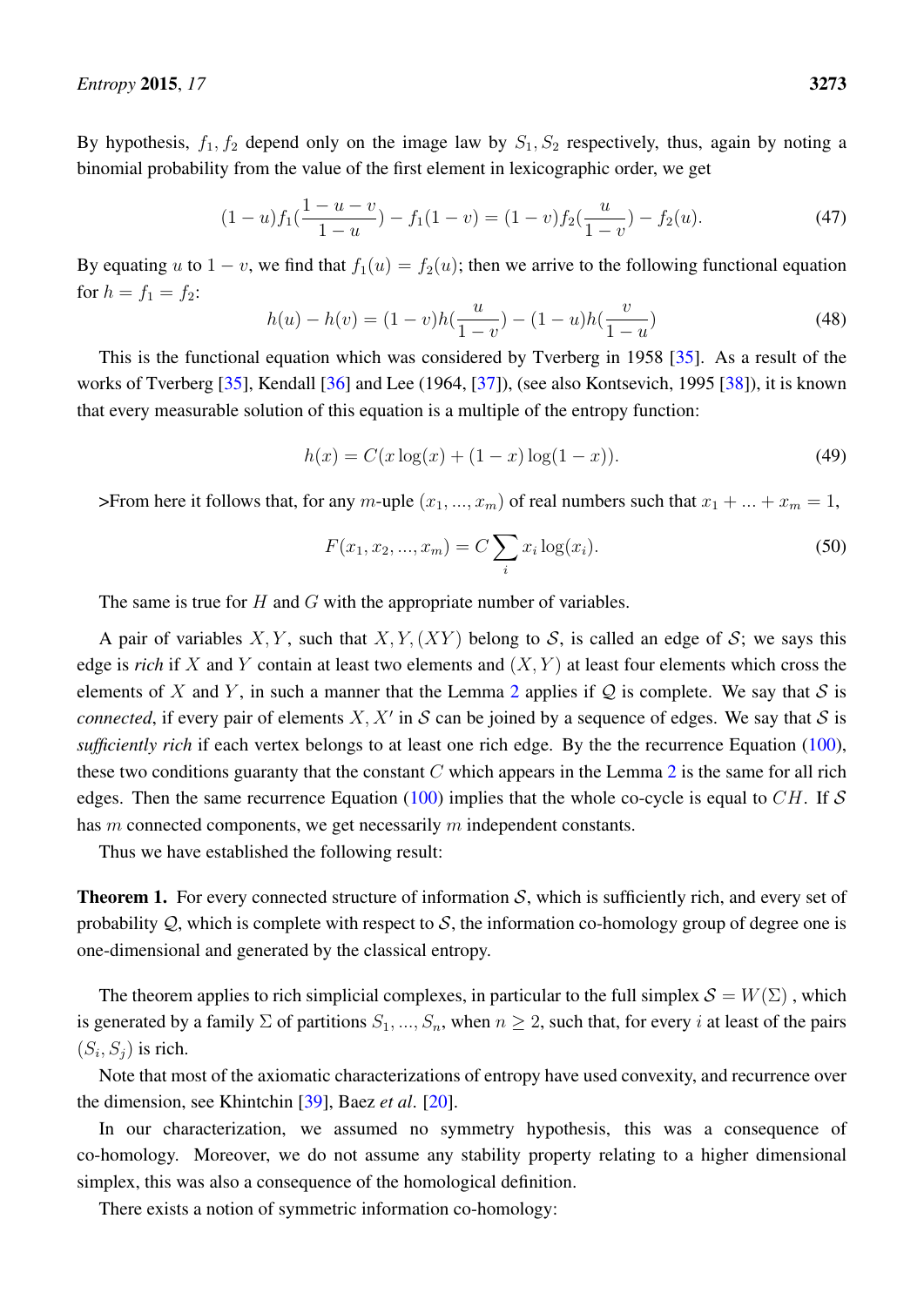By hypothesis, $f_1, f_2$ depend only on the image law by $S_1, S_2$ respectively, thus, again by noting a binomial probability from the value of the first element in lexicographic order, we get

$$(1-u)f_1(\frac{1-u-v}{1-u}) - f_1(1-v) = (1-v)f_2(\frac{u}{1-v}) - f_2(u). \tag{47}$$

By equating $u$ to $1-v$, we find that $f_1(u) = f_2(u)$; then we arrive to the following functional equation for $h = f_1 = f_2$:

$$h(u) - h(v) = (1-v)h(\frac{u}{1-v}) - (1-u)h(\frac{v}{1-u}) \tag{48}$$

This is the functional equation which was considered by Tverberg in 1958 [35]. As a result of the works of Tverberg [35], Kendall [36] and Lee (1964, [37]), (see also Kontsevich, 1995 [38]), it is known that every measurable solution of this equation is a multiple of the entropy function:

$$h(x) = C(x\log(x) + (1-x)\log(1-x)). \tag{49}$$

>From here it follows that, for any $m$-uple $(x_1, ..., x_m)$ of real numbers such that $x_1 + ... + x_m = 1$,

$$F(x_1, x_2, ..., x_m) = C\sum_i x_i \log(x_i). \tag{50}$$

The same is true for $H$ and $G$ with the appropriate number of variables.

A pair of variables $X, Y$, such that $X, Y, (XY)$ belong to $\mathcal{S}$, is called an edge of $\mathcal{S}$; we says this edge is *rich* if $X$ and $Y$ contain at least two elements and $(X, Y)$ at least four elements which cross the elements of $X$ and $Y$, in such a manner that the Lemma 2 applies if $\mathcal{Q}$ is complete. We say that $\mathcal{S}$ is *connected*, if every pair of elements $X, X'$ in $\mathcal{S}$ can be joined by a sequence of edges. We say that $\mathcal{S}$ is *sufficiently rich* if each vertex belongs to at least one rich edge. By the the recurrence Equation (100), these two conditions guaranty that the constant $C$ which appears in the Lemma 2 is the same for all rich edges. Then the same recurrence Equation (100) implies that the whole co-cycle is equal to $CH$. If $\mathcal{S}$ has $m$ connected components, we get necessarily $m$ independent constants.

Thus we have established the following result:

**Theorem 1.** For every connected structure of information $\mathcal{S}$, which is sufficiently rich, and every set of probability $\mathcal{Q}$, which is complete with respect to $\mathcal{S}$, the information co-homology group of degree one is one-dimensional and generated by the classical entropy.

The theorem applies to rich simplicial complexes, in particular to the full simplex $\mathcal{S} = W(\Sigma)$ , which is generated by a family $\Sigma$ of partitions $S_1, ..., S_n$, when $n \geq 2$, such that, for every $i$ at least of the pairs $(S_i, S_j)$ is rich.

Note that most of the axiomatic characterizations of entropy have used convexity, and recurrence over the dimension, see Khintchin [39], Baez *et al.* [20].

In our characterization, we assumed no symmetry hypothesis, this was a consequence of co-homology. Moreover, we do not assume any stability property relating to a higher dimensional simplex, this was also a consequence of the homological definition.

There exists a notion of symmetric information co-homology: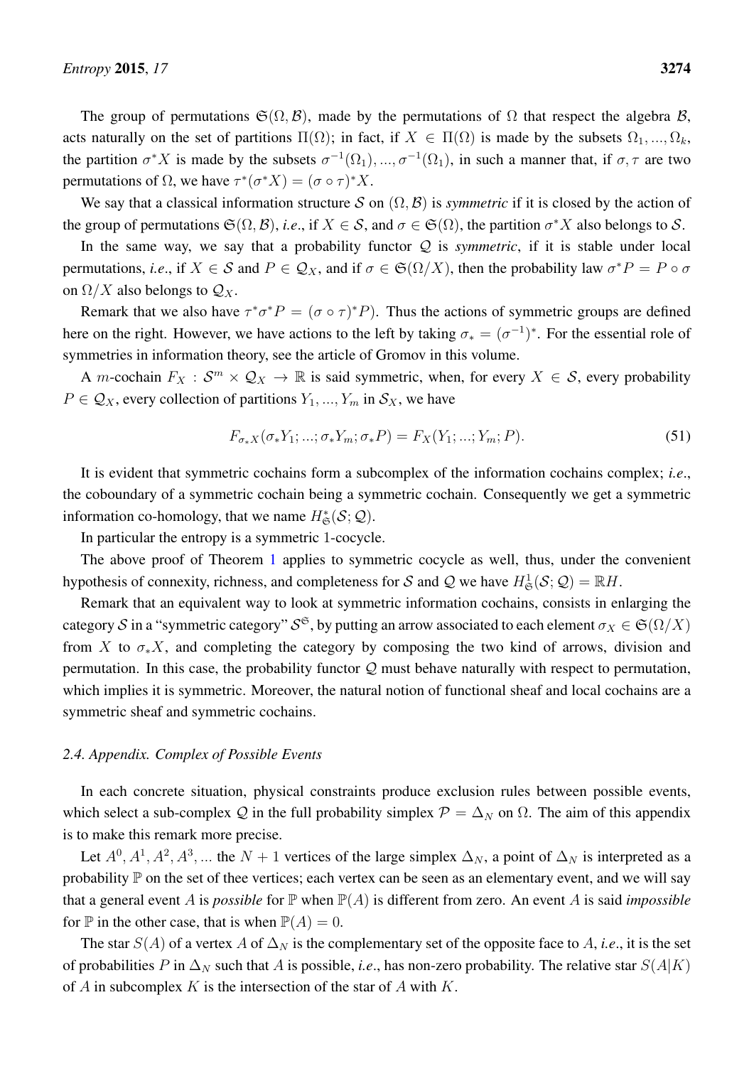The group of permutations $\mathfrak{S}(\Omega, \mathcal{B})$, made by the permutations of $\Omega$ that respect the algebra $\mathcal{B}$, acts naturally on the set of partitions $\Pi(\Omega)$; in fact, if $X \in \Pi(\Omega)$ is made by the subsets $\Omega_1, ..., \Omega_k$, the partition $\sigma^* X$ is made by the subsets $\sigma^{-1}(\Omega_1), ..., \sigma^{-1}(\Omega_1)$, in such a manner that, if $\sigma, \tau$ are two permutations of $\Omega$, we have $\tau^*(\sigma^* X) = (\sigma \circ \tau)^* X$.

We say that a classical information structure $\mathcal{S}$ on $(\Omega, \mathcal{B})$ is *symmetric* if it is closed by the action of the group of permutations $\mathfrak{S}(\Omega, \mathcal{B})$, *i.e.*, if $X \in \mathcal{S}$, and $\sigma \in \mathfrak{S}(\Omega)$, the partition $\sigma^* X$ also belongs to $\mathcal{S}$.

In the same way, we say that a probability functor $\mathcal{Q}$ is *symmetric*, if it is stable under local permutations, *i.e.*, if $X \in \mathcal{S}$ and $P \in \mathcal{Q}_X$, and if $\sigma \in \mathfrak{S}(\Omega/X)$, then the probability law $\sigma^* P = P \circ \sigma$ on $\Omega/X$ also belongs to $\mathcal{Q}_X$.

Remark that we also have $\tau^* \sigma^* P = (\sigma \circ \tau)^* P)$. Thus the actions of symmetric groups are defined here on the right. However, we have actions to the left by taking $\sigma_* = (\sigma^{-1})^*$. For the essential role of symmetries in information theory, see the article of Gromov in this volume.

A $m$-cochain $F_X : \mathcal{S}^m \times \mathcal{Q}_X \to \mathbb{R}$ is said symmetric, when, for every $X \in \mathcal{S}$, every probability $P \in \mathcal{Q}_X$, every collection of partitions $Y_1, ..., Y_m$ in $\mathcal{S}_X$, we have

$$F_{\sigma_* X}(\sigma_* Y_1; ...; \sigma_* Y_m; \sigma_* P) = F_X(Y_1; ...; Y_m; P). \tag{51}$$

It is evident that symmetric cochains form a subcomplex of the information cochains complex; *i.e.*, the coboundary of a symmetric cochain being a symmetric cochain. Consequently we get a symmetric information co-homology, that we name $H^*_{\mathfrak{S}}(\mathcal{S}; \mathcal{Q})$.

In particular the entropy is a symmetric 1-cocycle.

The above proof of Theorem 1 applies to symmetric cocycle as well, thus, under the convenient hypothesis of connexity, richness, and completeness for $\mathcal{S}$ and $\mathcal{Q}$ we have $H^1_{\mathfrak{S}}(\mathcal{S}; \mathcal{Q}) = \mathbb{R}H$.

Remark that an equivalent way to look at symmetric information cochains, consists in enlarging the category $\mathcal{S}$ in a "symmetric category" $\mathcal{S}^{\mathfrak{S}}$, by putting an arrow associated to each element $\sigma_X \in \mathfrak{S}(\Omega/X)$ from $X$ to $\sigma_* X$, and completing the category by composing the two kind of arrows, division and permutation. In this case, the probability functor $\mathcal{Q}$ must behave naturally with respect to permutation, which implies it is symmetric. Moreover, the natural notion of functional sheaf and local cochains are a symmetric sheaf and symmetric cochains.

### *2.4. Appendix. Complex of Possible Events*

In each concrete situation, physical constraints produce exclusion rules between possible events, which select a sub-complex $\mathcal{Q}$ in the full probability simplex $\mathcal{P} = \Delta_N$ on $\Omega$. The aim of this appendix is to make this remark more precise.

Let $A^0, A^1, A^2, A^3, ...$ the $N+1$ vertices of the large simplex $\Delta_N$, a point of $\Delta_N$ is interpreted as a probability $\mathbb{P}$ on the set of thee vertices; each vertex can be seen as an elementary event, and we will say that a general event $A$ is *possible* for $\mathbb{P}$ when $\mathbb{P}(A)$ is different from zero. An event $A$ is said *impossible* for $\mathbb{P}$ in the other case, that is when $\mathbb{P}(A) = 0$.

The star $S(A)$ of a vertex $A$ of $\Delta_N$ is the complementary set of the opposite face to $A$, *i.e.*, it is the set of probabilities $P$ in $\Delta_N$ such that $A$ is possible, *i.e.*, has non-zero probability. The relative star $S(A|K)$ of $A$ in subcomplex $K$ is the intersection of the star of $A$ with $K$.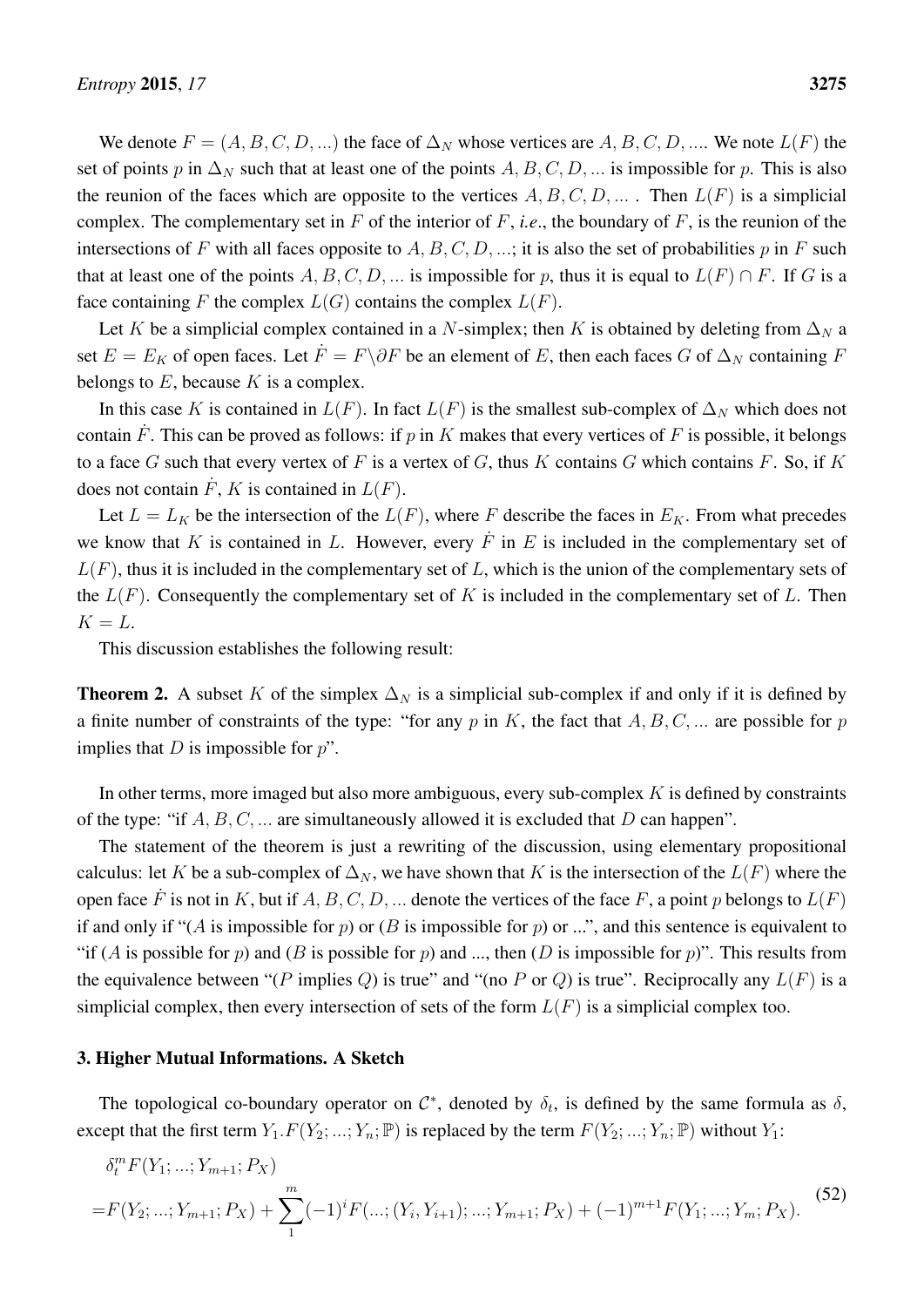We denote $F = (A, B, C, D, ...)$ the face of $\Delta_N$ whose vertices are $A, B, C, D, ....$ We note $L(F)$ the set of points $p$ in $\Delta_N$ such that at least one of the points $A, B, C, D, ...$ is impossible for $p$. This is also the reunion of the faces which are opposite to the vertices $A, B, C, D, ...$ . Then $L(F)$ is a simplicial complex. The complementary set in $F$ of the interior of $F$, *i.e.*, the boundary of $F$, is the reunion of the intersections of $F$ with all faces opposite to $A, B, C, D, ...$; it is also the set of probabilities $p$ in $F$ such that at least one of the points $A, B, C, D, ...$ is impossible for $p$, thus it is equal to $L(F) \cap F$. If $G$ is a face containing $F$ the complex $L(G)$ contains the complex $L(F)$.

Let $K$ be a simplicial complex contained in a $N$-simplex; then $K$ is obtained by deleting from $\Delta_N$ a set $E = E_K$ of open faces. Let $\dot{F} = F \backslash \partial F$ be an element of $E$, then each faces $G$ of $\Delta_N$ containing $F$ belongs to $E$, because $K$ is a complex.

In this case $K$ is contained in $L(F)$. In fact $L(F)$ is the smallest sub-complex of $\Delta_N$ which does not contain $\dot{F}$. This can be proved as follows: if $p$ in $K$ makes that every vertices of $F$ is possible, it belongs to a face $G$ such that every vertex of $F$ is a vertex of $G$, thus $K$ contains $G$ which contains $F$. So, if $K$ does not contain $\dot{F}$, $K$ is contained in $L(F)$.

Let $L = L_K$ be the intersection of the $L(F)$, where $F$ describe the faces in $E_K$. From what precedes we know that $K$ is contained in $L$. However, every $\dot{F}$ in $E$ is included in the complementary set of $L(F)$, thus it is included in the complementary set of $L$, which is the union of the complementary sets of the $L(F)$. Consequently the complementary set of $K$ is included in the complementary set of $L$. Then $K = L$.

This discussion establishes the following result:

**Theorem 2.** A subset $K$ of the simplex $\Delta_N$ is a simplicial sub-complex if and only if it is defined by a finite number of constraints of the type: "for any $p$ in $K$, the fact that $A, B, C, ...$ are possible for $p$ implies that $D$ is impossible for $p$".

In other terms, more imaged but also more ambiguous, every sub-complex $K$ is defined by constraints of the type: "if $A, B, C, ...$ are simultaneously allowed it is excluded that $D$ can happen".

The statement of the theorem is just a rewriting of the discussion, using elementary propositional calculus: let $K$ be a sub-complex of $\Delta_N$, we have shown that $K$ is the intersection of the $L(F)$ where the open face $\dot{F}$ is not in $K$, but if $A, B, C, D, ...$ denote the vertices of the face $F$, a point $p$ belongs to $L(F)$ if and only if "($A$ is impossible for $p$) or ($B$ is impossible for $p$) or ...", and this sentence is equivalent to "if ($A$ is possible for $p$) and ($B$ is possible for $p$) and ..., then ($D$ is impossible for $p$)". This results from the equivalence between "($P$ implies $Q$) is true" and "(no $P$ or $Q$) is true". Reciprocally any $L(F)$ is a simplicial complex, then every intersection of sets of the form $L(F)$ is a simplicial complex too.

### 3. Higher Mutual Informations. A Sketch

The topological co-boundary operator on $\mathcal{C}^*$, denoted by $\delta_t$, is defined by the same formula as $\delta$, except that the first term $Y_1.F(Y_2; ...; Y_n; \mathbb{P})$ is replaced by the term $F(Y_2; ...; Y_n; \mathbb{P})$ without $Y_1$:

$$
\begin{aligned}
&\delta_t^m F(Y_1; ...; Y_{m+1}; P_X) \\
=&F(Y_2; ...; Y_{m+1}; P_X) + \sum_1^m (-1)^i F(...; (Y_i, Y_{i+1}); ...; Y_{m+1}; P_X) + (-1)^{m+1} F(Y_1; ...; Y_m; P_X).
\end{aligned} \tag{52}
$$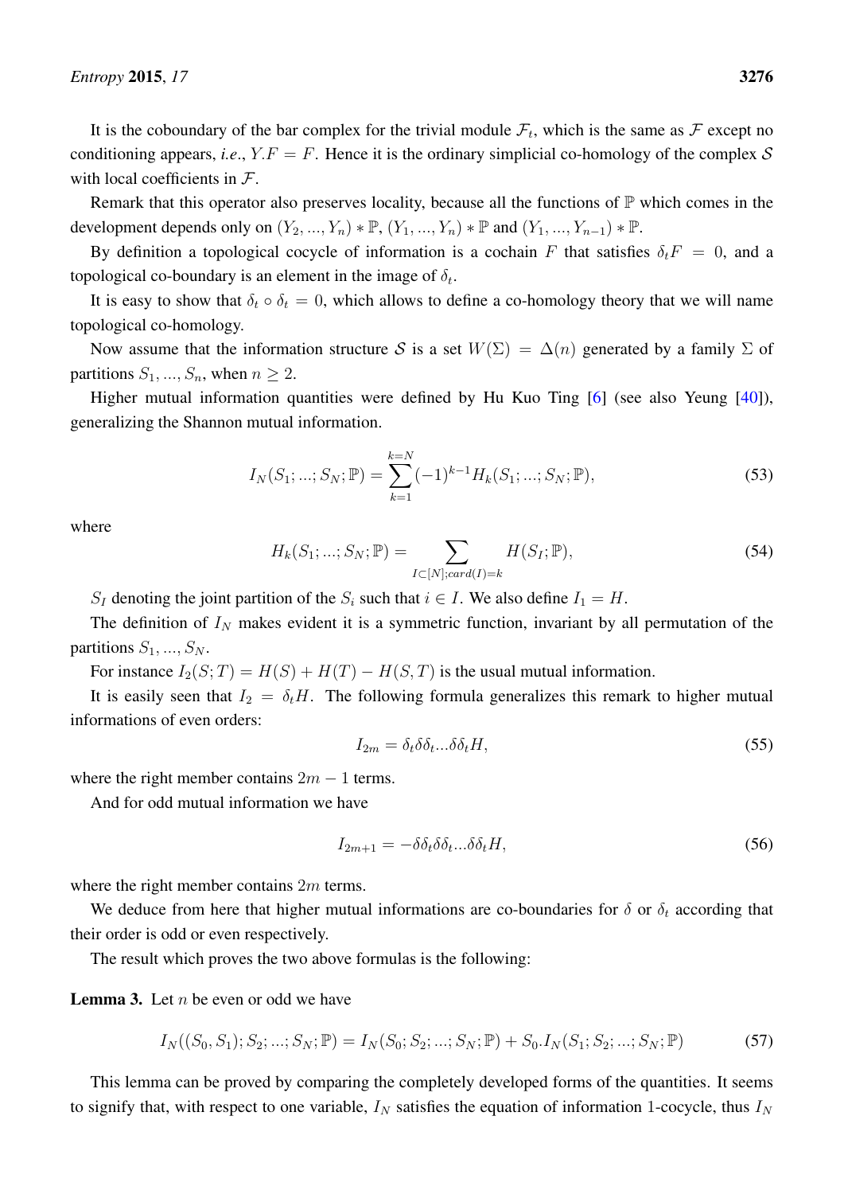It is the coboundary of the bar complex for the trivial module $\mathcal{F}_t$, which is the same as $\mathcal{F}$ except no conditioning appears, *i.e.*, $Y.F = F$. Hence it is the ordinary simplicial co-homology of the complex $\mathcal{S}$ with local coefficients in $\mathcal{F}$.

Remark that this operator also preserves locality, because all the functions of $\mathbb{P}$ which comes in the development depends only on $(Y_2, ..., Y_n) * \mathbb{P}$, $(Y_1, ..., Y_n) * \mathbb{P}$ and $(Y_1, ..., Y_{n-1}) * \mathbb{P}$.

By definition a topological cocycle of information is a cochain $F$ that satisfies $\delta_t F = 0$, and a topological co-boundary is an element in the image of $\delta_t$.

It is easy to show that $\delta_t \circ \delta_t = 0$, which allows to define a co-homology theory that we will name topological co-homology.

Now assume that the information structure $\mathcal{S}$ is a set $W(\Sigma) = \Delta(n)$ generated by a family $\Sigma$ of partitions $S_1, ..., S_n$, when $n \geq 2$.

Higher mutual information quantities were defined by Hu Kuo Ting [6] (see also Yeung [40]), generalizing the Shannon mutual information.

$$I_N(S_1; ...; S_N; \mathbb{P}) = \sum_{k=1}^{k=N} (-1)^{k-1} H_k(S_1; ...; S_N; \mathbb{P}), \tag{53}$$

where

$$H_k(S_1; ...; S_N; \mathbb{P}) = \sum_{I \subset [N]; card(I)=k} H(S_I; \mathbb{P}), \tag{54}$$

$S_I$ denoting the joint partition of the $S_i$ such that $i \in I$. We also define $I_1 = H$.

The definition of $I_N$ makes evident it is a symmetric function, invariant by all permutation of the partitions $S_1, ..., S_N$.

For instance $I_2(S; T) = H(S) + H(T) - H(S, T)$ is the usual mutual information.

It is easily seen that $I_2 = \delta_t H$. The following formula generalizes this remark to higher mutual informations of even orders:

$$I_{2m} = \delta_t \delta \delta_t ... \delta \delta_t H, \tag{55}$$

where the right member contains $2m - 1$ terms.

And for odd mutual information we have

$$I_{2m+1} = -\delta \delta_t \delta \delta_t ... \delta \delta_t H, \tag{56}$$

where the right member contains $2m$ terms.

We deduce from here that higher mutual informations are co-boundaries for $\delta$ or $\delta_t$ according that their order is odd or even respectively.

The result which proves the two above formulas is the following:

**Lemma 3.** Let $n$ be even or odd we have

$$I_N((S_0, S_1); S_2; ...; S_N; \mathbb{P}) = I_N(S_0; S_2; ...; S_N; \mathbb{P}) + S_0.I_N(S_1; S_2; ...; S_N; \mathbb{P}) \tag{57}$$

This lemma can be proved by comparing the completely developed forms of the quantities. It seems to signify that, with respect to one variable, $I_N$ satisfies the equation of information 1-cocycle, thus $I_N$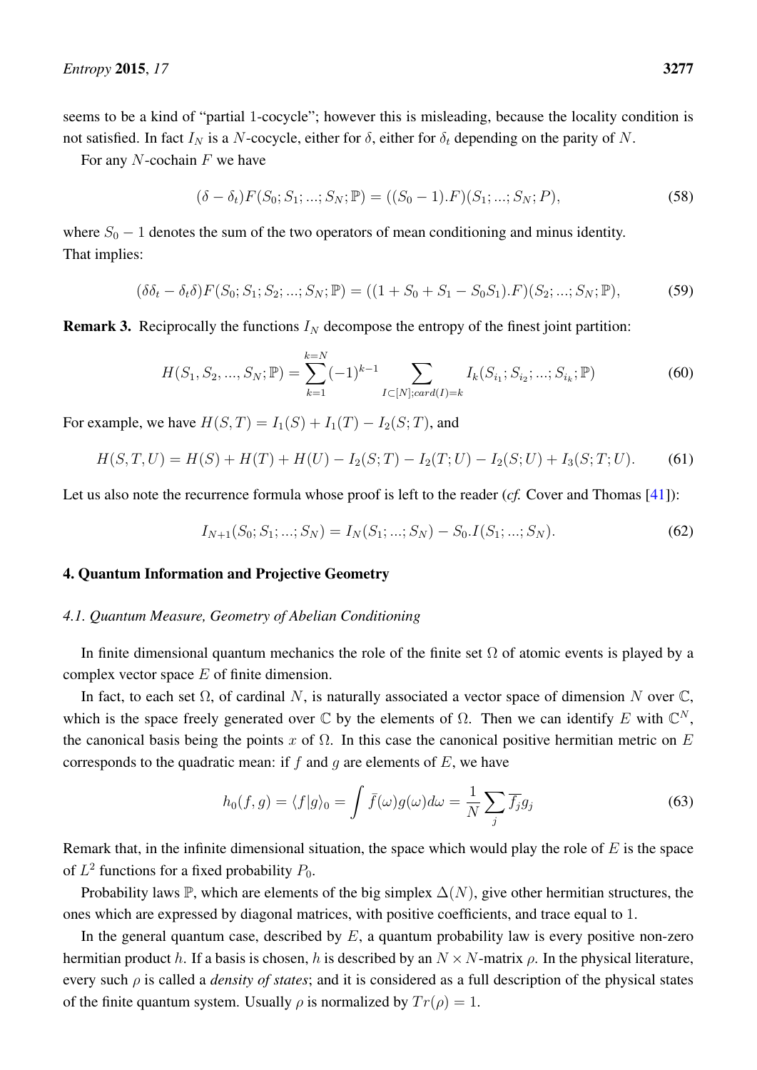seems to be a kind of "partial 1-cocycle"; however this is misleading, because the locality condition is not satisfied. In fact $I_N$ is a $N$-cocycle, either for $\delta$, either for $\delta_t$ depending on the parity of $N$.

For any $N$-cochain $F$ we have

$$(\delta - \delta_t)F(S_0; S_1; ...; S_N; \mathbb{P}) = ((S_0 - 1).F)(S_1; ...; S_N; P), \tag{58}$$

where $S_0 - 1$ denotes the sum of the two operators of mean conditioning and minus identity.
That implies:

$$(\delta\delta_t - \delta_t\delta)F(S_0; S_1; S_2; ...; S_N; \mathbb{P}) = ((1 + S_0 + S_1 - S_0 S_1).F)(S_2; ...; S_N; \mathbb{P}), \tag{59}$$

**Remark 3.** Reciprocally the functions $I_N$ decompose the entropy of the finest joint partition:

$$H(S_1, S_2, ..., S_N; \mathbb{P}) = \sum_{k=1}^{k=N} (-1)^{k-1} \sum_{I \subset [N]; card(I)=k} I_k(S_{i_1}; S_{i_2}; ...; S_{i_k}; \mathbb{P}) \tag{60}$$

For example, we have $H(S, T) = I_1(S) + I_1(T) - I_2(S; T)$, and

$$H(S, T, U) = H(S) + H(T) + H(U) - I_2(S; T) - I_2(T; U) - I_2(S; U) + I_3(S; T; U). \tag{61}$$

Let us also note the recurrence formula whose proof is left to the reader (*cf.* Cover and Thomas [41]):

$$I_{N+1}(S_0; S_1; ...; S_N) = I_N(S_1; ...; S_N) - S_0.I(S_1; ...; S_N). \tag{62}$$

## 4. Quantum Information and Projective Geometry

### *4.1. Quantum Measure, Geometry of Abelian Conditioning*

In finite dimensional quantum mechanics the role of the finite set $\Omega$ of atomic events is played by a complex vector space $E$ of finite dimension.

In fact, to each set $\Omega$, of cardinal $N$, is naturally associated a vector space of dimension $N$ over $\mathbb{C}$, which is the space freely generated over $\mathbb{C}$ by the elements of $\Omega$. Then we can identify $E$ with $\mathbb{C}^N$, the canonical basis being the points $x$ of $\Omega$. In this case the canonical positive hermitian metric on $E$ corresponds to the quadratic mean: if $f$ and $g$ are elements of $E$, we have

$$h_0(f, g) = \langle f|g\rangle_0 = \int \bar{f}(\omega)g(\omega)d\omega = \frac{1}{N}\sum_j \overline{f_j} g_j \tag{63}$$

Remark that, in the infinite dimensional situation, the space which would play the role of $E$ is the space of $L^2$ functions for a fixed probability $P_0$.

Probability laws $\mathbb{P}$, which are elements of the big simplex $\Delta(N)$, give other hermitian structures, the ones which are expressed by diagonal matrices, with positive coefficients, and trace equal to 1.

In the general quantum case, described by $E$, a quantum probability law is every positive non-zero hermitian product $h$. If a basis is chosen, $h$ is described by an $N \times N$-matrix $\rho$. In the physical literature, every such $\rho$ is called a *density of states*; and it is considered as a full description of the physical states of the finite quantum system. Usually $\rho$ is normalized by $Tr(\rho) = 1$.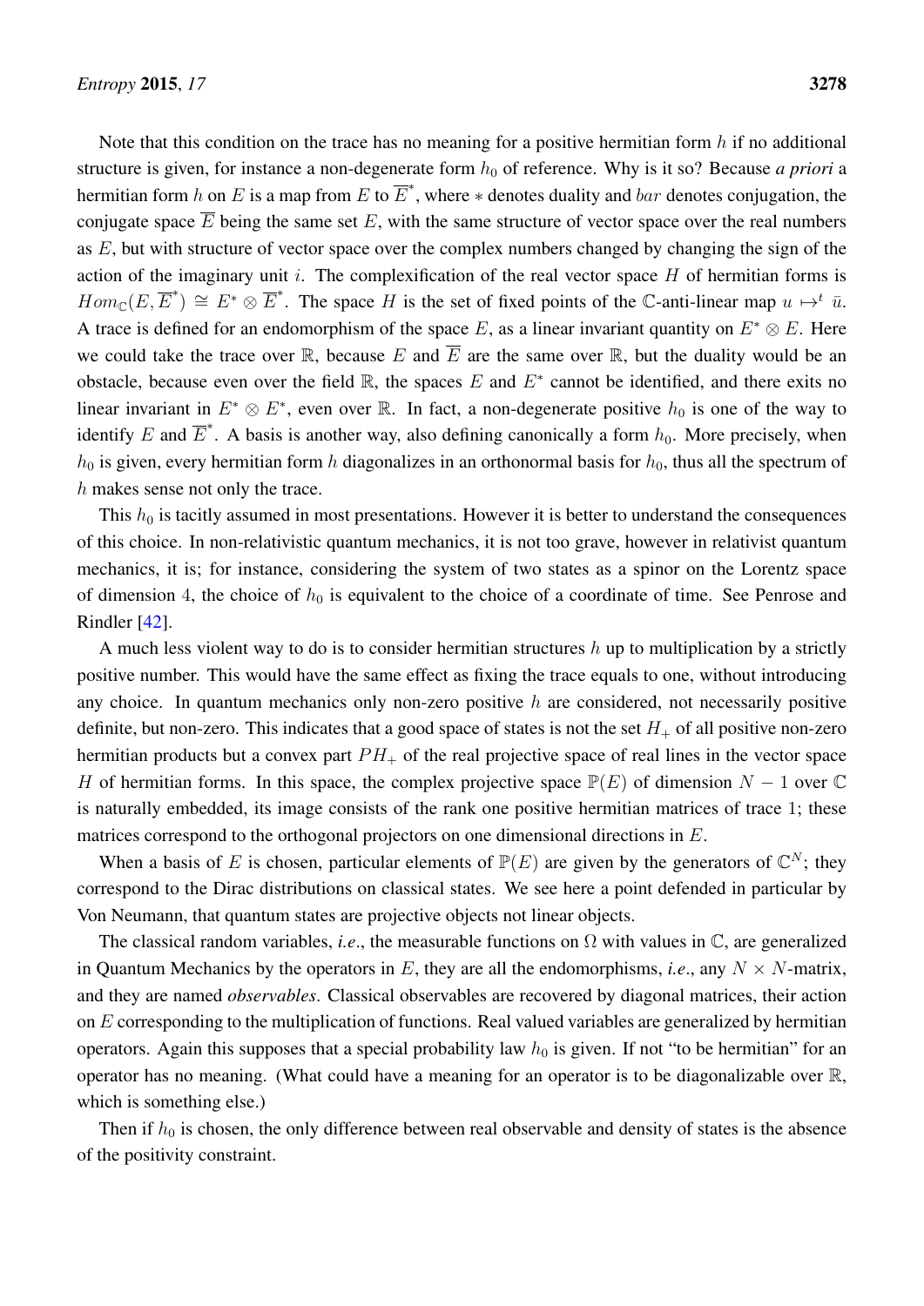Note that this condition on the trace has no meaning for a positive hermitian form $h$ if no additional structure is given, for instance a non-degenerate form $h_0$ of reference. Why is it so? Because *a priori* a hermitian form $h$ on $E$ is a map from $E$ to $\overline{E}^*$, where $*$ denotes duality and $bar$ denotes conjugation, the conjugate space $\overline{E}$ being the same set $E$, with the same structure of vector space over the real numbers as $E$, but with structure of vector space over the complex numbers changed by changing the sign of the action of the imaginary unit $i$. The complexification of the real vector space $H$ of hermitian forms is $Hom_{\mathbb{C}}(E, \overline{E}^*) \cong E^* \otimes \overline{E}^*$. The space $H$ is the set of fixed points of the $\mathbb{C}$-anti-linear map $u \mapsto^t \bar{u}$. A trace is defined for an endomorphism of the space $E$, as a linear invariant quantity on $E^* \otimes E$. Here we could take the trace over $\mathbb{R}$, because $E$ and $\overline{E}$ are the same over $\mathbb{R}$, but the duality would be an obstacle, because even over the field $\mathbb{R}$, the spaces $E$ and $E^*$ cannot be identified, and there exits no linear invariant in $E^* \otimes E^*$, even over $\mathbb{R}$. In fact, a non-degenerate positive $h_0$ is one of the way to identify $E$ and $\overline{E}^*$. A basis is another way, also defining canonically a form $h_0$. More precisely, when $h_0$ is given, every hermitian form $h$ diagonalizes in an orthonormal basis for $h_0$, thus all the spectrum of $h$ makes sense not only the trace.

This $h_0$ is tacitly assumed in most presentations. However it is better to understand the consequences of this choice. In non-relativistic quantum mechanics, it is not too grave, however in relativist quantum mechanics, it is; for instance, considering the system of two states as a spinor on the Lorentz space of dimension 4, the choice of $h_0$ is equivalent to the choice of a coordinate of time. See Penrose and Rindler [42].

A much less violent way to do is to consider hermitian structures $h$ up to multiplication by a strictly positive number. This would have the same effect as fixing the trace equals to one, without introducing any choice. In quantum mechanics only non-zero positive $h$ are considered, not necessarily positive definite, but non-zero. This indicates that a good space of states is not the set $H_+$ of all positive non-zero hermitian products but a convex part $PH_+$ of the real projective space of real lines in the vector space $H$ of hermitian forms. In this space, the complex projective space $\mathbb{P}(E)$ of dimension $N-1$ over $\mathbb{C}$ is naturally embedded, its image consists of the rank one positive hermitian matrices of trace 1; these matrices correspond to the orthogonal projectors on one dimensional directions in $E$.

When a basis of $E$ is chosen, particular elements of $\mathbb{P}(E)$ are given by the generators of $\mathbb{C}^N$; they correspond to the Dirac distributions on classical states. We see here a point defended in particular by Von Neumann, that quantum states are projective objects not linear objects.

The classical random variables, *i.e.*, the measurable functions on $\Omega$ with values in $\mathbb{C}$, are generalized in Quantum Mechanics by the operators in $E$, they are all the endomorphisms, *i.e.*, any $N \times N$-matrix, and they are named *observables*. Classical observables are recovered by diagonal matrices, their action on $E$ corresponding to the multiplication of functions. Real valued variables are generalized by hermitian operators. Again this supposes that a special probability law $h_0$ is given. If not "to be hermitian" for an operator has no meaning. (What could have a meaning for an operator is to be diagonalizable over $\mathbb{R}$, which is something else.)

Then if $h_0$ is chosen, the only difference between real observable and density of states is the absence of the positivity constraint.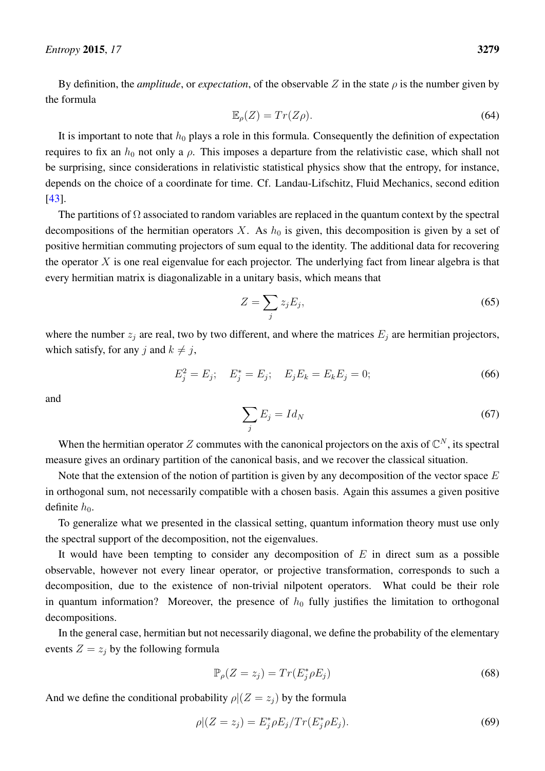By definition, the *amplitude*, or *expectation*, of the observable $Z$ in the state $\rho$ is the number given by the formula

$$\mathbb{E}_\rho(Z) = Tr(Z\rho). \tag{64}$$

It is important to note that $h_0$ plays a role in this formula. Consequently the definition of expectation requires to fix an $h_0$ not only a $\rho$. This imposes a departure from the relativistic case, which shall not be surprising, since considerations in relativistic statistical physics show that the entropy, for instance, depends on the choice of a coordinate for time. Cf. Landau-Lifschitz, Fluid Mechanics, second edition [43].

The partitions of $\Omega$ associated to random variables are replaced in the quantum context by the spectral decompositions of the hermitian operators $X$. As $h_0$ is given, this decomposition is given by a set of positive hermitian commuting projectors of sum equal to the identity. The additional data for recovering the operator $X$ is one real eigenvalue for each projector. The underlying fact from linear algebra is that every hermitian matrix is diagonalizable in a unitary basis, which means that

$$Z = \sum_j z_j E_j, \tag{65}$$

where the number $z_j$ are real, two by two different, and where the matrices $E_j$ are hermitian projectors, which satisfy, for any $j$ and $k \neq j$,

$$E_j^2 = E_j; \quad E_j^* = E_j; \quad E_j E_k = E_k E_j = 0; \tag{66}$$

and

$$\sum_j E_j = Id_N \tag{67}$$

When the hermitian operator $Z$ commutes with the canonical projectors on the axis of $\mathbb{C}^N$, its spectral measure gives an ordinary partition of the canonical basis, and we recover the classical situation.

Note that the extension of the notion of partition is given by any decomposition of the vector space $E$ in orthogonal sum, not necessarily compatible with a chosen basis. Again this assumes a given positive definite $h_0$.

To generalize what we presented in the classical setting, quantum information theory must use only the spectral support of the decomposition, not the eigenvalues.

It would have been tempting to consider any decomposition of $E$ in direct sum as a possible observable, however not every linear operator, or projective transformation, corresponds to such a decomposition, due to the existence of non-trivial nilpotent operators. What could be their role in quantum information? Moreover, the presence of $h_0$ fully justifies the limitation to orthogonal decompositions.

In the general case, hermitian but not necessarily diagonal, we define the probability of the elementary events $Z = z_j$ by the following formula

$$\mathbb{P}_\rho(Z = z_j) = Tr(E_j^* \rho E_j) \tag{68}$$

And we define the conditional probability $\rho|(Z = z_j)$ by the formula

$$\rho|(Z = z_j) = E_j^* \rho E_j / Tr(E_j^* \rho E_j). \tag{69}$$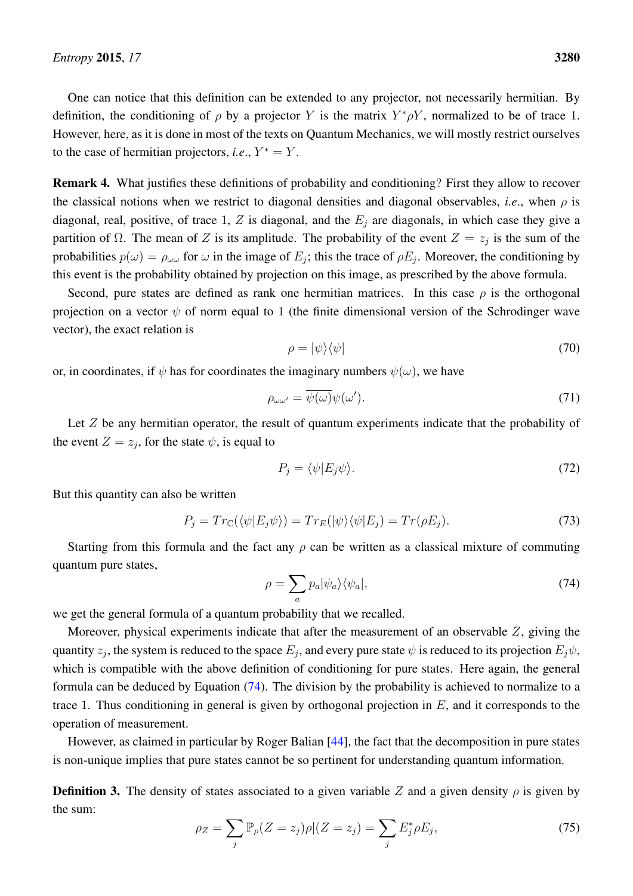One can notice that this definition can be extended to any projector, not necessarily hermitian. By definition, the conditioning of $\rho$ by a projector $Y$ is the matrix $Y^*\rho Y$, normalized to be of trace 1. However, here, as it is done in most of the texts on Quantum Mechanics, we will mostly restrict ourselves to the case of hermitian projectors, *i.e.*, $Y^* = Y$.

**Remark 4.** What justifies these definitions of probability and conditioning? First they allow to recover the classical notions when we restrict to diagonal densities and diagonal observables, *i.e.*, when $\rho$ is diagonal, real, positive, of trace 1, $Z$ is diagonal, and the $E_j$ are diagonals, in which case they give a partition of $\Omega$. The mean of $Z$ is its amplitude. The probability of the event $Z = z_j$ is the sum of the probabilities $p(\omega) = \rho_{\omega\omega}$ for $\omega$ in the image of $E_j$; this the trace of $\rho E_j$. Moreover, the conditioning by this event is the probability obtained by projection on this image, as prescribed by the above formula.

Second, pure states are defined as rank one hermitian matrices. In this case $\rho$ is the orthogonal projection on a vector $\psi$ of norm equal to 1 (the finite dimensional version of the Schrodinger wave vector), the exact relation is

$$\rho = |\psi\rangle\langle\psi| \tag{70}$$

or, in coordinates, if $\psi$ has for coordinates the imaginary numbers $\psi(\omega)$, we have

$$\rho_{\omega\omega'} = \overline{\psi(\omega)}\psi(\omega'). \tag{71}$$

Let $Z$ be any hermitian operator, the result of quantum experiments indicate that the probability of the event $Z = z_j$, for the state $\psi$, is equal to

$$P_j = \langle\psi|E_j\psi\rangle. \tag{72}$$

But this quantity can also be written

$$P_j = Tr_{\mathbb{C}}(\langle\psi|E_j\psi\rangle) = Tr_E(|\psi\rangle\langle\psi|E_j) = Tr(\rho E_j). \tag{73}$$

Starting from this formula and the fact any $\rho$ can be written as a classical mixture of commuting quantum pure states,

$$\rho = \sum_a p_a|\psi_a\rangle\langle\psi_a|, \tag{74}$$

we get the general formula of a quantum probability that we recalled.

Moreover, physical experiments indicate that after the measurement of an observable $Z$, giving the quantity $z_j$, the system is reduced to the space $E_j$, and every pure state $\psi$ is reduced to its projection $E_j\psi$, which is compatible with the above definition of conditioning for pure states. Here again, the general formula can be deduced by Equation (74). The division by the probability is achieved to normalize to a trace 1. Thus conditioning in general is given by orthogonal projection in $E$, and it corresponds to the operation of measurement.

However, as claimed in particular by Roger Balian [44], the fact that the decomposition in pure states is non-unique implies that pure states cannot be so pertinent for understanding quantum information.

**Definition 3.** The density of states associated to a given variable $Z$ and a given density $\rho$ is given by the sum:

$$\rho_Z = \sum_j \mathbb{P}_\rho(Z = z_j)\rho|(Z = z_j) = \sum_j E_j^*\rho E_j, \tag{75}$$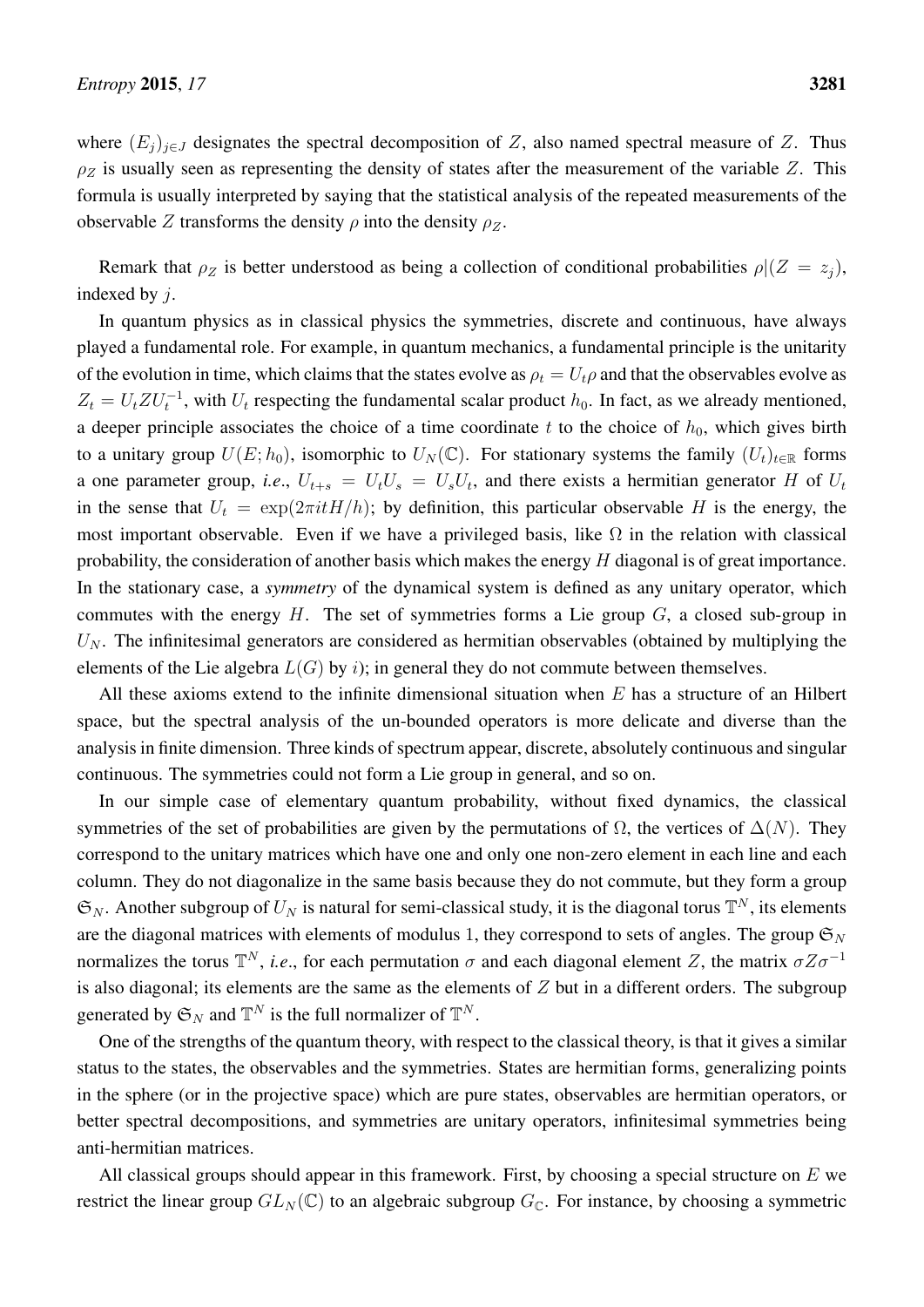where $(E_j)_{j \in J}$ designates the spectral decomposition of $Z$, also named spectral measure of $Z$. Thus $\rho_Z$ is usually seen as representing the density of states after the measurement of the variable $Z$. This formula is usually interpreted by saying that the statistical analysis of the repeated measurements of the observable $Z$ transforms the density $\rho$ into the density $\rho_Z$.

Remark that $\rho_Z$ is better understood as being a collection of conditional probabilities $\rho|(Z = z_j)$, indexed by $j$.

In quantum physics as in classical physics the symmetries, discrete and continuous, have always played a fundamental role. For example, in quantum mechanics, a fundamental principle is the unitarity of the evolution in time, which claims that the states evolve as $\rho_t = U_t \rho$ and that the observables evolve as $Z_t = U_t Z U_t^{-1}$, with $U_t$ respecting the fundamental scalar product $h_0$. In fact, as we already mentioned, a deeper principle associates the choice of a time coordinate $t$ to the choice of $h_0$, which gives birth to a unitary group $U(E; h_0)$, isomorphic to $U_N(\mathbb{C})$. For stationary systems the family $(U_t)_{t \in \mathbb{R}}$ forms a one parameter group, *i.e.*, $U_{t+s} = U_t U_s = U_s U_t$, and there exists a hermitian generator $H$ of $U_t$ in the sense that $U_t = \exp(2\pi i t H/h)$; by definition, this particular observable $H$ is the energy, the most important observable. Even if we have a privileged basis, like $\Omega$ in the relation with classical probability, the consideration of another basis which makes the energy $H$ diagonal is of great importance. In the stationary case, a *symmetry* of the dynamical system is defined as any unitary operator, which commutes with the energy $H$. The set of symmetries forms a Lie group $G$, a closed sub-group in $U_N$. The infinitesimal generators are considered as hermitian observables (obtained by multiplying the elements of the Lie algebra $L(G)$ by $i$); in general they do not commute between themselves.

All these axioms extend to the infinite dimensional situation when $E$ has a structure of an Hilbert space, but the spectral analysis of the un-bounded operators is more delicate and diverse than the analysis in finite dimension. Three kinds of spectrum appear, discrete, absolutely continuous and singular continuous. The symmetries could not form a Lie group in general, and so on.

In our simple case of elementary quantum probability, without fixed dynamics, the classical symmetries of the set of probabilities are given by the permutations of $\Omega$, the vertices of $\Delta(N)$. They correspond to the unitary matrices which have one and only one non-zero element in each line and each column. They do not diagonalize in the same basis because they do not commute, but they form a group $\mathfrak{S}_N$. Another subgroup of $U_N$ is natural for semi-classical study, it is the diagonal torus $\mathbb{T}^N$, its elements are the diagonal matrices with elements of modulus 1, they correspond to sets of angles. The group $\mathfrak{S}_N$ normalizes the torus $\mathbb{T}^N$, *i.e.*, for each permutation $\sigma$ and each diagonal element $Z$, the matrix $\sigma Z \sigma^{-1}$ is also diagonal; its elements are the same as the elements of $Z$ but in a different orders. The subgroup generated by $\mathfrak{S}_N$ and $\mathbb{T}^N$ is the full normalizer of $\mathbb{T}^N$.

One of the strengths of the quantum theory, with respect to the classical theory, is that it gives a similar status to the states, the observables and the symmetries. States are hermitian forms, generalizing points in the sphere (or in the projective space) which are pure states, observables are hermitian operators, or better spectral decompositions, and symmetries are unitary operators, infinitesimal symmetries being anti-hermitian matrices.

All classical groups should appear in this framework. First, by choosing a special structure on $E$ we restrict the linear group $GL_N(\mathbb{C})$ to an algebraic subgroup $G_{\mathbb{C}}$. For instance, by choosing a symmetric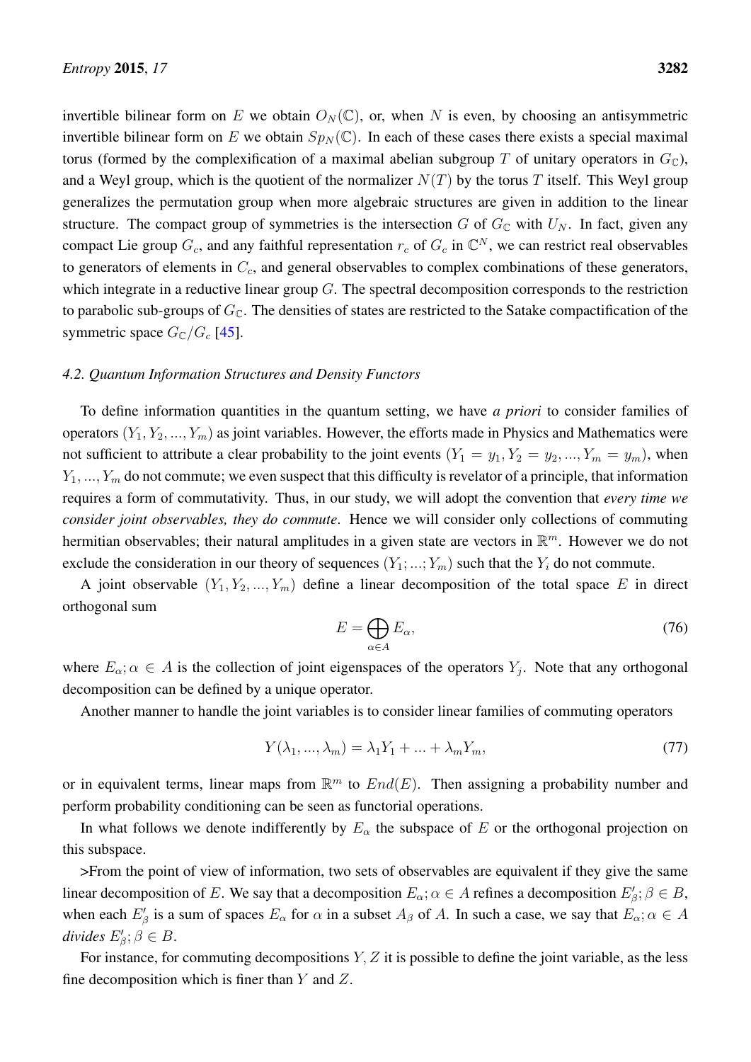invertible bilinear form on $E$ we obtain $O_N(\mathbb{C})$, or, when $N$ is even, by choosing an antisymmetric invertible bilinear form on $E$ we obtain $Sp_N(\mathbb{C})$. In each of these cases there exists a special maximal torus (formed by the complexification of a maximal abelian subgroup $T$ of unitary operators in $G_{\mathbb{C}}$), and a Weyl group, which is the quotient of the normalizer $N(T)$ by the torus $T$ itself. This Weyl group generalizes the permutation group when more algebraic structures are given in addition to the linear structure. The compact group of symmetries is the intersection $G$ of $G_{\mathbb{C}}$ with $U_N$. In fact, given any compact Lie group $G_c$, and any faithful representation $r_c$ of $G_c$ in $\mathbb{C}^N$, we can restrict real observables to generators of elements in $C_c$, and general observables to complex combinations of these generators, which integrate in a reductive linear group $G$. The spectral decomposition corresponds to the restriction to parabolic sub-groups of $G_{\mathbb{C}}$. The densities of states are restricted to the Satake compactification of the symmetric space $G_{\mathbb{C}}/G_c$ [45].

### 4.2. Quantum Information Structures and Density Functors

To define information quantities in the quantum setting, we have *a priori* to consider families of operators $(Y_1, Y_2, ..., Y_m)$ as joint variables. However, the efforts made in Physics and Mathematics were not sufficient to attribute a clear probability to the joint events $(Y_1 = y_1, Y_2 = y_2, ..., Y_m = y_m)$, when $Y_1, ..., Y_m$ do not commute; we even suspect that this difficulty is revelator of a principle, that information requires a form of commutativity. Thus, in our study, we will adopt the convention that *every time we consider joint observables, they do commute*. Hence we will consider only collections of commuting hermitian observables; their natural amplitudes in a given state are vectors in $\mathbb{R}^m$. However we do not exclude the consideration in our theory of sequences $(Y_1; ...; Y_m)$ such that the $Y_i$ do not commute.

A joint observable $(Y_1, Y_2, ..., Y_m)$ define a linear decomposition of the total space $E$ in direct orthogonal sum

$$E = \bigoplus_{\alpha \in A} E_\alpha, \tag{76}$$

where $E_\alpha; \alpha \in A$ is the collection of joint eigenspaces of the operators $Y_j$. Note that any orthogonal decomposition can be defined by a unique operator.

Another manner to handle the joint variables is to consider linear families of commuting operators

$$Y(\lambda_1, ..., \lambda_m) = \lambda_1 Y_1 + ... + \lambda_m Y_m, \tag{77}$$

or in equivalent terms, linear maps from $\mathbb{R}^m$ to $End(E)$. Then assigning a probability number and perform probability conditioning can be seen as functorial operations.

In what follows we denote indifferently by $E_\alpha$ the subspace of $E$ or the orthogonal projection on this subspace.

>From the point of view of information, two sets of observables are equivalent if they give the same linear decomposition of $E$. We say that a decomposition $E_\alpha; \alpha \in A$ refines a decomposition $E'_\beta; \beta \in B$, when each $E'_\beta$ is a sum of spaces $E_\alpha$ for $\alpha$ in a subset $A_\beta$ of $A$. In such a case, we say that $E_\alpha; \alpha \in A$ *divides* $E'_\beta; \beta \in B$.

For instance, for commuting decompositions $Y, Z$ it is possible to define the joint variable, as the less fine decomposition which is finer than $Y$ and $Z$.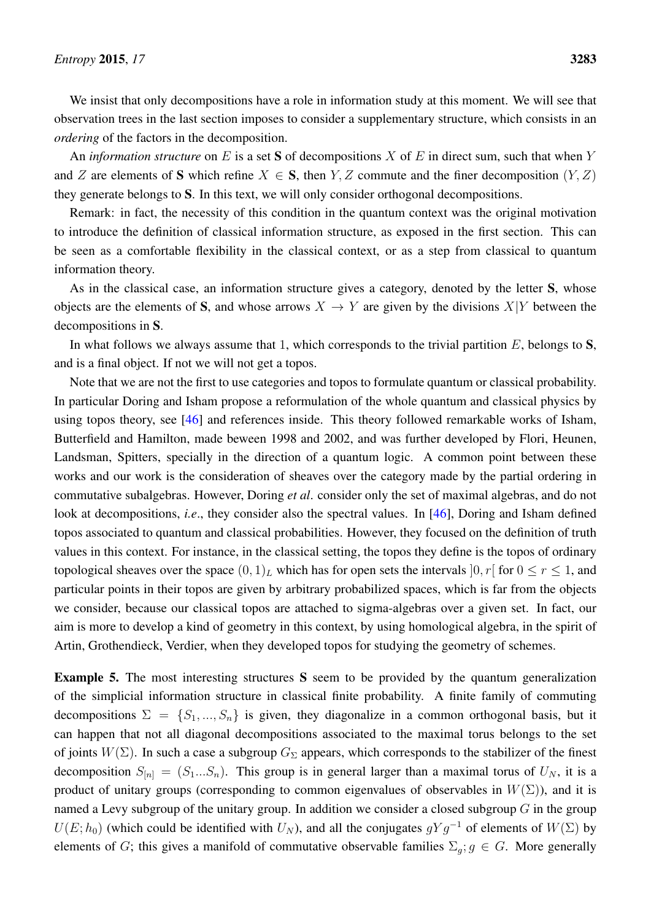We insist that only decompositions have a role in information study at this moment. We will see that observation trees in the last section imposes to consider a supplementary structure, which consists in an *ordering* of the factors in the decomposition.

An *information structure* on $E$ is a set $\mathbf{S}$ of decompositions $X$ of $E$ in direct sum, such that when $Y$ and $Z$ are elements of $\mathbf{S}$ which refine $X \in \mathbf{S}$, then $Y, Z$ commute and the finer decomposition $(Y, Z)$ they generate belongs to $\mathbf{S}$. In this text, we will only consider orthogonal decompositions.

Remark: in fact, the necessity of this condition in the quantum context was the original motivation to introduce the definition of classical information structure, as exposed in the first section. This can be seen as a comfortable flexibility in the classical context, or as a step from classical to quantum information theory.

As in the classical case, an information structure gives a category, denoted by the letter $\mathbf{S}$, whose objects are the elements of $\mathbf{S}$, and whose arrows $X \to Y$ are given by the divisions $X|Y$ between the decompositions in $\mathbf{S}$.

In what follows we always assume that 1, which corresponds to the trivial partition $E$, belongs to $\mathbf{S}$, and is a final object. If not we will not get a topos.

Note that we are not the first to use categories and topos to formulate quantum or classical probability. In particular Doring and Isham propose a reformulation of the whole quantum and classical physics by using topos theory, see [46] and references inside. This theory followed remarkable works of Isham, Butterfield and Hamilton, made beween 1998 and 2002, and was further developed by Flori, Heunen, Landsman, Spitters, specially in the direction of a quantum logic. A common point between these works and our work is the consideration of sheaves over the category made by the partial ordering in commutative subalgebras. However, Doring *et al*. consider only the set of maximal algebras, and do not look at decompositions, *i.e*., they consider also the spectral values. In [46], Doring and Isham defined topos associated to quantum and classical probabilities. However, they focused on the definition of truth values in this context. For instance, in the classical setting, the topos they define is the topos of ordinary topological sheaves over the space $(0, 1)_L$ which has for open sets the intervals $]0, r[$ for $0 \leq r \leq 1$, and particular points in their topos are given by arbitrary probabilized spaces, which is far from the objects we consider, because our classical topos are attached to sigma-algebras over a given set. In fact, our aim is more to develop a kind of geometry in this context, by using homological algebra, in the spirit of Artin, Grothendieck, Verdier, when they developed topos for studying the geometry of schemes.

**Example 5.** The most interesting structures $\mathbf{S}$ seem to be provided by the quantum generalization of the simplicial information structure in classical finite probability. A finite family of commuting decompositions $\Sigma = \{S_1, ..., S_n\}$ is given, they diagonalize in a common orthogonal basis, but it can happen that not all diagonal decompositions associated to the maximal torus belongs to the set of joints $W(\Sigma)$. In such a case a subgroup $G_\Sigma$ appears, which corresponds to the stabilizer of the finest decomposition $S_{[n]} = (S_1...S_n)$. This group is in general larger than a maximal torus of $U_N$, it is a product of unitary groups (corresponding to common eigenvalues of observables in $W(\Sigma)$), and it is named a Levy subgroup of the unitary group. In addition we consider a closed subgroup $G$ in the group $U(E; h_0)$ (which could be identified with $U_N$), and all the conjugates $gYg^{-1}$ of elements of $W(\Sigma)$ by elements of $G$; this gives a manifold of commutative observable families $\Sigma_g; g \in G$. More generally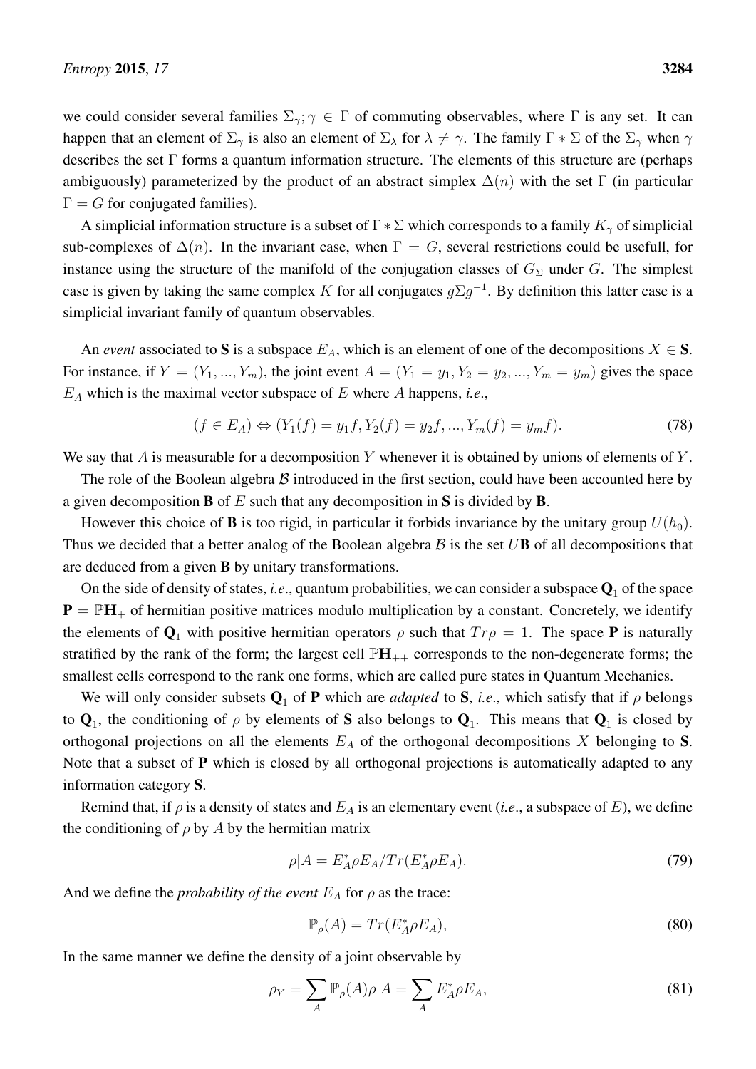we could consider several families $\Sigma_\gamma; \gamma \in \Gamma$ of commuting observables, where $\Gamma$ is any set. It can happen that an element of $\Sigma_\gamma$ is also an element of $\Sigma_\lambda$ for $\lambda \neq \gamma$. The family $\Gamma * \Sigma$ of the $\Sigma_\gamma$ when $\gamma$ describes the set $\Gamma$ forms a quantum information structure. The elements of this structure are (perhaps ambiguously) parameterized by the product of an abstract simplex $\Delta(n)$ with the set $\Gamma$ (in particular $\Gamma = G$ for conjugated families).

A simplicial information structure is a subset of $\Gamma * \Sigma$ which corresponds to a family $K_\gamma$ of simplicial sub-complexes of $\Delta(n)$. In the invariant case, when $\Gamma = G$, several restrictions could be usefull, for instance using the structure of the manifold of the conjugation classes of $G_\Sigma$ under $G$. The simplest case is given by taking the same complex $K$ for all conjugates $g\Sigma g^{-1}$. By definition this latter case is a simplicial invariant family of quantum observables.

An *event* associated to $\mathbf{S}$ is a subspace $E_A$, which is an element of one of the decompositions $X \in \mathbf{S}$. For instance, if $Y = (Y_1, ..., Y_m)$, the joint event $A = (Y_1 = y_1, Y_2 = y_2, ..., Y_m = y_m)$ gives the space $E_A$ which is the maximal vector subspace of $E$ where $A$ happens, *i.e.*,

$$(f \in E_A) \Leftrightarrow (Y_1(f) = y_1 f, Y_2(f) = y_2 f, ..., Y_m(f) = y_m f). \tag{78}$$

We say that $A$ is measurable for a decomposition $Y$ whenever it is obtained by unions of elements of $Y$.

The role of the Boolean algebra $\mathcal{B}$ introduced in the first section, could have been accounted here by a given decomposition $\mathbf{B}$ of $E$ such that any decomposition in $\mathbf{S}$ is divided by $\mathbf{B}$.

However this choice of $\mathbf{B}$ is too rigid, in particular it forbids invariance by the unitary group $U(h_0)$. Thus we decided that a better analog of the Boolean algebra $\mathcal{B}$ is the set $U\mathbf{B}$ of all decompositions that are deduced from a given $\mathbf{B}$ by unitary transformations.

On the side of density of states, *i.e.*, quantum probabilities, we can consider a subspace $\mathbf{Q}_1$ of the space $\mathbf{P} = \mathbb{P}\mathbf{H}_+$ of hermitian positive matrices modulo multiplication by a constant. Concretely, we identify the elements of $\mathbf{Q}_1$ with positive hermitian operators $\rho$ such that $Tr\rho = 1$. The space $\mathbf{P}$ is naturally stratified by the rank of the form; the largest cell $\mathbb{P}\mathbf{H}_{++}$ corresponds to the non-degenerate forms; the smallest cells correspond to the rank one forms, which are called pure states in Quantum Mechanics.

We will only consider subsets $\mathbf{Q}_1$ of $\mathbf{P}$ which are *adapted* to $\mathbf{S}$, *i.e.*, which satisfy that if $\rho$ belongs to $\mathbf{Q}_1$, the conditioning of $\rho$ by elements of $\mathbf{S}$ also belongs to $\mathbf{Q}_1$. This means that $\mathbf{Q}_1$ is closed by orthogonal projections on all the elements $E_A$ of the orthogonal decompositions $X$ belonging to $\mathbf{S}$. Note that a subset of $\mathbf{P}$ which is closed by all orthogonal projections is automatically adapted to any information category $\mathbf{S}$.

Remind that, if $\rho$ is a density of states and $E_A$ is an elementary event (*i.e.*, a subspace of $E$), we define the conditioning of $\rho$ by $A$ by the hermitian matrix

$$\rho|A = E_A^* \rho E_A / Tr(E_A^* \rho E_A). \tag{79}$$

And we define the *probability of the event* $E_A$ for $\rho$ as the trace:

$$\mathbb{P}_\rho(A) = Tr(E_A^* \rho E_A), \tag{80}$$

In the same manner we define the density of a joint observable by

$$\rho_Y = \sum_A \mathbb{P}_\rho(A) \rho|A = \sum_A E_A^* \rho E_A, \tag{81}$$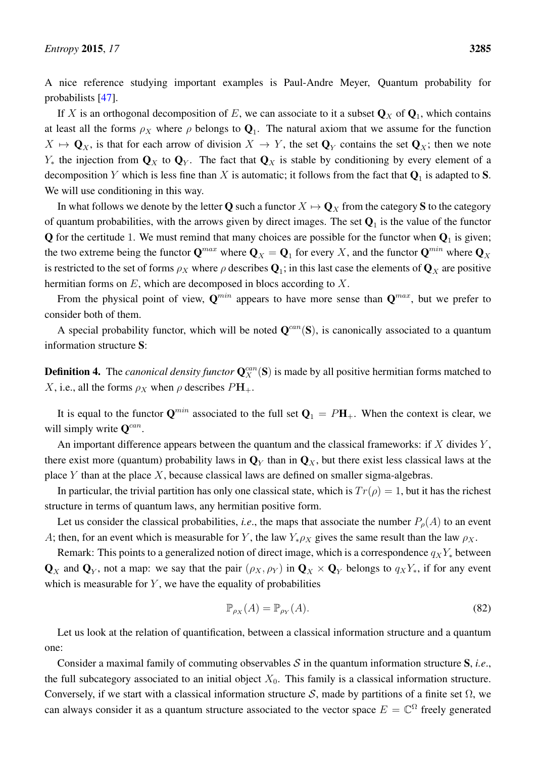A nice reference studying important examples is Paul-Andre Meyer, Quantum probability for probabilists [47].

If $X$ is an orthogonal decomposition of $E$, we can associate to it a subset $\mathbf{Q}_X$ of $\mathbf{Q}_1$, which contains at least all the forms $\rho_X$ where $\rho$ belongs to $\mathbf{Q}_1$. The natural axiom that we assume for the function $X \mapsto \mathbf{Q}_X$, is that for each arrow of division $X \to Y$, the set $\mathbf{Q}_Y$ contains the set $\mathbf{Q}_X$; then we note $Y_*$ the injection from $\mathbf{Q}_X$ to $\mathbf{Q}_Y$. The fact that $\mathbf{Q}_X$ is stable by conditioning by every element of a decomposition $Y$ which is less fine than $X$ is automatic; it follows from the fact that $\mathbf{Q}_1$ is adapted to $\mathbf{S}$. We will use conditioning in this way.

In what follows we denote by the letter $\mathbf{Q}$ such a functor $X \mapsto \mathbf{Q}_X$ from the category $\mathbf{S}$ to the category of quantum probabilities, with the arrows given by direct images. The set $\mathbf{Q}_1$ is the value of the functor $\mathbf{Q}$ for the certitude $1$. We must remind that many choices are possible for the functor when $\mathbf{Q}_1$ is given; the two extreme being the functor $\mathbf{Q}^{max}$ where $\mathbf{Q}_X = \mathbf{Q}_1$ for every $X$, and the functor $\mathbf{Q}^{min}$ where $\mathbf{Q}_X$ is restricted to the set of forms $\rho_X$ where $\rho$ describes $\mathbf{Q}_1$; in this last case the elements of $\mathbf{Q}_X$ are positive hermitian forms on $E$, which are decomposed in blocs according to $X$.

From the physical point of view, $\mathbf{Q}^{min}$ appears to have more sense than $\mathbf{Q}^{max}$, but we prefer to consider both of them.

A special probability functor, which will be noted $\mathbf{Q}^{can}(\mathbf{S})$, is canonically associated to a quantum information structure $\mathbf{S}$:

**Definition 4.** The *canonical density functor* $\mathbf{Q}^{can}_X(\mathbf{S})$ is made by all positive hermitian forms matched to $X$, i.e., all the forms $\rho_X$ when $\rho$ describes $P\mathbf{H}_+$.

It is equal to the functor $\mathbf{Q}^{min}$ associated to the full set $\mathbf{Q}_1 = P\mathbf{H}_+$. When the context is clear, we will simply write $\mathbf{Q}^{can}$.

An important difference appears between the quantum and the classical frameworks: if $X$ divides $Y$, there exist more (quantum) probability laws in $\mathbf{Q}_Y$ than in $\mathbf{Q}_X$, but there exist less classical laws at the place $Y$ than at the place $X$, because classical laws are defined on smaller sigma-algebras.

In particular, the trivial partition has only one classical state, which is $Tr(\rho) = 1$, but it has the richest structure in terms of quantum laws, any hermitian positive form.

Let us consider the classical probabilities, *i.e.*, the maps that associate the number $P_\rho(A)$ to an event $A$; then, for an event which is measurable for $Y$, the law $Y_*\rho_X$ gives the same result than the law $\rho_X$.

Remark: This points to a generalized notion of direct image, which is a correspondence $q_X Y_*$ between $\mathbf{Q}_X$ and $\mathbf{Q}_Y$, not a map: we say that the pair $(\rho_X, \rho_Y)$ in $\mathbf{Q}_X \times \mathbf{Q}_Y$ belongs to $q_X Y_*$, if for any event which is measurable for $Y$, we have the equality of probabilities

$$\mathbb{P}_{\rho_X}(A) = \mathbb{P}_{\rho_Y}(A). \tag{82}$$

Let us look at the relation of quantification, between a classical information structure and a quantum one:

Consider a maximal family of commuting observables $\mathcal{S}$ in the quantum information structure $\mathbf{S}$, *i.e.*, the full subcategory associated to an initial object $X_0$. This family is a classical information structure. Conversely, if we start with a classical information structure $\mathcal{S}$, made by partitions of a finite set $\Omega$, we can always consider it as a quantum structure associated to the vector space $E = \mathbb{C}^\Omega$ freely generated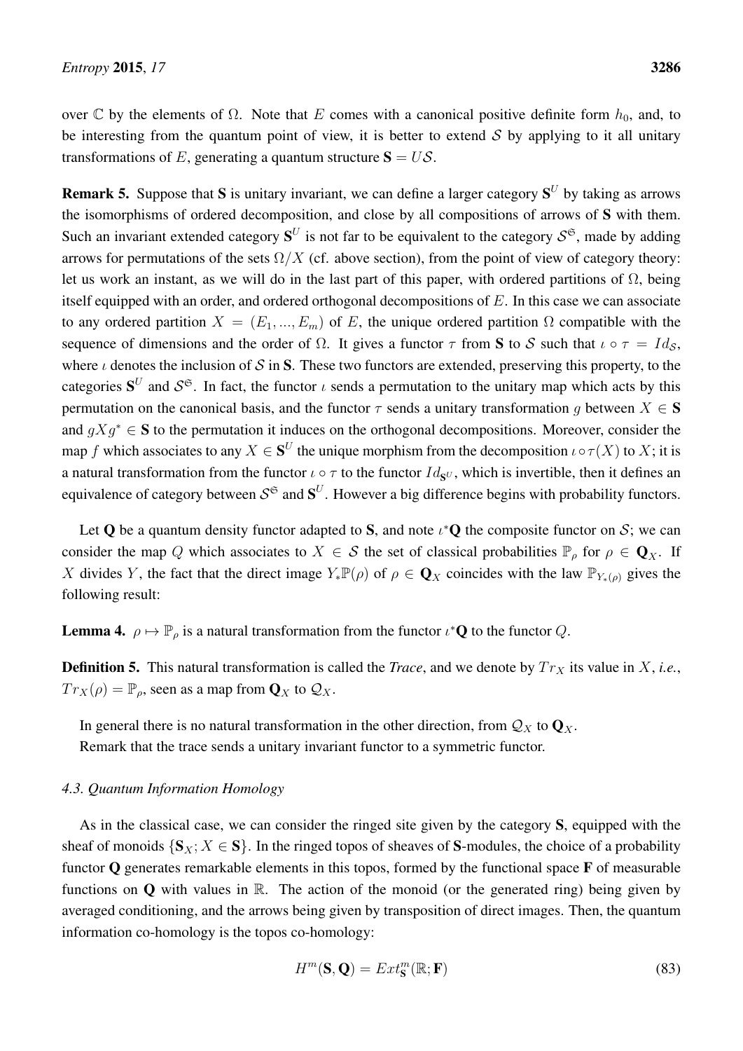over $\mathbb{C}$ by the elements of $\Omega$. Note that $E$ comes with a canonical positive definite form $h_0$, and, to be interesting from the quantum point of view, it is better to extend $\mathcal{S}$ by applying to it all unitary transformations of $E$, generating a quantum structure $\mathbf{S} = U\mathcal{S}$.

**Remark 5.** Suppose that $\mathbf{S}$ is unitary invariant, we can define a larger category $\mathbf{S}^U$ by taking as arrows the isomorphisms of ordered decomposition, and close by all compositions of arrows of $\mathbf{S}$ with them. Such an invariant extended category $\mathbf{S}^U$ is not far to be equivalent to the category $\mathcal{S}^{\mathfrak{S}}$, made by adding arrows for permutations of the sets $\Omega/X$ (cf. above section), from the point of view of category theory: let us work an instant, as we will do in the last part of this paper, with ordered partitions of $\Omega$, being itself equipped with an order, and ordered orthogonal decompositions of $E$. In this case we can associate to any ordered partition $X = (E_1, ..., E_m)$ of $E$, the unique ordered partition $\Omega$ compatible with the sequence of dimensions and the order of $\Omega$. It gives a functor $\tau$ from $\mathbf{S}$ to $\mathcal{S}$ such that $\iota \circ \tau = Id_{\mathcal{S}}$, where $\iota$ denotes the inclusion of $\mathcal{S}$ in $\mathbf{S}$. These two functors are extended, preserving this property, to the categories $\mathbf{S}^U$ and $\mathcal{S}^{\mathfrak{S}}$. In fact, the functor $\iota$ sends a permutation to the unitary map which acts by this permutation on the canonical basis, and the functor $\tau$ sends a unitary transformation $g$ between $X \in \mathbf{S}$ and $gXg^* \in \mathbf{S}$ to the permutation it induces on the orthogonal decompositions. Moreover, consider the map $f$ which associates to any $X \in \mathbf{S}^U$ the unique morphism from the decomposition $\iota \circ \tau(X)$ to $X$; it is a natural transformation from the functor $\iota \circ \tau$ to the functor $Id_{\mathbf{S}^U}$, which is invertible, then it defines an equivalence of category between $\mathcal{S}^{\mathfrak{S}}$ and $\mathbf{S}^U$. However a big difference begins with probability functors.

Let $\mathbf{Q}$ be a quantum density functor adapted to $\mathbf{S}$, and note $\iota^*\mathbf{Q}$ the composite functor on $\mathcal{S}$; we can consider the map $Q$ which associates to $X \in \mathcal{S}$ the set of classical probabilities $\mathbb{P}_\rho$ for $\rho \in \mathbf{Q}_X$. If $X$ divides $Y$, the fact that the direct image $Y_*\mathbb{P}(\rho)$ of $\rho \in \mathbf{Q}_X$ coincides with the law $\mathbb{P}_{Y_*(\rho)}$ gives the following result:

**Lemma 4.** $\rho \mapsto \mathbb{P}_\rho$ is a natural transformation from the functor $\iota^*\mathbf{Q}$ to the functor $Q$.

**Definition 5.** This natural transformation is called the *Trace*, and we denote by $Tr_X$ its value in $X$, *i.e.*, $Tr_X(\rho) = \mathbb{P}_\rho$, seen as a map from $\mathbf{Q}_X$ to $\mathcal{Q}_X$.

In general there is no natural transformation in the other direction, from $\mathcal{Q}_X$ to $\mathbf{Q}_X$.

Remark that the trace sends a unitary invariant functor to a symmetric functor.

### 4.3. Quantum Information Homology

As in the classical case, we can consider the ringed site given by the category $\mathbf{S}$, equipped with the sheaf of monoids $\{\mathbf{S}_X; X \in \mathbf{S}\}$. In the ringed topos of sheaves of $\mathbf{S}$-modules, the choice of a probability functor $\mathbf{Q}$ generates remarkable elements in this topos, formed by the functional space $\mathbf{F}$ of measurable functions on $\mathbf{Q}$ with values in $\mathbb{R}$. The action of the monoid (or the generated ring) being given by averaged conditioning, and the arrows being given by transposition of direct images. Then, the quantum information co-homology is the topos co-homology:

$$H^m(\mathbf{S}, \mathbf{Q}) = Ext^m_{\mathbf{S}}(\mathbb{R}; \mathbf{F}) \tag{83}$$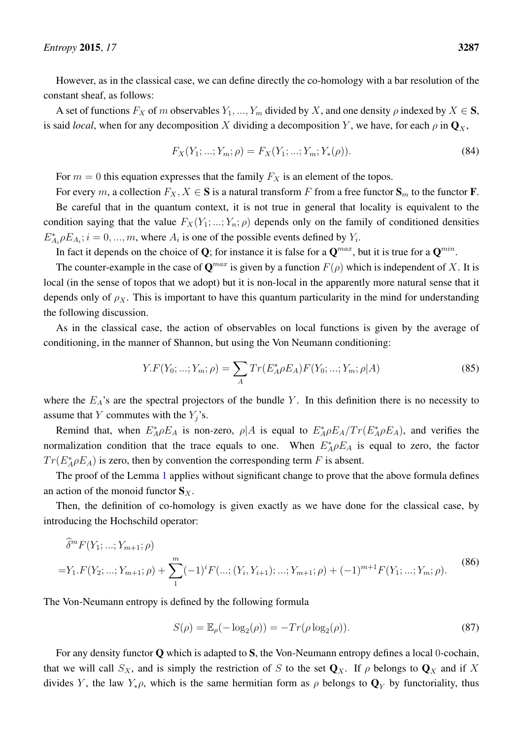However, as in the classical case, we can define directly the co-homology with a bar resolution of the constant sheaf, as follows:

A set of functions $F_X$ of $m$ observables $Y_1, ..., Y_m$ divided by $X$, and one density $\rho$ indexed by $X \in \mathbf{S}$, is said *local*, when for any decomposition $X$ dividing a decomposition $Y$, we have, for each $\rho$ in $\mathbf{Q}_X$,

$$F_X(Y_1; ...; Y_m; \rho) = F_X(Y_1; ...; Y_m; Y_*(\rho)). \tag{84}$$

For $m = 0$ this equation expresses that the family $F_X$ is an element of the topos.

For every $m$, a collection $F_X, X \in \mathbf{S}$ is a natural transform $F$ from a free functor $\mathbf{S}_m$ to the functor $\mathbf{F}$.

Be careful that in the quantum context, it is not true in general that locality is equivalent to the condition saying that the value $F_X(Y_1; ...; Y_n; \rho)$ depends only on the family of conditioned densities $E^*_{A_i}\rho E_{A_i}; i = 0, ..., m$, where $A_i$ is one of the possible events defined by $Y_i$.

In fact it depends on the choice of $\mathbf{Q}$; for instance it is false for a $\mathbf{Q}^{max}$, but it is true for a $\mathbf{Q}^{min}$.

The counter-example in the case of $\mathbf{Q}^{max}$ is given by a function $F(\rho)$ which is independent of $X$. It is local (in the sense of topos that we adopt) but it is non-local in the apparently more natural sense that it depends only of $\rho_X$. This is important to have this quantum particularity in the mind for understanding the following discussion.

As in the classical case, the action of observables on local functions is given by the average of conditioning, in the manner of Shannon, but using the Von Neumann conditioning:

$$Y.F(Y_0; ...; Y_m; \rho) = \sum_A Tr(E^*_A \rho E_A) F(Y_0; ...; Y_m; \rho|A) \tag{85}$$

where the $E_A$'s are the spectral projectors of the bundle $Y$. In this definition there is no necessity to assume that $Y$ commutes with the $Y_j$'s.

Remind that, when $E^*_A\rho E_A$ is non-zero, $\rho|A$ is equal to $E^*_A\rho E_A / Tr(E^*_A\rho E_A)$, and verifies the normalization condition that the trace equals to one. When $E^*_A\rho E_A$ is equal to zero, the factor $Tr(E^*_A\rho E_A)$ is zero, then by convention the corresponding term $F$ is absent.

The proof of the Lemma 1 applies without significant change to prove that the above formula defines an action of the monoid functor $\mathbf{S}_X$.

Then, the definition of co-homology is given exactly as we have done for the classical case, by introducing the Hochschild operator:

$$\begin{aligned}
&\widehat{\delta}^m F(Y_1; ...; Y_{m+1}; \rho) \\
=&Y_1.F(Y_2; ...; Y_{m+1}; \rho) + \sum_1^m (-1)^i F(...; (Y_i, Y_{i+1}); ...; Y_{m+1}; \rho) + (-1)^{m+1} F(Y_1; ...; Y_m; \rho).
\end{aligned} \tag{86}$$

The Von-Neumann entropy is defined by the following formula

$$S(\rho) = \mathbb{E}_\rho(-\log_2(\rho)) = -Tr(\rho \log_2(\rho)). \tag{87}$$

For any density functor $\mathbf{Q}$ which is adapted to $\mathbf{S}$, the Von-Neumann entropy defines a local 0-cochain, that we will call $S_X$, and is simply the restriction of $S$ to the set $\mathbf{Q}_X$. If $\rho$ belongs to $\mathbf{Q}_X$ and if $X$ divides $Y$, the law $Y_*\rho$, which is the same hermitian form as $\rho$ belongs to $\mathbf{Q}_Y$ by functoriality, thus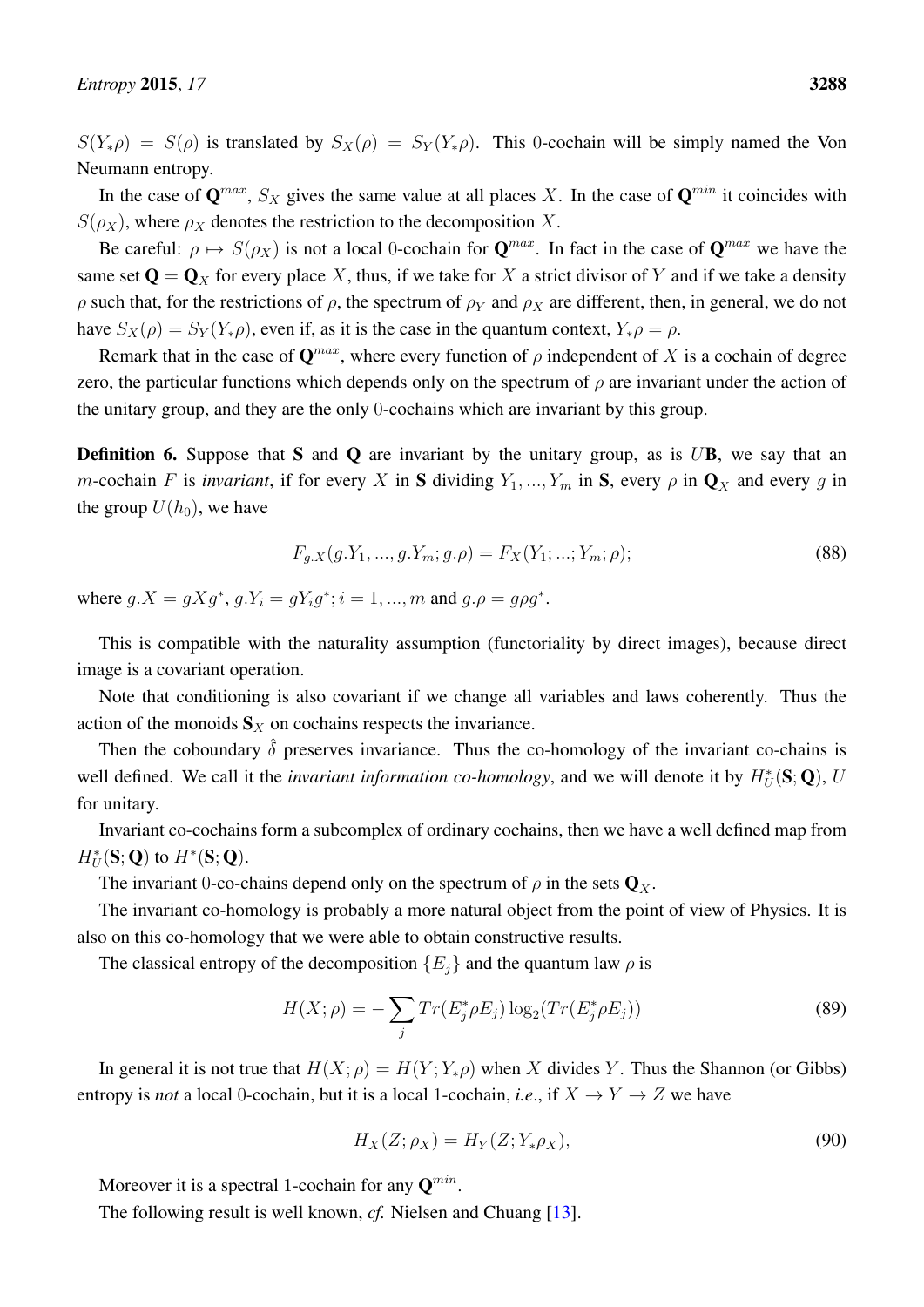$S(Y_*\rho) = S(\rho)$ is translated by $S_X(\rho) = S_Y(Y_*\rho)$. This 0-cochain will be simply named the Von Neumann entropy.

In the case of $\mathbf{Q}^{max}$, $S_X$ gives the same value at all places $X$. In the case of $\mathbf{Q}^{min}$ it coincides with $S(\rho_X)$, where $\rho_X$ denotes the restriction to the decomposition $X$.

Be careful: $\rho \mapsto S(\rho_X)$ is not a local 0-cochain for $\mathbf{Q}^{max}$. In fact in the case of $\mathbf{Q}^{max}$ we have the same set $\mathbf{Q} = \mathbf{Q}_X$ for every place $X$, thus, if we take for $X$ a strict divisor of $Y$ and if we take a density $\rho$ such that, for the restrictions of $\rho$, the spectrum of $\rho_Y$ and $\rho_X$ are different, then, in general, we do not have $S_X(\rho) = S_Y(Y_*\rho)$, even if, as it is the case in the quantum context, $Y_*\rho = \rho$.

Remark that in the case of $\mathbf{Q}^{max}$, where every function of $\rho$ independent of $X$ is a cochain of degree zero, the particular functions which depends only on the spectrum of $\rho$ are invariant under the action of the unitary group, and they are the only 0-cochains which are invariant by this group.

**Definition 6.** Suppose that $\mathbf{S}$ and $\mathbf{Q}$ are invariant by the unitary group, as is $U\mathbf{B}$, we say that an $m$-cochain $F$ is *invariant*, if for every $X$ in $\mathbf{S}$ dividing $Y_1, ..., Y_m$ in $\mathbf{S}$, every $\rho$ in $\mathbf{Q}_X$ and every $g$ in the group $U(h_0)$, we have

$$F_{g.X}(g.Y_1, ..., g.Y_m; g.\rho) = F_X(Y_1; ...; Y_m; \rho); \tag{88}$$

where $g.X = gXg^*$, $g.Y_i = gY_ig^*; i = 1, ..., m$ and $g.\rho = g\rho g^*$.

This is compatible with the naturality assumption (functoriality by direct images), because direct image is a covariant operation.

Note that conditioning is also covariant if we change all variables and laws coherently. Thus the action of the monoids $\mathbf{S}_X$ on cochains respects the invariance.

Then the coboundary $\hat{\delta}$ preserves invariance. Thus the co-homology of the invariant co-chains is well defined. We call it the *invariant information co-homology*, and we will denote it by $H_U^*(\mathbf{S}; \mathbf{Q})$, $U$ for unitary.

Invariant co-cochains form a subcomplex of ordinary cochains, then we have a well defined map from $H_U^*(\mathbf{S}; \mathbf{Q})$ to $H^*(\mathbf{S}; \mathbf{Q})$.

The invariant 0-co-chains depend only on the spectrum of $\rho$ in the sets $\mathbf{Q}_X$.

The invariant co-homology is probably a more natural object from the point of view of Physics. It is also on this co-homology that we were able to obtain constructive results.

The classical entropy of the decomposition $\{E_j\}$ and the quantum law $\rho$ is

$$H(X; \rho) = -\sum_j Tr(E_j^*\rho E_j)\log_2(Tr(E_j^*\rho E_j)) \tag{89}$$

In general it is not true that $H(X; \rho) = H(Y; Y_*\rho)$ when $X$ divides $Y$. Thus the Shannon (or Gibbs) entropy is *not* a local 0-cochain, but it is a local 1-cochain, *i.e.*, if $X \to Y \to Z$ we have

$$H_X(Z; \rho_X) = H_Y(Z; Y_*\rho_X), \tag{90}$$

Moreover it is a spectral 1-cochain for any $\mathbf{Q}^{min}$.

The following result is well known, *cf.* Nielsen and Chuang [13].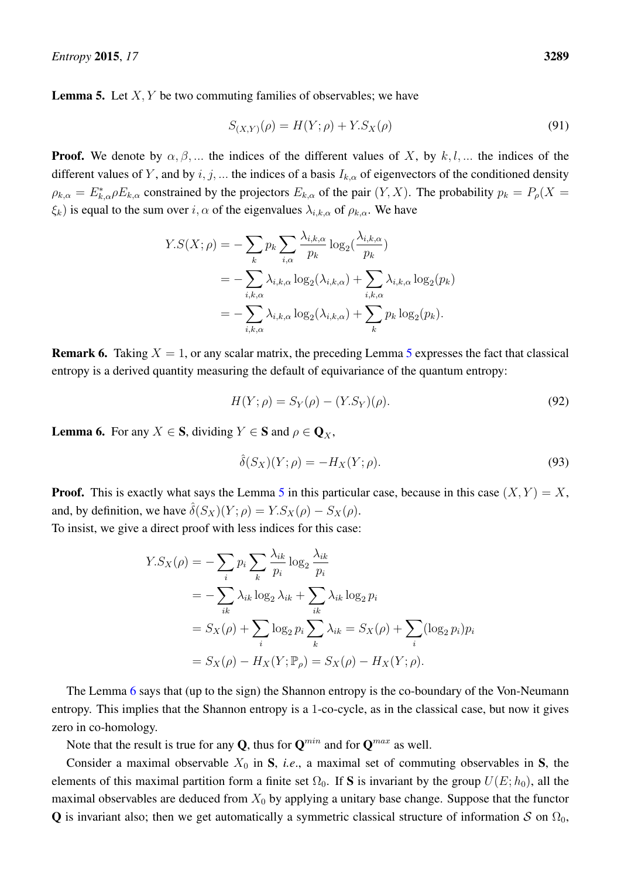**Lemma 5.** Let $X, Y$ be two commuting families of observables; we have

$$S_{(X,Y)}(\rho) = H(Y;\rho) + Y.S_X(\rho) \tag{91}$$

**Proof.** We denote by $\alpha, \beta, ...$ the indices of the different values of $X$, by $k, l, ...$ the indices of the different values of $Y$, and by $i, j, ...$ the indices of a basis $I_{k,\alpha}$ of eigenvectors of the conditioned density $\rho_{k,\alpha} = E^*_{k,\alpha}\rho E_{k,\alpha}$ constrained by the projectors $E_{k,\alpha}$ of the pair $(Y, X)$. The probability $p_k = P_\rho(X = \xi_k)$ is equal to the sum over $i, \alpha$ of the eigenvalues $\lambda_{i,k,\alpha}$ of $\rho_{k,\alpha}$. We have

$$\begin{aligned}
Y.S(X;\rho) &= -\sum_k p_k \sum_{i,\alpha} \frac{\lambda_{i,k,\alpha}}{p_k} \log_2\left(\frac{\lambda_{i,k,\alpha}}{p_k}\right) \\
&= -\sum_{i,k,\alpha} \lambda_{i,k,\alpha} \log_2(\lambda_{i,k,\alpha}) + \sum_{i,k,\alpha} \lambda_{i,k,\alpha} \log_2(p_k) \\
&= -\sum_{i,k,\alpha} \lambda_{i,k,\alpha} \log_2(\lambda_{i,k,\alpha}) + \sum_k p_k \log_2(p_k).
\end{aligned}$$

**Remark 6.** Taking $X = 1$, or any scalar matrix, the preceding Lemma 5 expresses the fact that classical entropy is a derived quantity measuring the default of equivariance of the quantum entropy:

$$H(Y;\rho) = S_Y(\rho) - (Y.S_Y)(\rho). \tag{92}$$

**Lemma 6.** For any $X \in \mathbf{S}$, dividing $Y \in \mathbf{S}$ and $\rho \in \mathbf{Q}_X$,

$$\hat{\delta}(S_X)(Y;\rho) = -H_X(Y;\rho). \tag{93}$$

**Proof.** This is exactly what says the Lemma 5 in this particular case, because in this case $(X, Y) = X$, and, by definition, we have $\hat{\delta}(S_X)(Y;\rho) = Y.S_X(\rho) - S_X(\rho)$.
To insist, we give a direct proof with less indices for this case:

$$\begin{aligned}
Y.S_X(\rho) &= -\sum_i p_i \sum_k \frac{\lambda_{ik}}{p_i} \log_2 \frac{\lambda_{ik}}{p_i} \\
&= -\sum_{ik} \lambda_{ik} \log_2 \lambda_{ik} + \sum_{ik} \lambda_{ik} \log_2 p_i \\
&= S_X(\rho) + \sum_i \log_2 p_i \sum_k \lambda_{ik} = S_X(\rho) + \sum_i (\log_2 p_i) p_i \\
&= S_X(\rho) - H_X(Y;\mathbb{P}_\rho) = S_X(\rho) - H_X(Y;\rho).
\end{aligned}$$

The Lemma 6 says that (up to the sign) the Shannon entropy is the co-boundary of the Von-Neumann entropy. This implies that the Shannon entropy is a 1-co-cycle, as in the classical case, but now it gives zero in co-homology.

Note that the result is true for any $\mathbf{Q}$, thus for $\mathbf{Q}^{min}$ and for $\mathbf{Q}^{max}$ as well.

Consider a maximal observable $X_0$ in $\mathbf{S}$, *i.e.*, a maximal set of commuting observables in $\mathbf{S}$, the elements of this maximal partition form a finite set $\Omega_0$. If $\mathbf{S}$ is invariant by the group $U(E;h_0)$, all the maximal observables are deduced from $X_0$ by applying a unitary base change. Suppose that the functor $\mathbf{Q}$ is invariant also; then we get automatically a symmetric classical structure of information $\mathcal{S}$ on $\Omega_0$,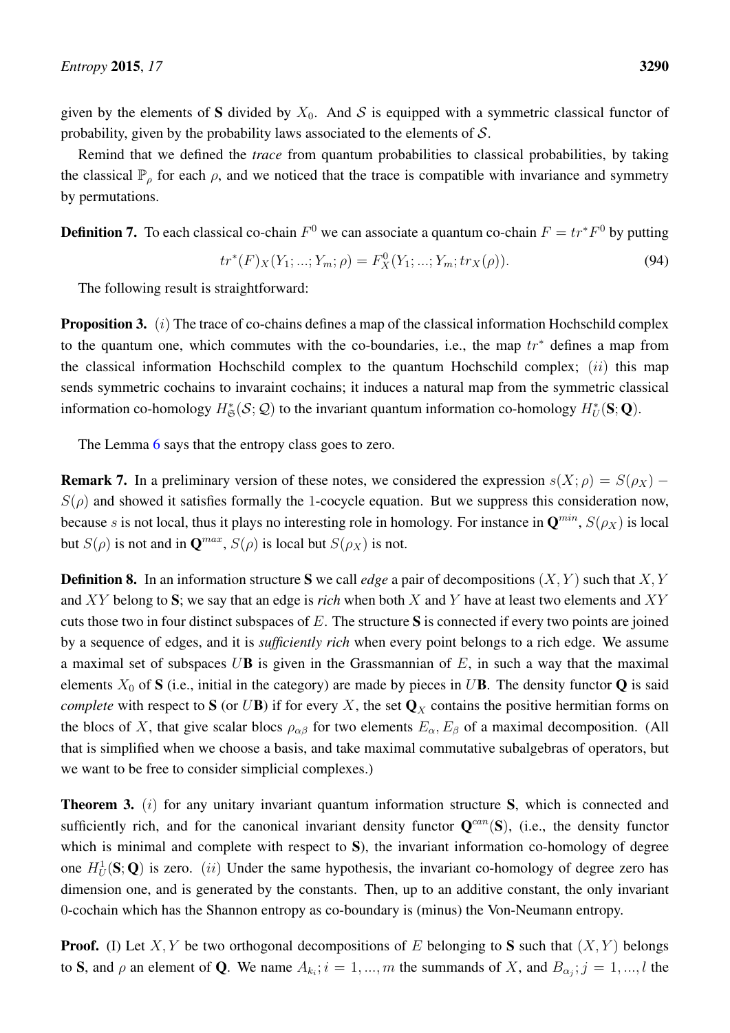given by the elements of $\mathbf{S}$ divided by $X_0$. And $\mathcal{S}$ is equipped with a symmetric classical functor of probability, given by the probability laws associated to the elements of $\mathcal{S}$.

Remind that we defined the *trace* from quantum probabilities to classical probabilities, by taking the classical $\mathbb{P}_\rho$ for each $\rho$, and we noticed that the trace is compatible with invariance and symmetry by permutations.

**Definition 7.** To each classical co-chain $F^0$ we can associate a quantum co-chain $F = tr^* F^0$ by putting

$$tr^*(F)_X(Y_1; ...; Y_m; \rho) = F^0_X(Y_1; ...; Y_m; tr_X(\rho)). \tag{94}$$

The following result is straightforward:

**Proposition 3.** $(i)$ The trace of co-chains defines a map of the classical information Hochschild complex to the quantum one, which commutes with the co-boundaries, i.e., the map $tr^*$ defines a map from the classical information Hochschild complex to the quantum Hochschild complex; $(ii)$ this map sends symmetric cochains to invaraint cochains; it induces a natural map from the symmetric classical information co-homology $H^*_{\mathfrak{S}}(\mathcal{S}; \mathcal{Q})$ to the invariant quantum information co-homology $H^*_U(\mathbf{S}; \mathbf{Q})$.

The Lemma 6 says that the entropy class goes to zero.

**Remark 7.** In a preliminary version of these notes, we considered the expression $s(X; \rho) = S(\rho_X) - S(\rho)$ and showed it satisfies formally the 1-cocycle equation. But we suppress this consideration now, because $s$ is not local, thus it plays no interesting role in homology. For instance in $\mathbf{Q}^{min}$, $S(\rho_X)$ is local but $S(\rho)$ is not and in $\mathbf{Q}^{max}$, $S(\rho)$ is local but $S(\rho_X)$ is not.

**Definition 8.** In an information structure $\mathbf{S}$ we call *edge* a pair of decompositions $(X, Y)$ such that $X, Y$ and $XY$ belong to $\mathbf{S}$; we say that an edge is *rich* when both $X$ and $Y$ have at least two elements and $XY$ cuts those two in four distinct subspaces of $E$. The structure $\mathbf{S}$ is connected if every two points are joined by a sequence of edges, and it is *sufficiently rich* when every point belongs to a rich edge. We assume a maximal set of subspaces $U\mathbf{B}$ is given in the Grassmannian of $E$, in such a way that the maximal elements $X_0$ of $\mathbf{S}$ (i.e., initial in the category) are made by pieces in $U\mathbf{B}$. The density functor $\mathbf{Q}$ is said *complete* with respect to $\mathbf{S}$ (or $U\mathbf{B}$) if for every $X$, the set $\mathbf{Q}_X$ contains the positive hermitian forms on the blocs of $X$, that give scalar blocs $\rho_{\alpha\beta}$ for two elements $E_\alpha, E_\beta$ of a maximal decomposition. (All that is simplified when we choose a basis, and take maximal commutative subalgebras of operators, but we want to be free to consider simplicial complexes.)

**Theorem 3.** $(i)$ for any unitary invariant quantum information structure $\mathbf{S}$, which is connected and sufficiently rich, and for the canonical invariant density functor $\mathbf{Q}^{can}(\mathbf{S})$, (i.e., the density functor which is minimal and complete with respect to $\mathbf{S}$), the invariant information co-homology of degree one $H^1_U(\mathbf{S}; \mathbf{Q})$ is zero. $(ii)$ Under the same hypothesis, the invariant co-homology of degree zero has dimension one, and is generated by the constants. Then, up to an additive constant, the only invariant 0-cochain which has the Shannon entropy as co-boundary is (minus) the Von-Neumann entropy.

**Proof.** (I) Let $X, Y$ be two orthogonal decompositions of $E$ belonging to $\mathbf{S}$ such that $(X, Y)$ belongs to $\mathbf{S}$, and $\rho$ an element of $\mathbf{Q}$. We name $A_{k_i}; i = 1, ..., m$ the summands of $X$, and $B_{\alpha_j}; j = 1, ..., l$ the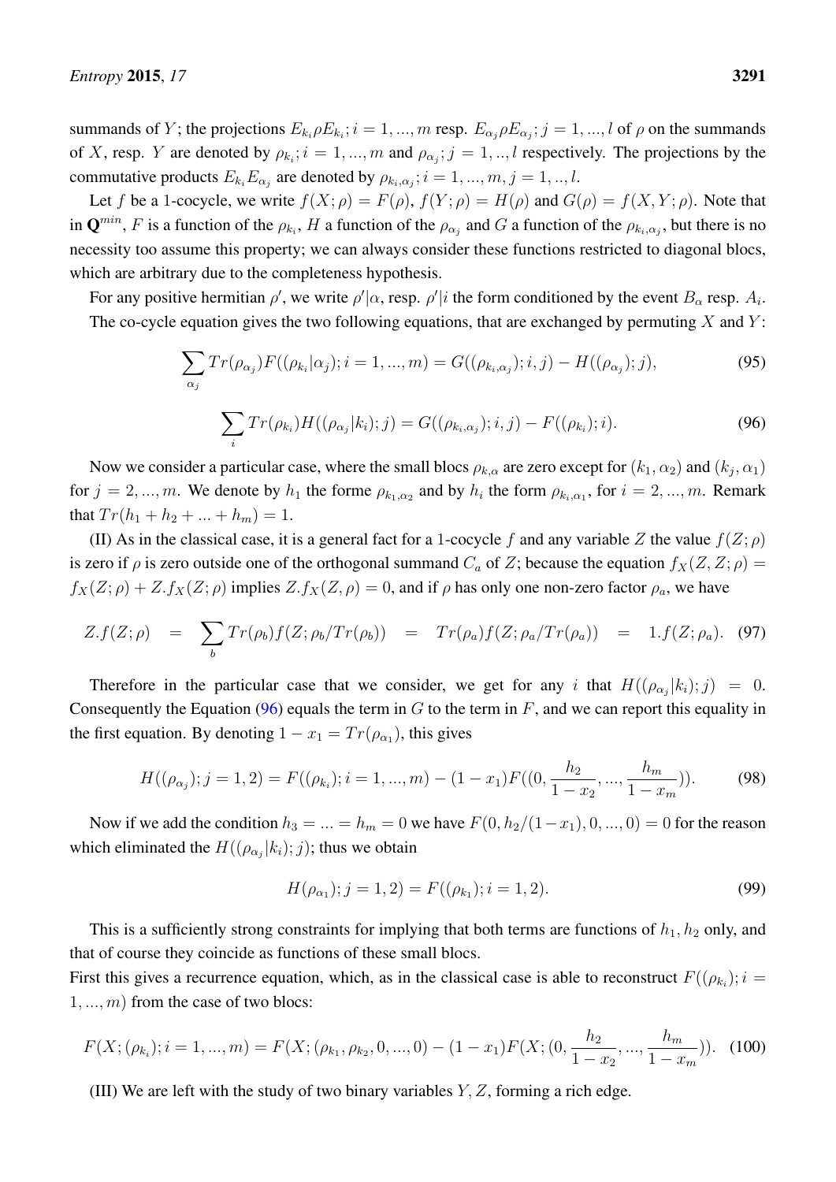summands of $Y$; the projections $E_{k_i}\rho E_{k_i}; i = 1, ..., m$ resp. $E_{\alpha_j}\rho E_{\alpha_j}; j = 1, .., l$ of $\rho$ on the summands of $X$, resp. $Y$ are denoted by $\rho_{k_i}; i = 1, ..., m$ and $\rho_{\alpha_j}; j = 1, .., l$ respectively. The projections by the commutative products $E_{k_i}E_{\alpha_j}$ are denoted by $\rho_{k_i,\alpha_j}; i = 1, ..., m, j = 1, .., l$.

Let $f$ be a 1-cocycle, we write $f(X;\rho) = F(\rho)$, $f(Y;\rho) = H(\rho)$ and $G(\rho) = f(X,Y;\rho)$. Note that in $\mathbf{Q}^{min}$, $F$ is a function of the $\rho_{k_i}$, $H$ a function of the $\rho_{\alpha_j}$ and $G$ a function of the $\rho_{k_i,\alpha_j}$, but there is no necessity too assume this property; we can always consider these functions restricted to diagonal blocs, which are arbitrary due to the completeness hypothesis.

For any positive hermitian $\rho'$, we write $\rho'|\alpha$, resp. $\rho'|i$ the form conditioned by the event $B_\alpha$ resp. $A_i$.

The co-cycle equation gives the two following equations, that are exchanged by permuting $X$ and $Y$:

$$\sum_{\alpha_j} Tr(\rho_{\alpha_j})F((\rho_{k_i}|\alpha_j); i = 1, ..., m) = G((\rho_{k_i,\alpha_j}); i, j) - H((\rho_{\alpha_j}); j), \tag{95}$$

$$\sum_{i} Tr(\rho_{k_i})H((\rho_{\alpha_j}|k_i); j) = G((\rho_{k_i,\alpha_j}); i, j) - F((\rho_{k_i}); i). \tag{96}$$

Now we consider a particular case, where the small blocs $\rho_{k,\alpha}$ are zero except for $(k_1, \alpha_2)$ and $(k_j, \alpha_1)$ for $j = 2, ..., m$. We denote by $h_1$ the forme $\rho_{k_1,\alpha_2}$ and by $h_i$ the form $\rho_{k_i,\alpha_1}$, for $i = 2, ..., m$. Remark that $Tr(h_1 + h_2 + ... + h_m) = 1$.

(II) As in the classical case, it is a general fact for a 1-cocycle $f$ and any variable $Z$ the value $f(Z;\rho)$ is zero if $\rho$ is zero outside one of the orthogonal summand $C_a$ of $Z$; because the equation $f_X(Z, Z;\rho) = f_X(Z;\rho) + Z.f_X(Z;\rho)$ implies $Z.f_X(Z,\rho) = 0$, and if $\rho$ has only one non-zero factor $\rho_a$, we have

$$Z.f(Z;\rho) \quad = \quad \sum_b Tr(\rho_b)f(Z;\rho_b/Tr(\rho_b)) \quad = \quad Tr(\rho_a)f(Z;\rho_a/Tr(\rho_a)) \quad = \quad 1.f(Z;\rho_a). \tag{97}$$

Therefore in the particular case that we consider, we get for any $i$ that $H((\rho_{\alpha_j}|k_i); j) = 0$. Consequently the Equation (96) equals the term in $G$ to the term in $F$, and we can report this equality in the first equation. By denoting $1 - x_1 = Tr(\rho_{\alpha_1})$, this gives

$$H((\rho_{\alpha_j}); j = 1, 2) = F((\rho_{k_i}); i = 1, ..., m) - (1 - x_1)F((0, \frac{h_2}{1 - x_2}, ..., \frac{h_m}{1 - x_m})). \tag{98}$$

Now if we add the condition $h_3 = ... = h_m = 0$ we have $F(0, h_2/(1 - x_1), 0, ..., 0) = 0$ for the reason which eliminated the $H((\rho_{\alpha_j}|k_i); j)$; thus we obtain

$$H(\rho_{\alpha_1}); j = 1, 2) = F((\rho_{k_1}); i = 1, 2). \tag{99}$$

This is a sufficiently strong constraints for implying that both terms are functions of $h_1, h_2$ only, and that of course they coincide as functions of these small blocs.

First this gives a recurrence equation, which, as in the classical case is able to reconstruct $F((\rho_{k_i}); i = 1, ..., m)$ from the case of two blocs:

$$F(X; (\rho_{k_i}); i = 1, ..., m) = F(X; (\rho_{k_1}, \rho_{k_2}, 0, ..., 0) - (1 - x_1)F(X; (0, \frac{h_2}{1 - x_2}, ..., \frac{h_m}{1 - x_m})). \tag{100}$$

(III) We are left with the study of two binary variables $Y, Z$, forming a rich edge.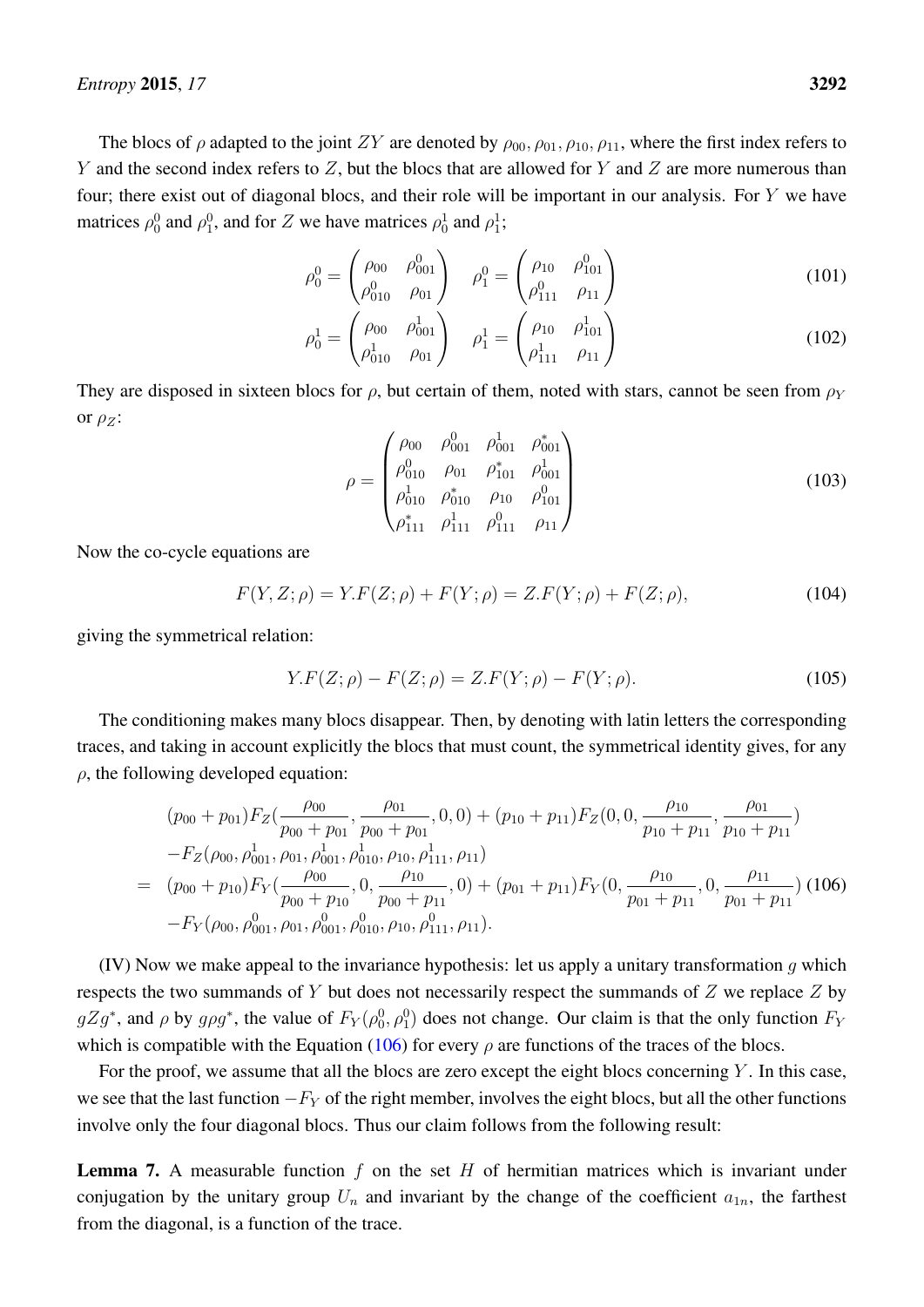The blocs of $\rho$ adapted to the joint $ZY$ are denoted by $\rho_{00}, \rho_{01}, \rho_{10}, \rho_{11}$, where the first index refers to $Y$ and the second index refers to $Z$, but the blocs that are allowed for $Y$ and $Z$ are more numerous than four; there exist out of diagonal blocs, and their role will be important in our analysis. For $Y$ we have matrices $\rho_0^0$ and $\rho_1^0$, and for $Z$ we have matrices $\rho_0^1$ and $\rho_1^1$;

$$\rho_0^0 = \begin{pmatrix} \rho_{00} & \rho_{001}^0 \\ \rho_{010}^0 & \rho_{01} \end{pmatrix} \quad \rho_1^0 = \begin{pmatrix} \rho_{10} & \rho_{101}^0 \\ \rho_{111}^0 & \rho_{11} \end{pmatrix} \tag{101}$$

$$\rho_0^1 = \begin{pmatrix} \rho_{00} & \rho_{001}^1 \\ \rho_{010}^1 & \rho_{01} \end{pmatrix} \quad \rho_1^1 = \begin{pmatrix} \rho_{10} & \rho_{101}^1 \\ \rho_{111}^1 & \rho_{11} \end{pmatrix} \tag{102}$$

They are disposed in sixteen blocs for $\rho$, but certain of them, noted with stars, cannot be seen from $\rho_Y$ or $\rho_Z$:

$$\rho = \begin{pmatrix} \rho_{00} & \rho_{001}^0 & \rho_{001}^1 & \rho_{001}^* \\ \rho_{010}^0 & \rho_{01} & \rho_{101}^* & \rho_{001}^1 \\ \rho_{010}^1 & \rho_{010}^* & \rho_{10} & \rho_{101}^0 \\ \rho_{111}^* & \rho_{111}^1 & \rho_{111}^0 & \rho_{11} \end{pmatrix} \tag{103}$$

Now the co-cycle equations are

$$F(Y, Z; \rho) = Y.F(Z; \rho) + F(Y; \rho) = Z.F(Y; \rho) + F(Z; \rho), \tag{104}$$

giving the symmetrical relation:

$$Y.F(Z; \rho) - F(Z; \rho) = Z.F(Y; \rho) - F(Y; \rho). \tag{105}$$

The conditioning makes many blocs disappear. Then, by denoting with latin letters the corresponding traces, and taking in account explicitly the blocs that must count, the symmetrical identity gives, for any $\rho$, the following developed equation:

$$\begin{aligned} & (p_{00}+p_{01})F_Z(\frac{\rho_{00}}{p_{00}+p_{01}}, \frac{\rho_{01}}{p_{00}+p_{01}}, 0, 0) + (p_{10}+p_{11})F_Z(0, 0, \frac{\rho_{10}}{p_{10}+p_{11}}, \frac{\rho_{01}}{p_{10}+p_{11}}) \\ & -F_Z(\rho_{00}, \rho_{001}^1, \rho_{01}, \rho_{001}^1, \rho_{010}^1, \rho_{10}, \rho_{111}^1, \rho_{11}) \\ = \; & (p_{00}+p_{10})F_Y(\frac{\rho_{00}}{p_{00}+p_{10}}, 0, \frac{\rho_{10}}{p_{00}+p_{11}}, 0) + (p_{01}+p_{11})F_Y(0, \frac{\rho_{10}}{p_{01}+p_{11}}, 0, \frac{\rho_{11}}{p_{01}+p_{11}}) \\ & -F_Y(\rho_{00}, \rho_{001}^0, \rho_{01}, \rho_{001}^0, \rho_{010}^0, \rho_{10}, \rho_{111}^0, \rho_{11}). \end{aligned} \tag{106}$$

(IV) Now we make appeal to the invariance hypothesis: let us apply a unitary transformation $g$ which respects the two summands of $Y$ but does not necessarily respect the summands of $Z$ we replace $Z$ by $gZg^*$, and $\rho$ by $g\rho g^*$, the value of $F_Y(\rho_0^0, \rho_1^0)$ does not change. Our claim is that the only function $F_Y$ which is compatible with the Equation (106) for every $\rho$ are functions of the traces of the blocs.

For the proof, we assume that all the blocs are zero except the eight blocs concerning $Y$. In this case, we see that the last function $-F_Y$ of the right member, involves the eight blocs, but all the other functions involve only the four diagonal blocs. Thus our claim follows from the following result:

**Lemma 7.** A measurable function $f$ on the set $H$ of hermitian matrices which is invariant under conjugation by the unitary group $U_n$ and invariant by the change of the coefficient $a_{1n}$, the farthest from the diagonal, is a function of the trace.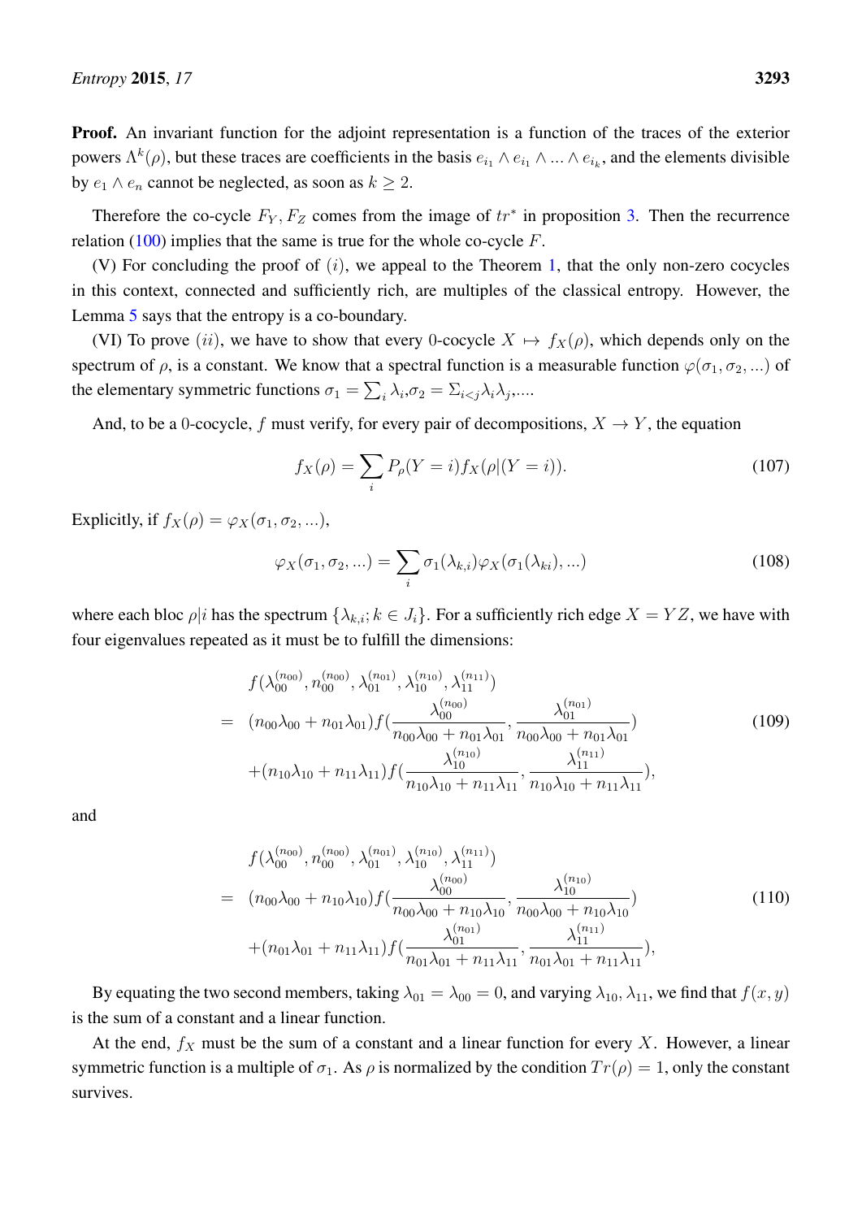**Proof.** An invariant function for the adjoint representation is a function of the traces of the exterior powers $\Lambda^k(\rho)$, but these traces are coefficients in the basis $e_{i_1} \wedge e_{i_1} \wedge ... \wedge e_{i_k}$, and the elements divisible by $e_1 \wedge e_n$ cannot be neglected, as soon as $k \geq 2$.

Therefore the co-cycle $F_Y, F_Z$ comes from the image of $tr^*$ in proposition 3. Then the recurrence relation (100) implies that the same is true for the whole co-cycle $F$.

(V) For concluding the proof of $(i)$, we appeal to the Theorem 1, that the only non-zero cocycles in this context, connected and sufficiently rich, are multiples of the classical entropy. However, the Lemma 5 says that the entropy is a co-boundary.

(VI) To prove $(ii)$, we have to show that every 0-cocycle $X \mapsto f_X(\rho)$, which depends only on the spectrum of $\rho$, is a constant. We know that a spectral function is a measurable function $\varphi(\sigma_1, \sigma_2, ...)$ of the elementary symmetric functions $\sigma_1 = \sum_i \lambda_i$,$\sigma_2 = \Sigma_{i<j}\lambda_i\lambda_j$,....

And, to be a 0-cocycle, $f$ must verify, for every pair of decompositions, $X \to Y$, the equation

$$f_X(\rho) = \sum_i P_\rho(Y = i) f_X(\rho|(Y = i)). \tag{107}$$

Explicitly, if $f_X(\rho) = \varphi_X(\sigma_1, \sigma_2, ...)$,

$$\varphi_X(\sigma_1, \sigma_2, ...) = \sum_i \sigma_1(\lambda_{k,i})\varphi_X(\sigma_1(\lambda_{ki}), ...) \tag{108}$$

where each bloc $\rho|i$ has the spectrum $\{\lambda_{k,i}; k \in J_i\}$. For a sufficiently rich edge $X = YZ$, we have with four eigenvalues repeated as it must be to fulfill the dimensions:

$$\begin{aligned}
& f(\lambda_{00}^{(n_{00})}, n_{00}^{(n_{00})}, \lambda_{01}^{(n_{01})}, \lambda_{10}^{(n_{10})}, \lambda_{11}^{(n_{11})}) \\
= \quad & (n_{00}\lambda_{00} + n_{01}\lambda_{01}) f(\frac{\lambda_{00}^{(n_{00})}}{n_{00}\lambda_{00} + n_{01}\lambda_{01}}, \frac{\lambda_{01}^{(n_{01})}}{n_{00}\lambda_{00} + n_{01}\lambda_{01}}) \\
& + (n_{10}\lambda_{10} + n_{11}\lambda_{11}) f(\frac{\lambda_{10}^{(n_{10})}}{n_{10}\lambda_{10} + n_{11}\lambda_{11}}, \frac{\lambda_{11}^{(n_{11})}}{n_{10}\lambda_{10} + n_{11}\lambda_{11}}),
\end{aligned} \tag{109}$$

and

$$\begin{aligned}
& f(\lambda_{00}^{(n_{00})}, n_{00}^{(n_{00})}, \lambda_{01}^{(n_{01})}, \lambda_{10}^{(n_{10})}, \lambda_{11}^{(n_{11})}) \\
= \quad & (n_{00}\lambda_{00} + n_{10}\lambda_{10}) f(\frac{\lambda_{00}^{(n_{00})}}{n_{00}\lambda_{00} + n_{10}\lambda_{10}}, \frac{\lambda_{10}^{(n_{10})}}{n_{00}\lambda_{00} + n_{10}\lambda_{10}}) \\
& + (n_{01}\lambda_{01} + n_{11}\lambda_{11}) f(\frac{\lambda_{01}^{(n_{01})}}{n_{01}\lambda_{01} + n_{11}\lambda_{11}}, \frac{\lambda_{11}^{(n_{11})}}{n_{01}\lambda_{01} + n_{11}\lambda_{11}}),
\end{aligned} \tag{110}$$

By equating the two second members, taking $\lambda_{01} = \lambda_{00} = 0$, and varying $\lambda_{10}, \lambda_{11}$, we find that $f(x, y)$ is the sum of a constant and a linear function.

At the end, $f_X$ must be the sum of a constant and a linear function for every $X$. However, a linear symmetric function is a multiple of $\sigma_1$. As $\rho$ is normalized by the condition $Tr(\rho) = 1$, only the constant survives.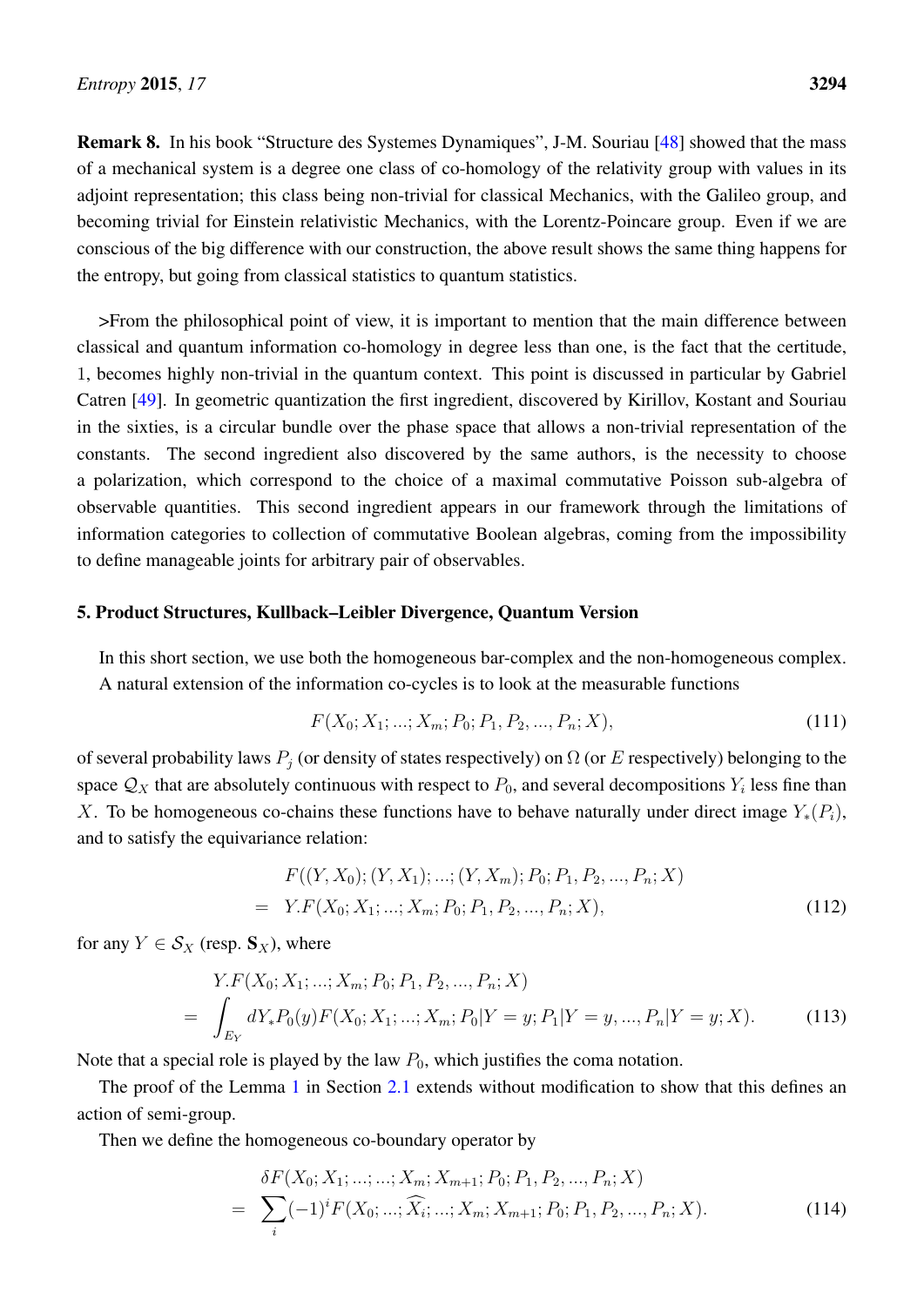**Remark 8.** In his book "Structure des Systemes Dynamiques", J-M. Souriau [48] showed that the mass of a mechanical system is a degree one class of co-homology of the relativity group with values in its adjoint representation; this class being non-trivial for classical Mechanics, with the Galileo group, and becoming trivial for Einstein relativistic Mechanics, with the Lorentz-Poincare group. Even if we are conscious of the big difference with our construction, the above result shows the same thing happens for the entropy, but going from classical statistics to quantum statistics.

>From the philosophical point of view, it is important to mention that the main difference between classical and quantum information co-homology in degree less than one, is the fact that the certitude, 1, becomes highly non-trivial in the quantum context. This point is discussed in particular by Gabriel Catren [49]. In geometric quantization the first ingredient, discovered by Kirillov, Kostant and Souriau in the sixties, is a circular bundle over the phase space that allows a non-trivial representation of the constants. The second ingredient also discovered by the same authors, is the necessity to choose a polarization, which correspond to the choice of a maximal commutative Poisson sub-algebra of observable quantities. This second ingredient appears in our framework through the limitations of information categories to collection of commutative Boolean algebras, coming from the impossibility to define manageable joints for arbitrary pair of observables.

## 5. Product Structures, Kullback–Leibler Divergence, Quantum Version

In this short section, we use both the homogeneous bar-complex and the non-homogeneous complex. A natural extension of the information co-cycles is to look at the measurable functions

$$F(X_0; X_1; ...; X_m; P_0; P_1, P_2, ..., P_n; X), \tag{111}$$

of several probability laws $P_j$ (or density of states respectively) on $\Omega$ (or $E$ respectively) belonging to the space $\mathcal{Q}_X$ that are absolutely continuous with respect to $P_0$, and several decompositions $Y_i$ less fine than $X$. To be homogeneous co-chains these functions have to behave naturally under direct image $Y_*(P_i)$, and to satisfy the equivariance relation:

$$\begin{aligned} & F((Y, X_0); (Y, X_1); ...; (Y, X_m); P_0; P_1, P_2, ..., P_n; X) \\ = \quad & Y.F(X_0; X_1; ...; X_m; P_0; P_1, P_2, ..., P_n; X), \end{aligned} \tag{112}$$

for any $Y \in \mathcal{S}_X$ (resp. $\mathbf{S}_X$), where

$$\begin{aligned} & Y.F(X_0; X_1; ...; X_m; P_0; P_1, P_2, ..., P_n; X) \\ = \quad & \int_{E_Y} dY_*P_0(y) F(X_0; X_1; ...; X_m; P_0|Y = y; P_1|Y = y, ..., P_n|Y = y; X). \end{aligned} \tag{113}$$

Note that a special role is played by the law $P_0$, which justifies the coma notation.

The proof of the Lemma 1 in Section 2.1 extends without modification to show that this defines an action of semi-group.

Then we define the homogeneous co-boundary operator by

$$\begin{aligned} & \delta F(X_0; X_1; ...; ...; X_m; X_{m+1}; P_0; P_1, P_2, ..., P_n; X) \\ = \quad & \sum_i (-1)^i F(X_0; ...; \widehat{X_i}; ...; X_m; X_{m+1}; P_0; P_1, P_2, ..., P_n; X). \end{aligned} \tag{114}$$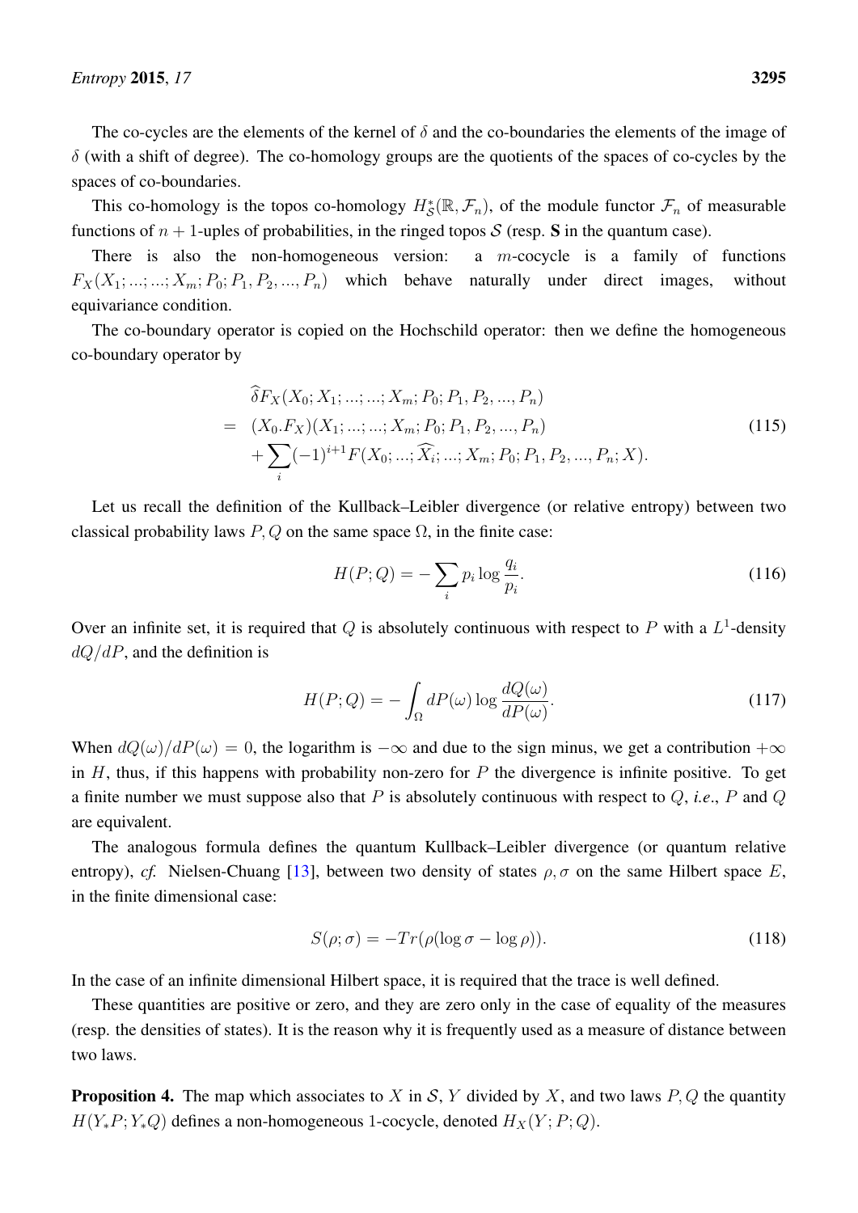The co-cycles are the elements of the kernel of $\delta$ and the co-boundaries the elements of the image of $\delta$ (with a shift of degree). The co-homology groups are the quotients of the spaces of co-cycles by the spaces of co-boundaries.

This co-homology is the topos co-homology $H^*_{\mathcal{S}}(\mathbb{R}, \mathcal{F}_n)$, of the module functor $\mathcal{F}_n$ of measurable functions of $n+1$-uples of probabilities, in the ringed topos $\mathcal{S}$ (resp. $\mathbf{S}$ in the quantum case).

There is also the non-homogeneous version: a $m$-cocycle is a family of functions $F_X(X_1; ...; ...; X_m; P_0; P_1, P_2, ..., P_n)$ which behave naturally under direct images, without equivariance condition.

The co-boundary operator is copied on the Hochschild operator: then we define the homogeneous co-boundary operator by

$$
\begin{aligned}
& \widehat{\delta} F_X(X_0; X_1; ...; ...; X_m; P_0; P_1, P_2, ..., P_n) \\
= \; & (X_0.F_X)(X_1; ...; ...; X_m; P_0; P_1, P_2, ..., P_n) \\
& + \sum_i (-1)^{i+1} F(X_0; ...; \widehat{X_i}; ...; X_m; P_0; P_1, P_2, ..., P_n; X).
\end{aligned} \tag{115}
$$

Let us recall the definition of the Kullback–Leibler divergence (or relative entropy) between two classical probability laws $P, Q$ on the same space $\Omega$, in the finite case:

$$
H(P; Q) = -\sum_i p_i \log \frac{q_i}{p_i}. \tag{116}
$$

Over an infinite set, it is required that $Q$ is absolutely continuous with respect to $P$ with a $L^1$-density $dQ/dP$, and the definition is

$$
H(P; Q) = -\int_\Omega dP(\omega) \log \frac{dQ(\omega)}{dP(\omega)}. \tag{117}
$$

When $dQ(\omega)/dP(\omega) = 0$, the logarithm is $-\infty$ and due to the sign minus, we get a contribution $+\infty$ in $H$, thus, if this happens with probability non-zero for $P$ the divergence is infinite positive. To get a finite number we must suppose also that $P$ is absolutely continuous with respect to $Q$, *i.e.*, $P$ and $Q$ are equivalent.

The analogous formula defines the quantum Kullback–Leibler divergence (or quantum relative entropy), *cf.* Nielsen-Chuang [13], between two density of states $\rho, \sigma$ on the same Hilbert space $E$, in the finite dimensional case:

$$
S(\rho; \sigma) = -Tr(\rho(\log \sigma - \log \rho)). \tag{118}
$$

In the case of an infinite dimensional Hilbert space, it is required that the trace is well defined.

These quantities are positive or zero, and they are zero only in the case of equality of the measures (resp. the densities of states). It is the reason why it is frequently used as a measure of distance between two laws.

**Proposition 4.** The map which associates to $X$ in $\mathcal{S}$, $Y$ divided by $X$, and two laws $P, Q$ the quantity $H(Y_*P; Y_*Q)$ defines a non-homogeneous 1-cocycle, denoted $H_X(Y; P; Q)$.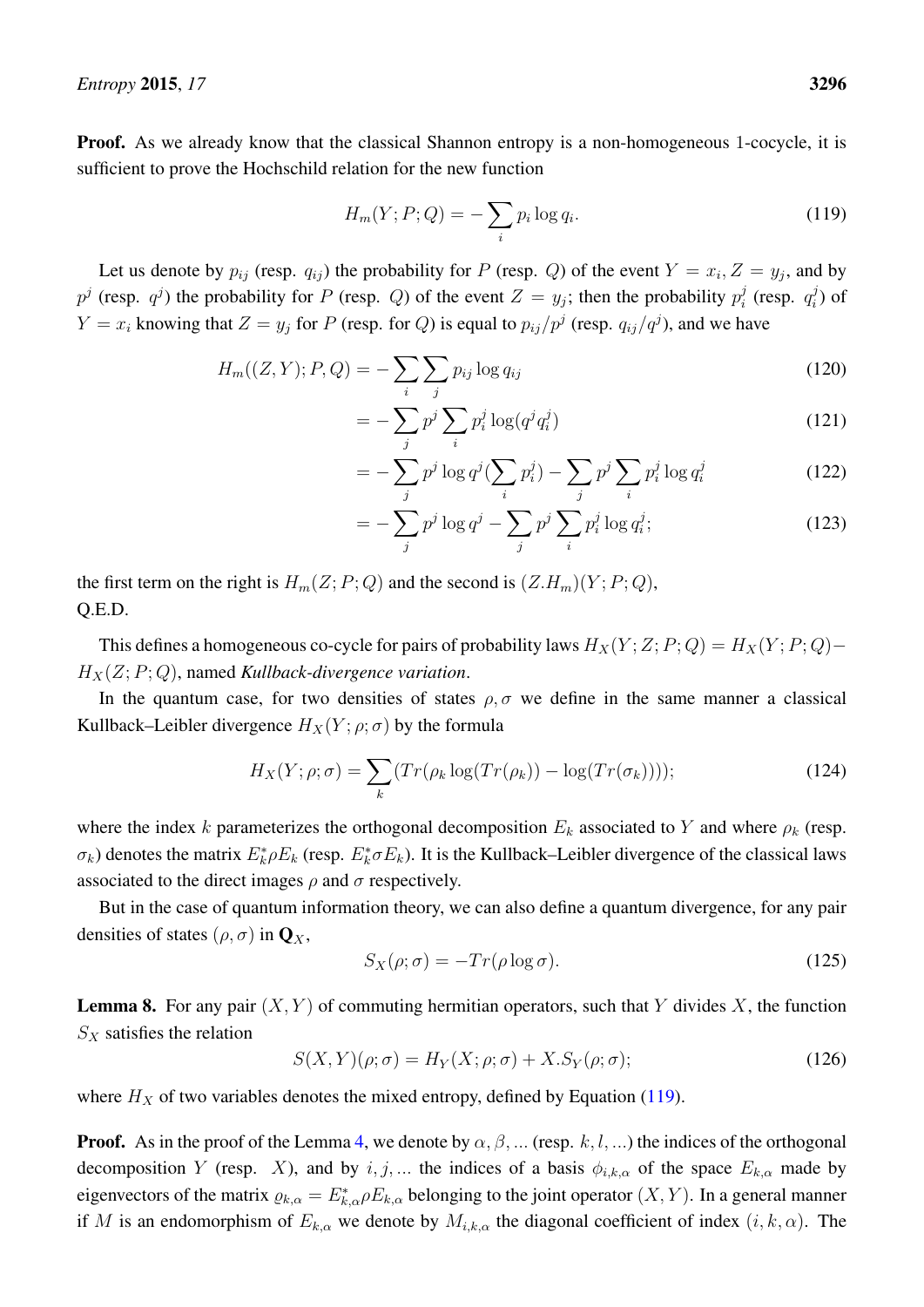**Proof.** As we already know that the classical Shannon entropy is a non-homogeneous 1-cocycle, it is sufficient to prove the Hochschild relation for the new function

$$H_m(Y; P; Q) = -\sum_i p_i \log q_i. \tag{119}$$

Let us denote by $p_{ij}$ (resp. $q_{ij}$) the probability for $P$ (resp. $Q$) of the event $Y = x_i, Z = y_j$, and by $p^j$ (resp. $q^j$) the probability for $P$ (resp. $Q$) of the event $Z = y_j$; then the probability $p_i^j$ (resp. $q_i^j$) of $Y = x_i$ knowing that $Z = y_j$ for $P$ (resp. for $Q$) is equal to $p_{ij}/p^j$ (resp. $q_{ij}/q^j$), and we have

$$H_m((Z, Y); P, Q) = -\sum_i \sum_j p_{ij} \log q_{ij} \tag{120}$$

$$= -\sum_j p^j \sum_i p_i^j \log(q^j q_i^j) \tag{121}$$

$$= -\sum_j p^j \log q^j (\sum_i p_i^j) - \sum_j p^j \sum_i p_i^j \log q_i^j \tag{122}$$

$$= -\sum_j p^j \log q^j - \sum_j p^j \sum_i p_i^j \log q_i^j; \tag{123}$$

the first term on the right is $H_m(Z; P; Q)$ and the second is $(Z.H_m)(Y; P; Q)$,
Q.E.D.

This defines a homogeneous co-cycle for pairs of probability laws $H_X(Y; Z; P; Q) = H_X(Y; P; Q) - H_X(Z; P; Q)$, named *Kullback-divergence variation*.

In the quantum case, for two densities of states $\rho, \sigma$ we define in the same manner a classical Kullback–Leibler divergence $H_X(Y; \rho; \sigma)$ by the formula

$$H_X(Y; \rho; \sigma) = \sum_k (Tr(\rho_k \log(Tr(\rho_k)) - \log(Tr(\sigma_k)))); \tag{124}$$

where the index $k$ parameterizes the orthogonal decomposition $E_k$ associated to $Y$ and where $\rho_k$ (resp. $\sigma_k$) denotes the matrix $E_k^* \rho E_k$ (resp. $E_k^* \sigma E_k$). It is the Kullback–Leibler divergence of the classical laws associated to the direct images $\rho$ and $\sigma$ respectively.

But in the case of quantum information theory, we can also define a quantum divergence, for any pair densities of states $(\rho, \sigma)$ in $\mathbf{Q}_X$,

$$S_X(\rho; \sigma) = -Tr(\rho \log \sigma). \tag{125}$$

**Lemma 8.** For any pair $(X, Y)$ of commuting hermitian operators, such that $Y$ divides $X$, the function $S_X$ satisfies the relation

$$S(X, Y)(\rho; \sigma) = H_Y(X; \rho; \sigma) + X.S_Y(\rho; \sigma); \tag{126}$$

where $H_X$ of two variables denotes the mixed entropy, defined by Equation (119).

**Proof.** As in the proof of the Lemma 4, we denote by $\alpha, \beta, ...$ (resp. $k, l, ...$) the indices of the orthogonal decomposition $Y$ (resp. $X$), and by $i, j, ...$ the indices of a basis $\phi_{i,k,\alpha}$ of the space $E_{k,\alpha}$ made by eigenvectors of the matrix $\varrho_{k,\alpha} = E_{k,\alpha}^* \rho E_{k,\alpha}$ belonging to the joint operator $(X, Y)$. In a general manner if $M$ is an endomorphism of $E_{k,\alpha}$ we denote by $M_{i,k,\alpha}$ the diagonal coefficient of index $(i, k, \alpha)$. The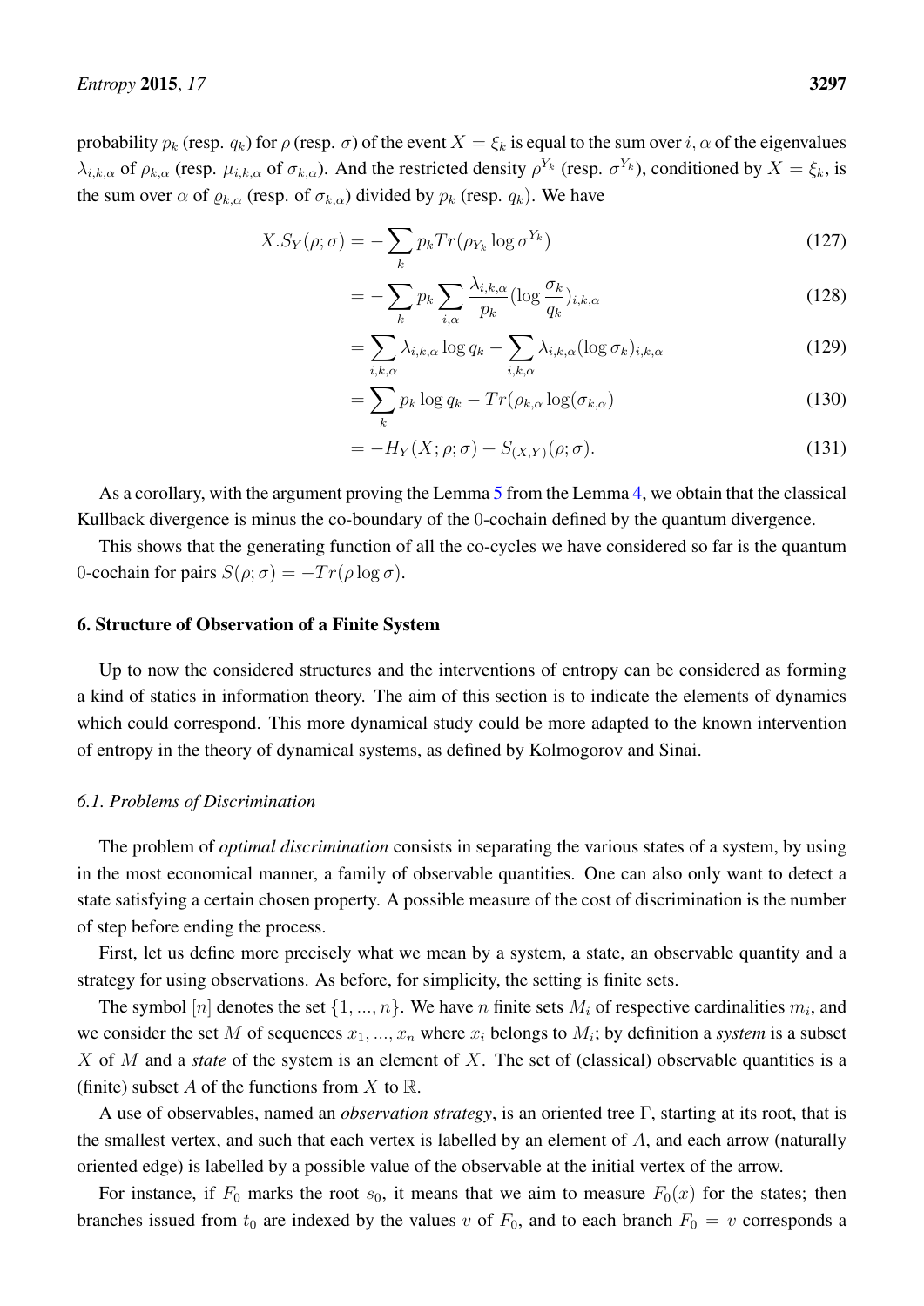probability $p_k$ (resp. $q_k$) for $\rho$ (resp. $\sigma$) of the event $X = \xi_k$ is equal to the sum over $i, \alpha$ of the eigenvalues $\lambda_{i,k,\alpha}$ of $\rho_{k,\alpha}$ (resp. $\mu_{i,k,\alpha}$ of $\sigma_{k,\alpha}$). And the restricted density $\rho^{Y_k}$ (resp. $\sigma^{Y_k}$), conditioned by $X = \xi_k$, is the sum over $\alpha$ of $\varrho_{k,\alpha}$ (resp. of $\sigma_{k,\alpha}$) divided by $p_k$ (resp. $q_k$). We have

$$X.S_Y(\rho;\sigma) = -\sum_k p_k Tr(\rho_{Y_k} \log \sigma^{Y_k}) \tag{127}$$

$$= -\sum_k p_k \sum_{i,\alpha} \frac{\lambda_{i,k,\alpha}}{p_k} (\log \frac{\sigma_k}{q_k})_{i,k,\alpha} \tag{128}$$

$$= \sum_{i,k,\alpha} \lambda_{i,k,\alpha} \log q_k - \sum_{i,k,\alpha} \lambda_{i,k,\alpha} (\log \sigma_k)_{i,k,\alpha} \tag{129}$$

$$= \sum_k p_k \log q_k - Tr(\rho_{k,\alpha} \log(\sigma_{k,\alpha}) \tag{130}$$

$$= -H_Y(X;\rho;\sigma) + S_{(X,Y)}(\rho;\sigma). \tag{131}$$

As a corollary, with the argument proving the Lemma 5 from the Lemma 4, we obtain that the classical Kullback divergence is minus the co-boundary of the 0-cochain defined by the quantum divergence.

This shows that the generating function of all the co-cycles we have considered so far is the quantum 0-cochain for pairs $S(\rho;\sigma) = -Tr(\rho \log \sigma)$.

## 6. Structure of Observation of a Finite System

Up to now the considered structures and the interventions of entropy can be considered as forming a kind of statics in information theory. The aim of this section is to indicate the elements of dynamics which could correspond. This more dynamical study could be more adapted to the known intervention of entropy in the theory of dynamical systems, as defined by Kolmogorov and Sinai.

### 6.1. Problems of Discrimination

The problem of *optimal discrimination* consists in separating the various states of a system, by using in the most economical manner, a family of observable quantities. One can also only want to detect a state satisfying a certain chosen property. A possible measure of the cost of discrimination is the number of step before ending the process.

First, let us define more precisely what we mean by a system, a state, an observable quantity and a strategy for using observations. As before, for simplicity, the setting is finite sets.

The symbol $[n]$ denotes the set $\{1, ..., n\}$. We have $n$ finite sets $M_i$ of respective cardinalities $m_i$, and we consider the set $M$ of sequences $x_1, ..., x_n$ where $x_i$ belongs to $M_i$; by definition a *system* is a subset $X$ of $M$ and a *state* of the system is an element of $X$. The set of (classical) observable quantities is a (finite) subset $A$ of the functions from $X$ to $\mathbb{R}$.

A use of observables, named an *observation strategy*, is an oriented tree $\Gamma$, starting at its root, that is the smallest vertex, and such that each vertex is labelled by an element of $A$, and each arrow (naturally oriented edge) is labelled by a possible value of the observable at the initial vertex of the arrow.

For instance, if $F_0$ marks the root $s_0$, it means that we aim to measure $F_0(x)$ for the states; then branches issued from $t_0$ are indexed by the values $v$ of $F_0$, and to each branch $F_0 = v$ corresponds a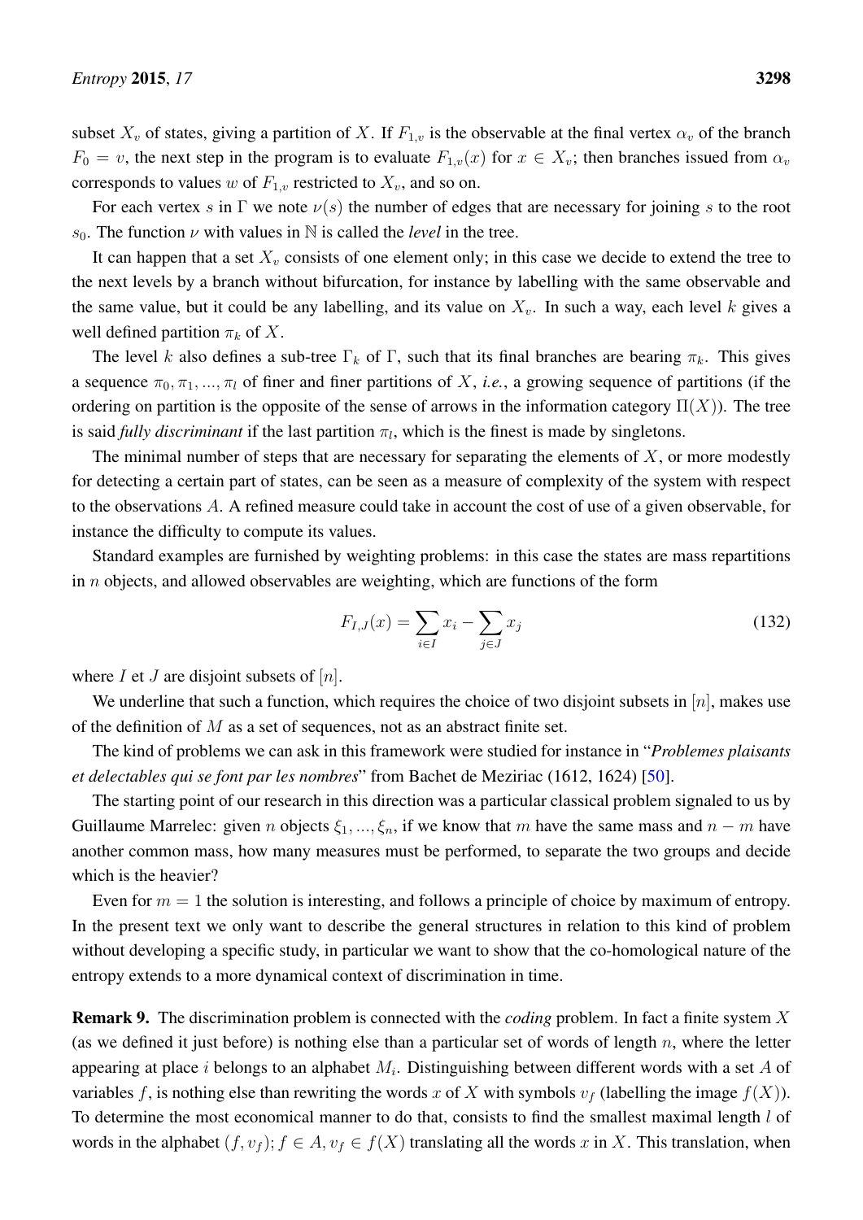subset $X_v$ of states, giving a partition of $X$. If $F_{1,v}$ is the observable at the final vertex $\alpha_v$ of the branch $F_0 = v$, the next step in the program is to evaluate $F_{1,v}(x)$ for $x \in X_v$; then branches issued from $\alpha_v$ corresponds to values $w$ of $F_{1,v}$ restricted to $X_v$, and so on.

For each vertex $s$ in $\Gamma$ we note $\nu(s)$ the number of edges that are necessary for joining $s$ to the root $s_0$. The function $\nu$ with values in $\mathbb{N}$ is called the *level* in the tree.

It can happen that a set $X_v$ consists of one element only; in this case we decide to extend the tree to the next levels by a branch without bifurcation, for instance by labelling with the same observable and the same value, but it could be any labelling, and its value on $X_v$. In such a way, each level $k$ gives a well defined partition $\pi_k$ of $X$.

The level $k$ also defines a sub-tree $\Gamma_k$ of $\Gamma$, such that its final branches are bearing $\pi_k$. This gives a sequence $\pi_0, \pi_1, ..., \pi_l$ of finer and finer partitions of $X$, *i.e.*, a growing sequence of partitions (if the ordering on partition is the opposite of the sense of arrows in the information category $\Pi(X)$). The tree is said *fully discriminant* if the last partition $\pi_l$, which is the finest is made by singletons.

The minimal number of steps that are necessary for separating the elements of $X$, or more modestly for detecting a certain part of states, can be seen as a measure of complexity of the system with respect to the observations $A$. A refined measure could take in account the cost of use of a given observable, for instance the difficulty to compute its values.

Standard examples are furnished by weighting problems: in this case the states are mass repartitions in $n$ objects, and allowed observables are weighting, which are functions of the form

$$F_{I,J}(x) = \sum_{i \in I} x_i - \sum_{j \in J} x_j \tag{132}$$

where $I$ et $J$ are disjoint subsets of $[n]$.

We underline that such a function, which requires the choice of two disjoint subsets in $[n]$, makes use of the definition of $M$ as a set of sequences, not as an abstract finite set.

The kind of problems we can ask in this framework were studied for instance in "*Problemes plaisants et delectables qui se font par les nombres*" from Bachet de Meziriac (1612, 1624) [50].

The starting point of our research in this direction was a particular classical problem signaled to us by Guillaume Marrelec: given $n$ objects $\xi_1, ..., \xi_n$, if we know that $m$ have the same mass and $n - m$ have another common mass, how many measures must be performed, to separate the two groups and decide which is the heavier?

Even for $m = 1$ the solution is interesting, and follows a principle of choice by maximum of entropy. In the present text we only want to describe the general structures in relation to this kind of problem without developing a specific study, in particular we want to show that the co-homological nature of the entropy extends to a more dynamical context of discrimination in time.

**Remark 9.** The discrimination problem is connected with the *coding* problem. In fact a finite system $X$ (as we defined it just before) is nothing else than a particular set of words of length $n$, where the letter appearing at place $i$ belongs to an alphabet $M_i$. Distinguishing between different words with a set $A$ of variables $f$, is nothing else than rewriting the words $x$ of $X$ with symbols $v_f$ (labelling the image $f(X)$). To determine the most economical manner to do that, consists to find the smallest maximal length $l$ of words in the alphabet $(f, v_f); f \in A, v_f \in f(X)$ translating all the words $x$ in $X$. This translation, when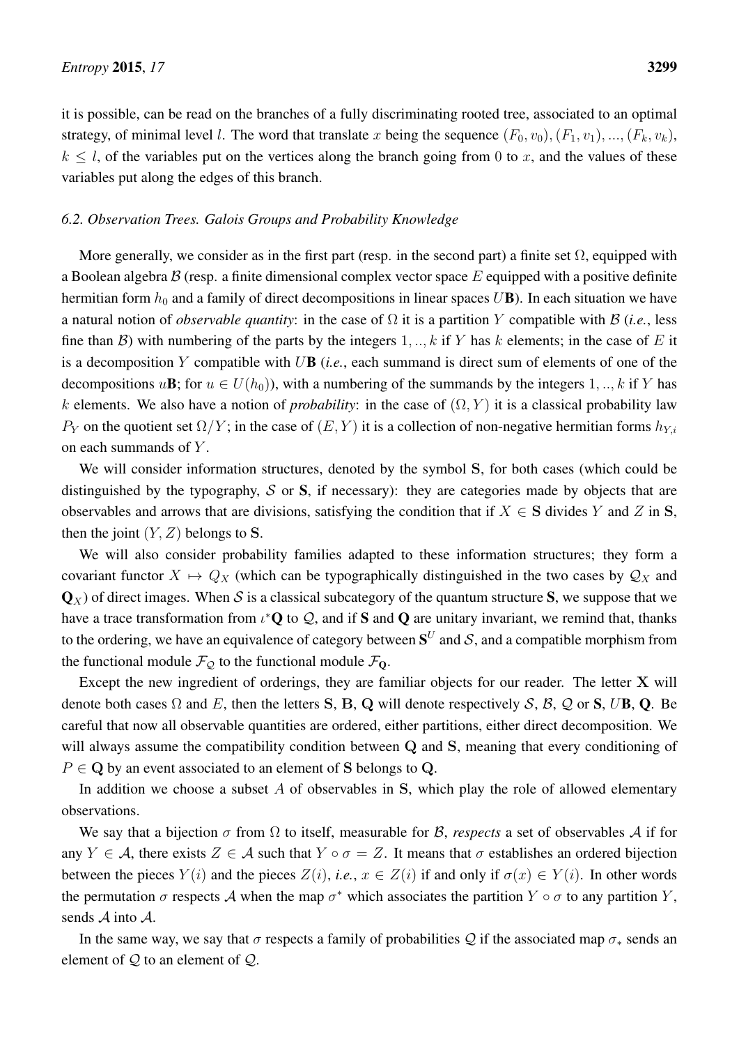it is possible, can be read on the branches of a fully discriminating rooted tree, associated to an optimal strategy, of minimal level $l$. The word that translate $x$ being the sequence $(F_0, v_0), (F_1, v_1), ..., (F_k, v_k)$, $k \leq l$, of the variables put on the vertices along the branch going from $0$ to $x$, and the values of these variables put along the edges of this branch.

### *6.2. Observation Trees. Galois Groups and Probability Knowledge*

More generally, we consider as in the first part (resp. in the second part) a finite set $\Omega$, equipped with a Boolean algebra $\mathcal{B}$ (resp. a finite dimensional complex vector space $E$ equipped with a positive definite hermitian form $h_0$ and a family of direct decompositions in linear spaces $U\mathbf{B}$). In each situation we have a natural notion of *observable quantity*: in the case of $\Omega$ it is a partition $Y$ compatible with $\mathcal{B}$ (*i.e.*, less fine than $\mathcal{B}$) with numbering of the parts by the integers $1, .., k$ if $Y$ has $k$ elements; in the case of $E$ it is a decomposition $Y$ compatible with $U\mathbf{B}$ (*i.e.*, each summand is direct sum of elements of one of the decompositions $u\mathbf{B}$; for $u \in U(h_0)$), with a numbering of the summands by the integers $1, .., k$ if $Y$ has $k$ elements. We also have a notion of *probability*: in the case of $(\Omega, Y)$ it is a classical probability law $P_Y$ on the quotient set $\Omega/Y$; in the case of $(E, Y)$ it is a collection of non-negative hermitian forms $h_{Y,i}$ on each summands of $Y$.

We will consider information structures, denoted by the symbol $\mathbf{S}$, for both cases (which could be distinguished by the typography, $\mathcal{S}$ or $\mathbf{S}$, if necessary): they are categories made by objects that are observables and arrows that are divisions, satisfying the condition that if $X \in \mathbf{S}$ divides $Y$ and $Z$ in $\mathbf{S}$, then the joint $(Y, Z)$ belongs to $\mathbf{S}$.

We will also consider probability families adapted to these information structures; they form a covariant functor $X \mapsto Q_X$ (which can be typographically distinguished in the two cases by $\mathcal{Q}_X$ and $\mathbf{Q}_X$) of direct images. When $\mathcal{S}$ is a classical subcategory of the quantum structure $\mathbf{S}$, we suppose that we have a trace transformation from $\iota^*\mathbf{Q}$ to $\mathcal{Q}$, and if $\mathbf{S}$ and $\mathbf{Q}$ are unitary invariant, we remind that, thanks to the ordering, we have an equivalence of category between $\mathbf{S}^U$ and $\mathcal{S}$, and a compatible morphism from the functional module $\mathcal{F}_{\mathcal{Q}}$ to the functional module $\mathcal{F}_{\mathbf{Q}}$.

Except the new ingredient of orderings, they are familiar objects for our reader. The letter $\mathbf{X}$ will denote both cases $\Omega$ and $E$, then the letters $\mathbf{S}$, $\mathbf{B}$, $\mathbf{Q}$ will denote respectively $\mathcal{S}$, $\mathcal{B}$, $\mathcal{Q}$ or $\mathbf{S}$, $U\mathbf{B}$, $\mathbf{Q}$. Be careful that now all observable quantities are ordered, either partitions, either direct decomposition. We will always assume the compatibility condition between $\mathbf{Q}$ and $\mathbf{S}$, meaning that every conditioning of $P \in \mathbf{Q}$ by an event associated to an element of $\mathbf{S}$ belongs to $\mathbf{Q}$.

In addition we choose a subset $A$ of observables in $\mathbf{S}$, which play the role of allowed elementary observations.

We say that a bijection $\sigma$ from $\Omega$ to itself, measurable for $\mathcal{B}$, *respects* a set of observables $\mathcal{A}$ if for any $Y \in \mathcal{A}$, there exists $Z \in \mathcal{A}$ such that $Y \circ \sigma = Z$. It means that $\sigma$ establishes an ordered bijection between the pieces $Y(i)$ and the pieces $Z(i)$, *i.e.*, $x \in Z(i)$ if and only if $\sigma(x) \in Y(i)$. In other words the permutation $\sigma$ respects $\mathcal{A}$ when the map $\sigma^*$ which associates the partition $Y \circ \sigma$ to any partition $Y$, sends $\mathcal{A}$ into $\mathcal{A}$.

In the same way, we say that $\sigma$ respects a family of probabilities $\mathcal{Q}$ if the associated map $\sigma_*$ sends an element of $\mathcal{Q}$ to an element of $\mathcal{Q}$.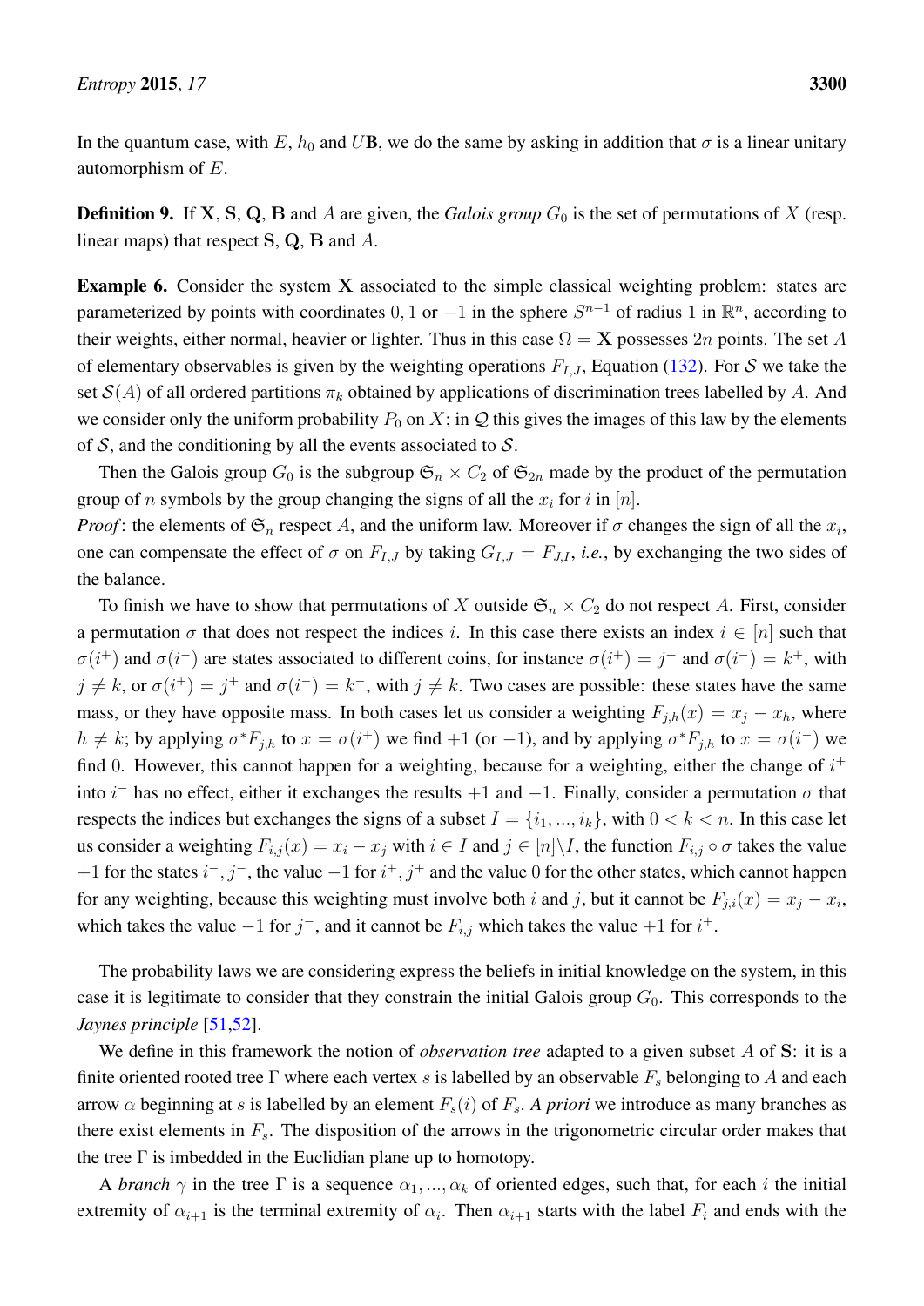In the quantum case, with $E$, $h_0$ and $U\mathbf{B}$, we do the same by asking in addition that $\sigma$ is a linear unitary automorphism of $E$.

**Definition 9.** If $\mathbf{X}$, $\mathbf{S}$, $\mathbf{Q}$, $\mathbf{B}$ and $A$ are given, the *Galois group* $G_0$ is the set of permutations of $X$ (resp. linear maps) that respect $\mathbf{S}$, $\mathbf{Q}$, $\mathbf{B}$ and $A$.

**Example 6.** Consider the system $\mathbf{X}$ associated to the simple classical weighting problem: states are parameterized by points with coordinates $0, 1$ or $-1$ in the sphere $S^{n-1}$ of radius 1 in $\mathbb{R}^n$, according to their weights, either normal, heavier or lighter. Thus in this case $\Omega = \mathbf{X}$ possesses $2n$ points. The set $A$ of elementary observables is given by the weighting operations $F_{I,J}$, Equation (132). For $\mathcal{S}$ we take the set $\mathcal{S}(A)$ of all ordered partitions $\pi_k$ obtained by applications of discrimination trees labelled by $A$. And we consider only the uniform probability $P_0$ on $X$; in $\mathcal{Q}$ this gives the images of this law by the elements of $\mathcal{S}$, and the conditioning by all the events associated to $\mathcal{S}$.

Then the Galois group $G_0$ is the subgroup $\mathfrak{S}_n \times C_2$ of $\mathfrak{S}_{2n}$ made by the product of the permutation group of $n$ symbols by the group changing the signs of all the $x_i$ for $i$ in $[n]$.

*Proof*: the elements of $\mathfrak{S}_n$ respect $A$, and the uniform law. Moreover if $\sigma$ changes the sign of all the $x_i$, one can compensate the effect of $\sigma$ on $F_{I,J}$ by taking $G_{I,J} = F_{J,I}$, *i.e.*, by exchanging the two sides of the balance.

To finish we have to show that permutations of $X$ outside $\mathfrak{S}_n \times C_2$ do not respect $A$. First, consider a permutation $\sigma$ that does not respect the indices $i$. In this case there exists an index $i \in [n]$ such that $\sigma(i^+)$ and $\sigma(i^-)$ are states associated to different coins, for instance $\sigma(i^+) = j^+$ and $\sigma(i^-) = k^+$, with $j \neq k$, or $\sigma(i^+) = j^+$ and $\sigma(i^-) = k^-$, with $j \neq k$. Two cases are possible: these states have the same mass, or they have opposite mass. In both cases let us consider a weighting $F_{j,h}(x) = x_j - x_h$, where $h \neq k$; by applying $\sigma^* F_{j,h}$ to $x = \sigma(i^+)$ we find $+1$ (or $-1$), and by applying $\sigma^* F_{j,h}$ to $x = \sigma(i^-)$ we find $0$. However, this cannot happen for a weighting, because for a weighting, either the change of $i^+$ into $i^-$ has no effect, either it exchanges the results $+1$ and $-1$. Finally, consider a permutation $\sigma$ that respects the indices but exchanges the signs of a subset $I = \{i_1, ..., i_k\}$, with $0 < k < n$. In this case let us consider a weighting $F_{i,j}(x) = x_i - x_j$ with $i \in I$ and $j \in [n] \backslash I$, the function $F_{i,j} \circ \sigma$ takes the value $+1$ for the states $i^-, j^-$, the value $-1$ for $i^+, j^+$ and the value $0$ for the other states, which cannot happen for any weighting, because this weighting must involve both $i$ and $j$, but it cannot be $F_{j,i}(x) = x_j - x_i$, which takes the value $-1$ for $j^-$, and it cannot be $F_{i,j}$ which takes the value $+1$ for $i^+$.

The probability laws we are considering express the beliefs in initial knowledge on the system, in this case it is legitimate to consider that they constrain the initial Galois group $G_0$. This corresponds to the *Jaynes principle* [51,52].

We define in this framework the notion of *observation tree* adapted to a given subset $A$ of $\mathbf{S}$: it is a finite oriented rooted tree $\Gamma$ where each vertex $s$ is labelled by an observable $F_s$ belonging to $A$ and each arrow $\alpha$ beginning at $s$ is labelled by an element $F_s(i)$ of $F_s$. *A priori* we introduce as many branches as there exist elements in $F_s$. The disposition of the arrows in the trigonometric circular order makes that the tree $\Gamma$ is imbedded in the Euclidian plane up to homotopy.

A *branch* $\gamma$ in the tree $\Gamma$ is a sequence $\alpha_1, ..., \alpha_k$ of oriented edges, such that, for each $i$ the initial extremity of $\alpha_{i+1}$ is the terminal extremity of $\alpha_i$. Then $\alpha_{i+1}$ starts with the label $F_i$ and ends with the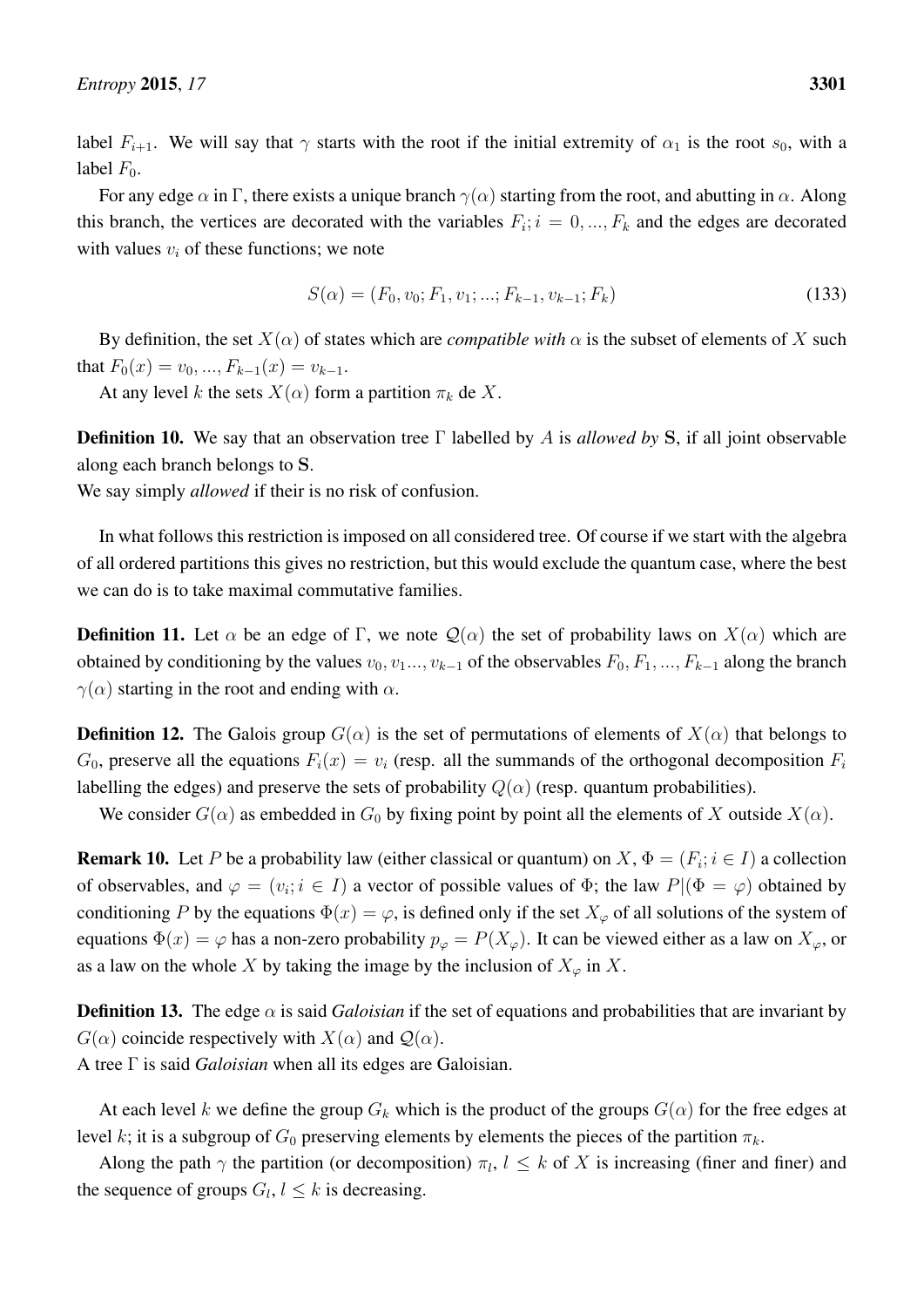label $F_{i+1}$. We will say that $\gamma$ starts with the root if the initial extremity of $\alpha_1$ is the root $s_0$, with a label $F_0$.

For any edge $\alpha$ in $\Gamma$, there exists a unique branch $\gamma(\alpha)$ starting from the root, and abutting in $\alpha$. Along this branch, the vertices are decorated with the variables $F_i; i = 0, ..., F_k$ and the edges are decorated with values $v_i$ of these functions; we note

$$S(\alpha) = (F_0, v_0; F_1, v_1; ...; F_{k-1}, v_{k-1}; F_k) \tag{133}$$

By definition, the set $X(\alpha)$ of states which are *compatible with* $\alpha$ is the subset of elements of $X$ such that $F_0(x) = v_0, ..., F_{k-1}(x) = v_{k-1}$.

At any level $k$ the sets $X(\alpha)$ form a partition $\pi_k$ de $X$.

**Definition 10.** We say that an observation tree $\Gamma$ labelled by $A$ is *allowed by* $\mathbf{S}$, if all joint observable along each branch belongs to $\mathbf{S}$.
We say simply *allowed* if their is no risk of confusion.

In what follows this restriction is imposed on all considered tree. Of course if we start with the algebra of all ordered partitions this gives no restriction, but this would exclude the quantum case, where the best we can do is to take maximal commutative families.

**Definition 11.** Let $\alpha$ be an edge of $\Gamma$, we note $\mathcal{Q}(\alpha)$ the set of probability laws on $X(\alpha)$ which are obtained by conditioning by the values $v_0, v_1..., v_{k-1}$ of the observables $F_0, F_1, ..., F_{k-1}$ along the branch $\gamma(\alpha)$ starting in the root and ending with $\alpha$.

**Definition 12.** The Galois group $G(\alpha)$ is the set of permutations of elements of $X(\alpha)$ that belongs to $G_0$, preserve all the equations $F_i(x) = v_i$ (resp. all the summands of the orthogonal decomposition $F_i$ labelling the edges) and preserve the sets of probability $Q(\alpha)$ (resp. quantum probabilities).

We consider $G(\alpha)$ as embedded in $G_0$ by fixing point by point all the elements of $X$ outside $X(\alpha)$.

**Remark 10.** Let $P$ be a probability law (either classical or quantum) on $X$, $\Phi = (F_i; i \in I)$ a collection of observables, and $\varphi = (v_i; i \in I)$ a vector of possible values of $\Phi$; the law $P|(\Phi = \varphi)$ obtained by conditioning $P$ by the equations $\Phi(x) = \varphi$, is defined only if the set $X_\varphi$ of all solutions of the system of equations $\Phi(x) = \varphi$ has a non-zero probability $p_\varphi = P(X_\varphi)$. It can be viewed either as a law on $X_\varphi$, or as a law on the whole $X$ by taking the image by the inclusion of $X_\varphi$ in $X$.

**Definition 13.** The edge $\alpha$ is said *Galoisian* if the set of equations and probabilities that are invariant by $G(\alpha)$ coincide respectively with $X(\alpha)$ and $\mathcal{Q}(\alpha)$.
A tree $\Gamma$ is said *Galoisian* when all its edges are Galoisian.

At each level $k$ we define the group $G_k$ which is the product of the groups $G(\alpha)$ for the free edges at level $k$; it is a subgroup of $G_0$ preserving elements by elements the pieces of the partition $\pi_k$.

Along the path $\gamma$ the partition (or decomposition) $\pi_l$, $l \leq k$ of $X$ is increasing (finer and finer) and the sequence of groups $G_l$, $l \leq k$ is decreasing.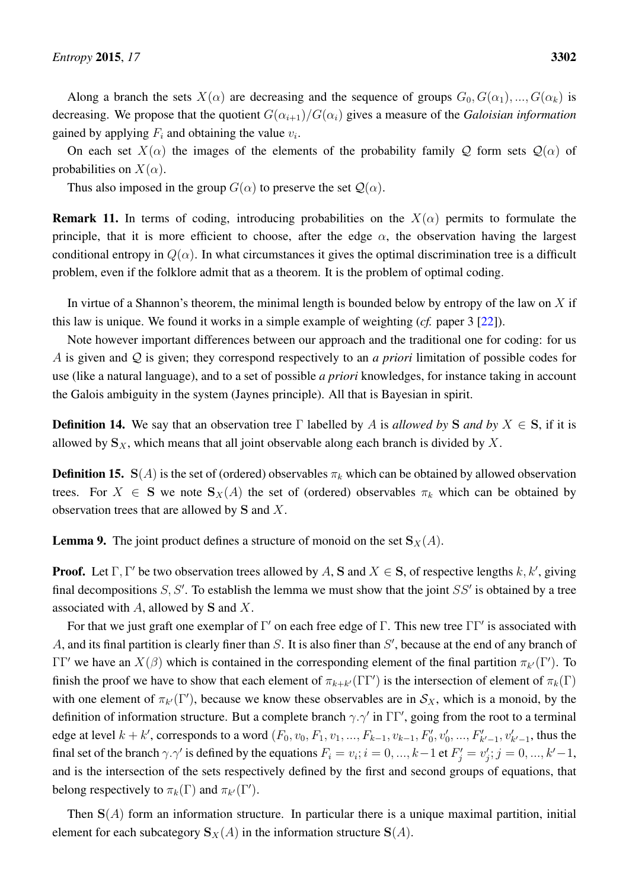Along a branch the sets $X(\alpha)$ are decreasing and the sequence of groups $G_0, G(\alpha_1), ..., G(\alpha_k)$ is decreasing. We propose that the quotient $G(\alpha_{i+1})/G(\alpha_i)$ gives a measure of the *Galoisian information* gained by applying $F_i$ and obtaining the value $v_i$.

On each set $X(\alpha)$ the images of the elements of the probability family $\mathcal{Q}$ form sets $\mathcal{Q}(\alpha)$ of probabilities on $X(\alpha)$.

Thus also imposed in the group $G(\alpha)$ to preserve the set $\mathcal{Q}(\alpha)$.

**Remark 11.** In terms of coding, introducing probabilities on the $X(\alpha)$ permits to formulate the principle, that it is more efficient to choose, after the edge $\alpha$, the observation having the largest conditional entropy in $Q(\alpha)$. In what circumstances it gives the optimal discrimination tree is a difficult problem, even if the folklore admit that as a theorem. It is the problem of optimal coding.

In virtue of a Shannon's theorem, the minimal length is bounded below by entropy of the law on $X$ if this law is unique. We found it works in a simple example of weighting (*cf.* paper 3 [22]).

Note however important differences between our approach and the traditional one for coding: for us $A$ is given and $\mathcal{Q}$ is given; they correspond respectively to an *a priori* limitation of possible codes for use (like a natural language), and to a set of possible *a priori* knowledges, for instance taking in account the Galois ambiguity in the system (Jaynes principle). All that is Bayesian in spirit.

**Definition 14.** We say that an observation tree $\Gamma$ labelled by $A$ is *allowed by* $\mathbf{S}$ *and by* $X \in \mathbf{S}$, if it is allowed by $\mathbf{S}_X$, which means that all joint observable along each branch is divided by $X$.

**Definition 15.** $\mathbf{S}(A)$ is the set of (ordered) observables $\pi_k$ which can be obtained by allowed observation trees. For $X \in \mathbf{S}$ we note $\mathbf{S}_X(A)$ the set of (ordered) observables $\pi_k$ which can be obtained by observation trees that are allowed by $\mathbf{S}$ and $X$.

**Lemma 9.** The joint product defines a structure of monoid on the set $\mathbf{S}_X(A)$.

**Proof.** Let $\Gamma, \Gamma'$ be two observation trees allowed by $A$, $\mathbf{S}$ and $X \in \mathbf{S}$, of respective lengths $k, k'$, giving final decompositions $S, S'$. To establish the lemma we must show that the joint $SS'$ is obtained by a tree associated with $A$, allowed by $\mathbf{S}$ and $X$.

For that we just graft one exemplar of $\Gamma'$ on each free edge of $\Gamma$. This new tree $\Gamma\Gamma'$ is associated with $A$, and its final partition is clearly finer than $S$. It is also finer than $S'$, because at the end of any branch of $\Gamma\Gamma'$ we have an $X(\beta)$ which is contained in the corresponding element of the final partition $\pi_{k'}(\Gamma')$. To finish the proof we have to show that each element of $\pi_{k+k'}(\Gamma\Gamma')$ is the intersection of element of $\pi_k(\Gamma)$ with one element of $\pi_{k'}(\Gamma')$, because we know these observables are in $\mathcal{S}_X$, which is a monoid, by the definition of information structure. But a complete branch $\gamma.\gamma'$ in $\Gamma\Gamma'$, going from the root to a terminal edge at level $k + k'$, corresponds to a word $(F_0, v_0, F_1, v_1, ..., F_{k-1}, v_{k-1}, F'_0, v'_0, ..., F'_{k'-1}, v'_{k'-1}$, thus the final set of the branch $\gamma.\gamma'$ is defined by the equations $F_i = v_i; i = 0, ..., k-1$ et $F'_j = v'_j; j = 0, ..., k'-1$, and is the intersection of the sets respectively defined by the first and second groups of equations, that belong respectively to $\pi_k(\Gamma)$ and $\pi_{k'}(\Gamma')$.

Then $\mathbf{S}(A)$ form an information structure. In particular there is a unique maximal partition, initial element for each subcategory $\mathbf{S}_X(A)$ in the information structure $\mathbf{S}(A)$.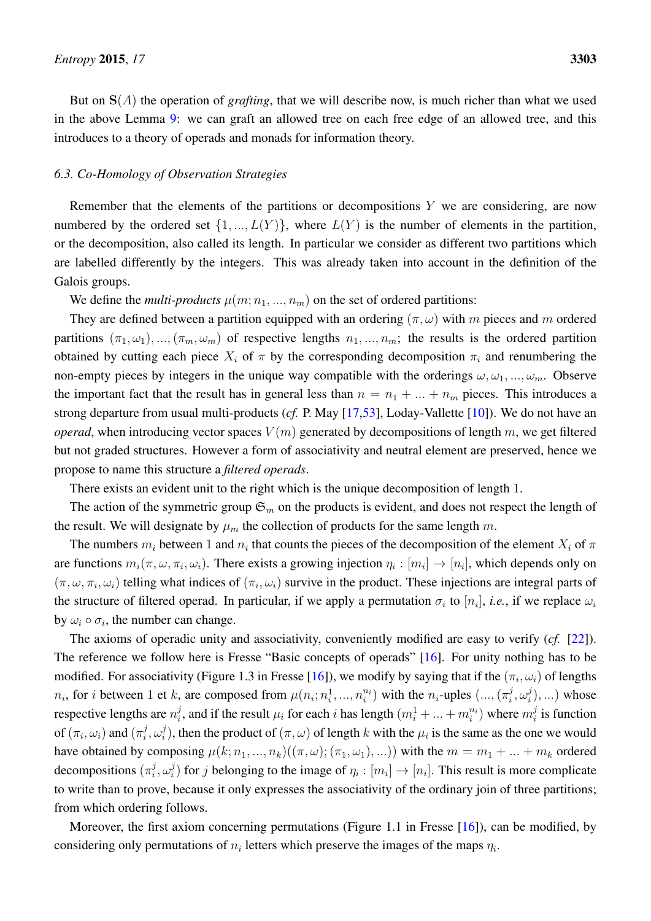But on $\mathbf{S}(A)$ the operation of *grafting*, that we will describe now, is much richer than what we used in the above Lemma 9: we can graft an allowed tree on each free edge of an allowed tree, and this introduces to a theory of operads and monads for information theory.

### 6.3. Co-Homology of Observation Strategies

Remember that the elements of the partitions or decompositions $Y$ we are considering, are now numbered by the ordered set $\{1,...,L(Y)\}$, where $L(Y)$ is the number of elements in the partition, or the decomposition, also called its length. In particular we consider as different two partitions which are labelled differently by the integers. This was already taken into account in the definition of the Galois groups.

We define the *multi-products* $\mu(m; n_1, ..., n_m)$ on the set of ordered partitions:

They are defined between a partition equipped with an ordering $(\pi, \omega)$ with $m$ pieces and $m$ ordered partitions $(\pi_1, \omega_1), ..., (\pi_m, \omega_m)$ of respective lengths $n_1, ..., n_m$; the results is the ordered partition obtained by cutting each piece $X_i$ of $\pi$ by the corresponding decomposition $\pi_i$ and renumbering the non-empty pieces by integers in the unique way compatible with the orderings $\omega, \omega_1, ..., \omega_m$. Observe the important fact that the result has in general less than $n = n_1 + ... + n_m$ pieces. This introduces a strong departure from usual multi-products (*cf.* P. May [17,53], Loday-Vallette [10]). We do not have an *operad*, when introducing vector spaces $V(m)$ generated by decompositions of length $m$, we get filtered but not graded structures. However a form of associativity and neutral element are preserved, hence we propose to name this structure a *filtered operads*.

There exists an evident unit to the right which is the unique decomposition of length 1.

The action of the symmetric group $\mathfrak{S}_m$ on the products is evident, and does not respect the length of the result. We will designate by $\mu_m$ the collection of products for the same length $m$.

The numbers $m_i$ between 1 and $n_i$ that counts the pieces of the decomposition of the element $X_i$ of $\pi$ are functions $m_i(\pi, \omega, \pi_i, \omega_i)$. There exists a growing injection $\eta_i : [m_i] \to [n_i]$, which depends only on $(\pi, \omega, \pi_i, \omega_i)$ telling what indices of $(\pi_i, \omega_i)$ survive in the product. These injections are integral parts of the structure of filtered operad. In particular, if we apply a permutation $\sigma_i$ to $[n_i]$, *i.e.*, if we replace $\omega_i$ by $\omega_i \circ \sigma_i$, the number can change.

The axioms of operadic unity and associativity, conveniently modified are easy to verify (*cf.* [22]). The reference we follow here is Fresse "Basic concepts of operads" [16]. For unity nothing has to be modified. For associativity (Figure 1.3 in Fresse [16]), we modify by saying that if the $(\pi_i, \omega_i)$ of lengths $n_i$, for $i$ between 1 et $k$, are composed from $\mu(n_i; n_i^1, ..., n_i^{n_i})$ with the $n_i$-uples $(..., (\pi_i^j, \omega_i^j), ...)$ whose respective lengths are $n_i^j$, and if the result $\mu_i$ for each $i$ has length $(m_i^1 + ... + m_i^{n_i})$ where $m_i^j$ is function of $(\pi_i, \omega_i)$ and $(\pi_i^j, \omega_i^j)$, then the product of $(\pi, \omega)$ of length $k$ with the $\mu_i$ is the same as the one we would have obtained by composing $\mu(k; n_1, ..., n_k)((\pi, \omega); (\pi_1, \omega_1), ...))$ with the $m = m_1 + ... + m_k$ ordered decompositions $(\pi_i^j, \omega_i^j)$ for $j$ belonging to the image of $\eta_i : [m_i] \to [n_i]$. This result is more complicate to write than to prove, because it only expresses the associativity of the ordinary join of three partitions; from which ordering follows.

Moreover, the first axiom concerning permutations (Figure 1.1 in Fresse [16]), can be modified, by considering only permutations of $n_i$ letters which preserve the images of the maps $\eta_i$.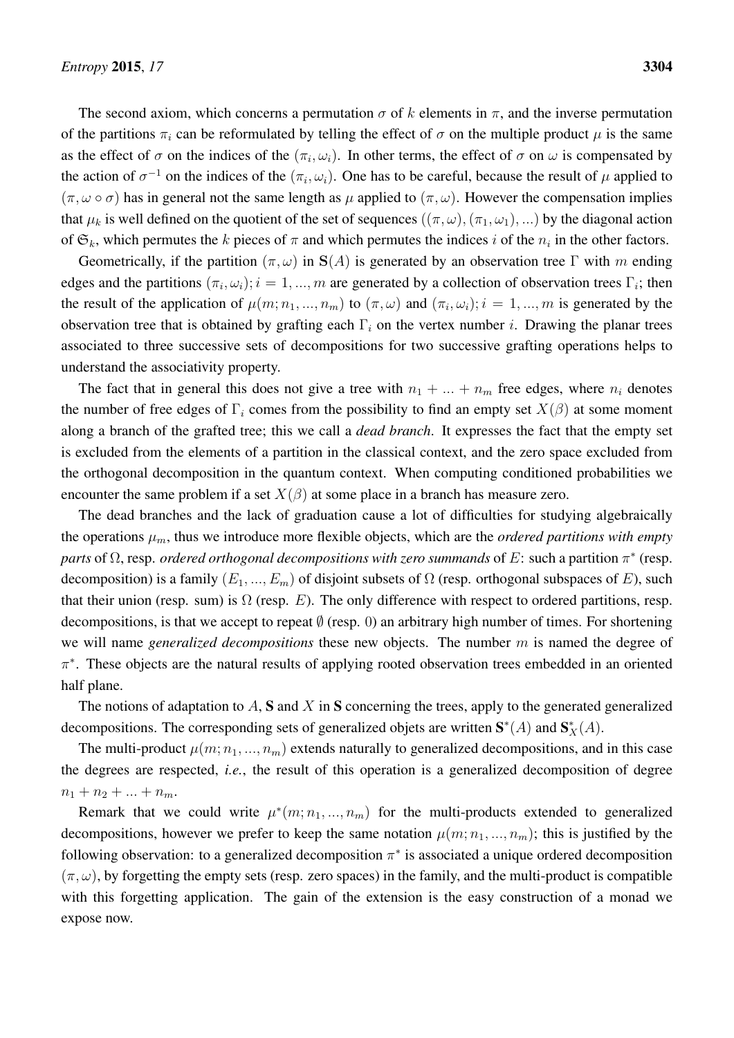The second axiom, which concerns a permutation $\sigma$ of $k$ elements in $\pi$, and the inverse permutation of the partitions $\pi_i$ can be reformulated by telling the effect of $\sigma$ on the multiple product $\mu$ is the same as the effect of $\sigma$ on the indices of the $(\pi_i, \omega_i)$. In other terms, the effect of $\sigma$ on $\omega$ is compensated by the action of $\sigma^{-1}$ on the indices of the $(\pi_i, \omega_i)$. One has to be careful, because the result of $\mu$ applied to $(\pi, \omega \circ \sigma)$ has in general not the same length as $\mu$ applied to $(\pi, \omega)$. However the compensation implies that $\mu_k$ is well defined on the quotient of the set of sequences $((\pi, \omega), (\pi_1, \omega_1), ...)$ by the diagonal action of $\mathfrak{S}_k$, which permutes the $k$ pieces of $\pi$ and which permutes the indices $i$ of the $n_i$ in the other factors.

Geometrically, if the partition $(\pi, \omega)$ in $\mathbf{S}(A)$ is generated by an observation tree $\Gamma$ with $m$ ending edges and the partitions $(\pi_i, \omega_i); i = 1, ..., m$ are generated by a collection of observation trees $\Gamma_i$; then the result of the application of $\mu(m; n_1, ..., n_m)$ to $(\pi, \omega)$ and $(\pi_i, \omega_i); i = 1, ..., m$ is generated by the observation tree that is obtained by grafting each $\Gamma_i$ on the vertex number $i$. Drawing the planar trees associated to three successive sets of decompositions for two successive grafting operations helps to understand the associativity property.

The fact that in general this does not give a tree with $n_1 + ... + n_m$ free edges, where $n_i$ denotes the number of free edges of $\Gamma_i$ comes from the possibility to find an empty set $X(\beta)$ at some moment along a branch of the grafted tree; this we call a *dead branch*. It expresses the fact that the empty set is excluded from the elements of a partition in the classical context, and the zero space excluded from the orthogonal decomposition in the quantum context. When computing conditioned probabilities we encounter the same problem if a set $X(\beta)$ at some place in a branch has measure zero.

The dead branches and the lack of graduation cause a lot of difficulties for studying algebraically the operations $\mu_m$, thus we introduce more flexible objects, which are the *ordered partitions with empty parts* of $\Omega$, resp. *ordered orthogonal decompositions with zero summands* of $E$: such a partition $\pi^*$ (resp. decomposition) is a family $(E_1, ..., E_m)$ of disjoint subsets of $\Omega$ (resp. orthogonal subspaces of $E$), such that their union (resp. sum) is $\Omega$ (resp. $E$). The only difference with respect to ordered partitions, resp. decompositions, is that we accept to repeat $\emptyset$ (resp. 0) an arbitrary high number of times. For shortening we will name *generalized decompositions* these new objects. The number $m$ is named the degree of $\pi^*$. These objects are the natural results of applying rooted observation trees embedded in an oriented half plane.

The notions of adaptation to $A$, $\mathbf{S}$ and $X$ in $\mathbf{S}$ concerning the trees, apply to the generated generalized decompositions. The corresponding sets of generalized objets are written $\mathbf{S}^*(A)$ and $\mathbf{S}^*_X(A)$.

The multi-product $\mu(m; n_1, ..., n_m)$ extends naturally to generalized decompositions, and in this case the degrees are respected, *i.e.*, the result of this operation is a generalized decomposition of degree $n_1 + n_2 + ... + n_m$.

Remark that we could write $\mu^*(m; n_1, ..., n_m)$ for the multi-products extended to generalized decompositions, however we prefer to keep the same notation $\mu(m; n_1, ..., n_m)$; this is justified by the following observation: to a generalized decomposition $\pi^*$ is associated a unique ordered decomposition $(\pi, \omega)$, by forgetting the empty sets (resp. zero spaces) in the family, and the multi-product is compatible with this forgetting application. The gain of the extension is the easy construction of a monad we expose now.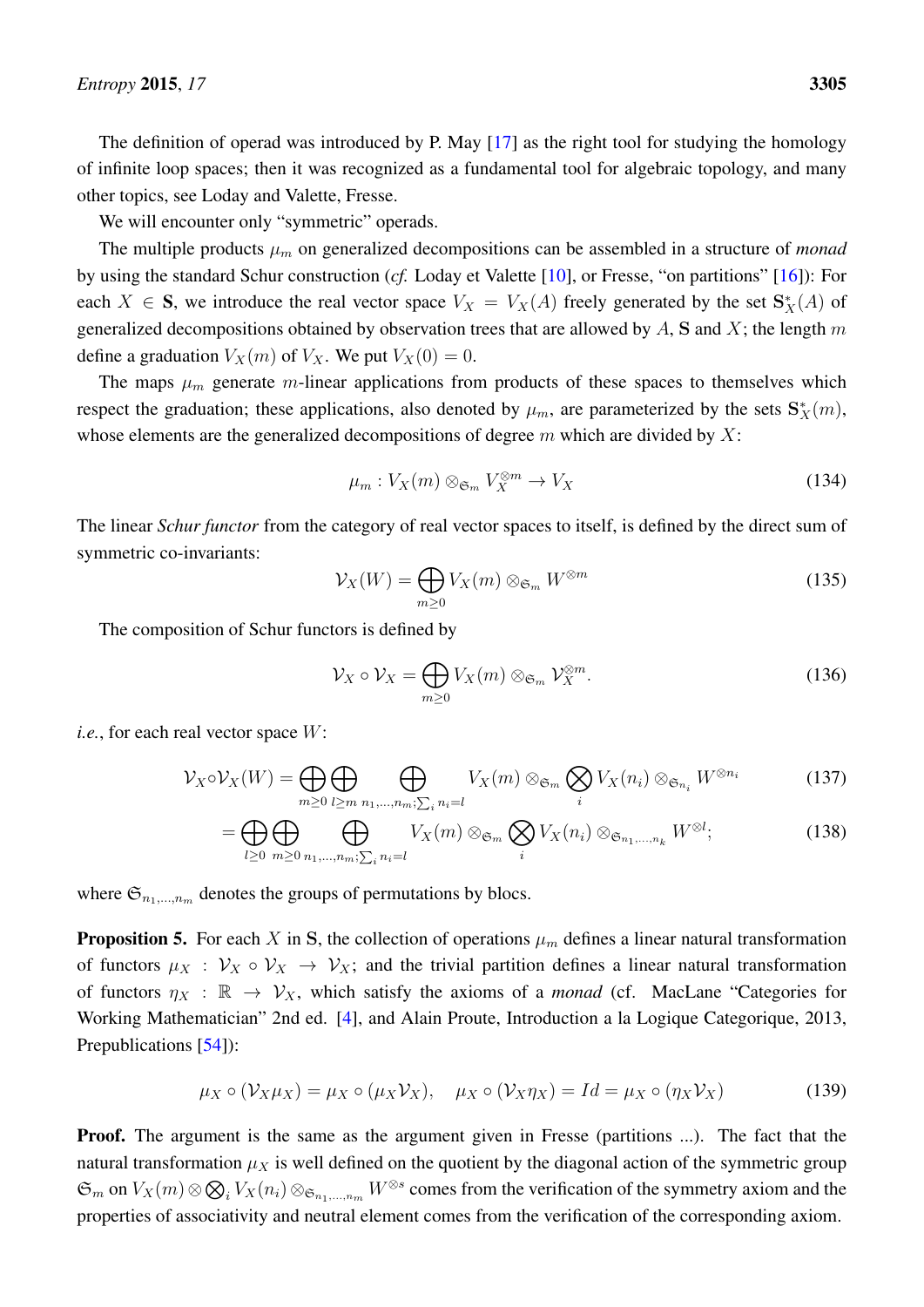The definition of operad was introduced by P. May [17] as the right tool for studying the homology of infinite loop spaces; then it was recognized as a fundamental tool for algebraic topology, and many other topics, see Loday and Valette, Fresse.

We will encounter only "symmetric" operads.

The multiple products $\mu_m$ on generalized decompositions can be assembled in a structure of *monad* by using the standard Schur construction (*cf.* Loday et Valette [10], or Fresse, "on partitions" [16]): For each $X \in \mathbf{S}$, we introduce the real vector space $V_X = V_X(A)$ freely generated by the set $\mathbf{S}_X^*(A)$ of generalized decompositions obtained by observation trees that are allowed by $A$, $\mathbf{S}$ and $X$; the length $m$ define a graduation $V_X(m)$ of $V_X$. We put $V_X(0) = 0$.

The maps $\mu_m$ generate $m$-linear applications from products of these spaces to themselves which respect the graduation; these applications, also denoted by $\mu_m$, are parameterized by the sets $\mathbf{S}_X^*(m)$, whose elements are the generalized decompositions of degree $m$ which are divided by $X$:

$$\mu_m : V_X(m) \otimes_{\mathfrak{S}_m} V_X^{\otimes m} \to V_X \tag{134}$$

The linear *Schur functor* from the category of real vector spaces to itself, is defined by the direct sum of symmetric co-invariants:

$$\mathcal{V}_X(W) = \bigoplus_{m \geq 0} V_X(m) \otimes_{\mathfrak{S}_m} W^{\otimes m} \tag{135}$$

The composition of Schur functors is defined by

$$\mathcal{V}_X \circ \mathcal{V}_X = \bigoplus_{m \geq 0} V_X(m) \otimes_{\mathfrak{S}_m} \mathcal{V}_X^{\otimes m}. \tag{136}$$

*i.e.*, for each real vector space $W$:

$$\mathcal{V}_X \circ \mathcal{V}_X(W) = \bigoplus_{m \geq 0} \bigoplus_{l \geq m} \bigoplus_{n_1,\ldots,n_m; \sum_i n_i = l} V_X(m) \otimes_{\mathfrak{S}_m} \bigotimes_i V_X(n_i) \otimes_{\mathfrak{S}_{n_i}} W^{\otimes n_i} \tag{137}$$

$$= \bigoplus_{l \geq 0} \bigoplus_{m \geq 0} \bigoplus_{n_1,\ldots,n_m; \sum_i n_i = l} V_X(m) \otimes_{\mathfrak{S}_m} \bigotimes_i V_X(n_i) \otimes_{\mathfrak{S}_{n_1,\ldots,n_k}} W^{\otimes l}; \tag{138}$$

where $\mathfrak{S}_{n_1,\ldots,n_m}$ denotes the groups of permutations by blocs.

**Proposition 5.** For each $X$ in $\mathbf{S}$, the collection of operations $\mu_m$ defines a linear natural transformation of functors $\mu_X : \mathcal{V}_X \circ \mathcal{V}_X \to \mathcal{V}_X$; and the trivial partition defines a linear natural transformation of functors $\eta_X : \mathbb{R} \to \mathcal{V}_X$, which satisfy the axioms of a *monad* (cf. MacLane "Categories for Working Mathematician" 2nd ed. [4], and Alain Proute, Introduction a la Logique Categorique, 2013, Prepublications [54]):

$$\mu_X \circ (\mathcal{V}_X \mu_X) = \mu_X \circ (\mu_X \mathcal{V}_X), \quad \mu_X \circ (\mathcal{V}_X \eta_X) = Id = \mu_X \circ (\eta_X \mathcal{V}_X) \tag{139}$$

**Proof.** The argument is the same as the argument given in Fresse (partitions ...). The fact that the natural transformation $\mu_X$ is well defined on the quotient by the diagonal action of the symmetric group $\mathfrak{S}_m$ on $V_X(m) \otimes \bigotimes_i V_X(n_i) \otimes_{\mathfrak{S}_{n_1,\ldots,n_m}} W^{\otimes s}$ comes from the verification of the symmetry axiom and the properties of associativity and neutral element comes from the verification of the corresponding axiom.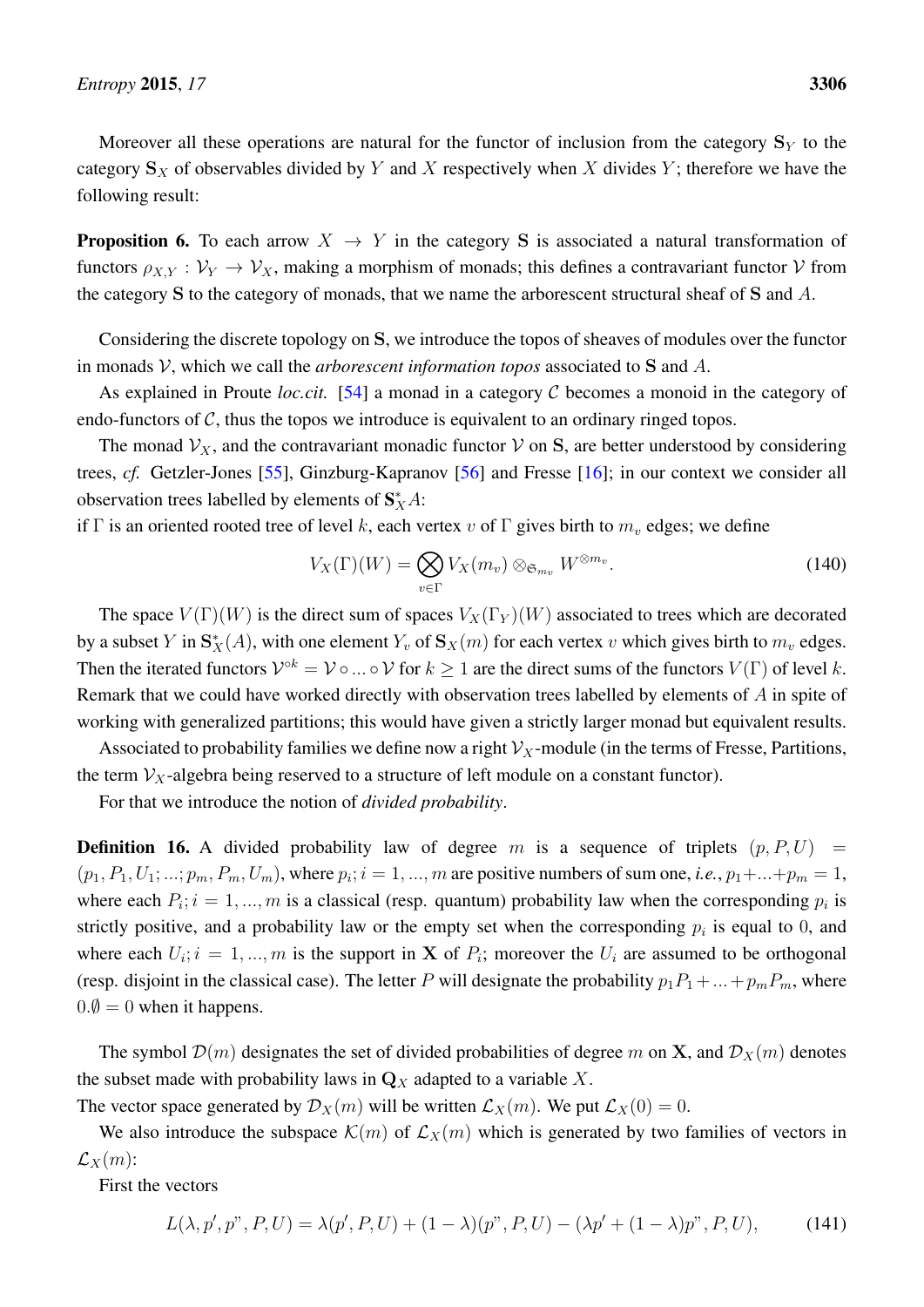Moreover all these operations are natural for the functor of inclusion from the category $\mathbf{S}_Y$ to the category $\mathbf{S}_X$ of observables divided by $Y$ and $X$ respectively when $X$ divides $Y$; therefore we have the following result:

**Proposition 6.** To each arrow $X \to Y$ in the category $\mathbf{S}$ is associated a natural transformation of functors $\rho_{X,Y} : \mathcal{V}_Y \to \mathcal{V}_X$, making a morphism of monads; this defines a contravariant functor $\mathcal{V}$ from the category $\mathbf{S}$ to the category of monads, that we name the arborescent structural sheaf of $\mathbf{S}$ and $A$.

Considering the discrete topology on $\mathbf{S}$, we introduce the topos of sheaves of modules over the functor in monads $\mathcal{V}$, which we call the *arborescent information topos* associated to $\mathbf{S}$ and $A$.

As explained in Proute *loc.cit.* [54] a monad in a category $\mathcal{C}$ becomes a monoid in the category of endo-functors of $\mathcal{C}$, thus the topos we introduce is equivalent to an ordinary ringed topos.

The monad $\mathcal{V}_X$, and the contravariant monadic functor $\mathcal{V}$ on $\mathbf{S}$, are better understood by considering trees, *cf.* Getzler-Jones [55], Ginzburg-Kapranov [56] and Fresse [16]; in our context we consider all observation trees labelled by elements of $\mathbf{S}^*_X A$:

if $\Gamma$ is an oriented rooted tree of level $k$, each vertex $v$ of $\Gamma$ gives birth to $m_v$ edges; we define

$$V_X(\Gamma)(W) = \bigotimes_{v \in \Gamma} V_X(m_v) \otimes_{\mathfrak{S}_{m_v}} W^{\otimes m_v}. \tag{140}$$

The space $V(\Gamma)(W)$ is the direct sum of spaces $V_X(\Gamma_Y)(W)$ associated to trees which are decorated by a subset $Y$ in $\mathbf{S}^*_X(A)$, with one element $Y_v$ of $\mathbf{S}_X(m)$ for each vertex $v$ which gives birth to $m_v$ edges. Then the iterated functors $\mathcal{V}^{\circ k} = \mathcal{V} \circ ... \circ \mathcal{V}$ for $k \geq 1$ are the direct sums of the functors $V(\Gamma)$ of level $k$. Remark that we could have worked directly with observation trees labelled by elements of $A$ in spite of working with generalized partitions; this would have given a strictly larger monad but equivalent results.

Associated to probability families we define now a right $\mathcal{V}_X$-module (in the terms of Fresse, Partitions, the term $\mathcal{V}_X$-algebra being reserved to a structure of left module on a constant functor).

For that we introduce the notion of *divided probability*.

**Definition 16.** A divided probability law of degree $m$ is a sequence of triplets $(p, P, U) = (p_1, P_1, U_1; ...; p_m, P_m, U_m)$, where $p_i; i = 1, ..., m$ are positive numbers of sum one, *i.e.*, $p_1 + ... + p_m = 1$, where each $P_i; i = 1, ..., m$ is a classical (resp. quantum) probability law when the corresponding $p_i$ is strictly positive, and a probability law or the empty set when the corresponding $p_i$ is equal to $0$, and where each $U_i; i = 1, ..., m$ is the support in $\mathbf{X}$ of $P_i$; moreover the $U_i$ are assumed to be orthogonal (resp. disjoint in the classical case). The letter $P$ will designate the probability $p_1P_1 + ... + p_mP_m$, where $0.\emptyset = 0$ when it happens.

The symbol $\mathcal{D}(m)$ designates the set of divided probabilities of degree $m$ on $\mathbf{X}$, and $\mathcal{D}_X(m)$ denotes the subset made with probability laws in $\mathbf{Q}_X$ adapted to a variable $X$.

The vector space generated by $\mathcal{D}_X(m)$ will be written $\mathcal{L}_X(m)$. We put $\mathcal{L}_X(0) = 0$.

We also introduce the subspace $\mathcal{K}(m)$ of $\mathcal{L}_X(m)$ which is generated by two families of vectors in $\mathcal{L}_X(m)$:

First the vectors

$$L(\lambda, p', p", P, U) = \lambda(p', P, U) + (1 - \lambda)(p", P, U) - (\lambda p' + (1 - \lambda)p", P, U), \tag{141}$$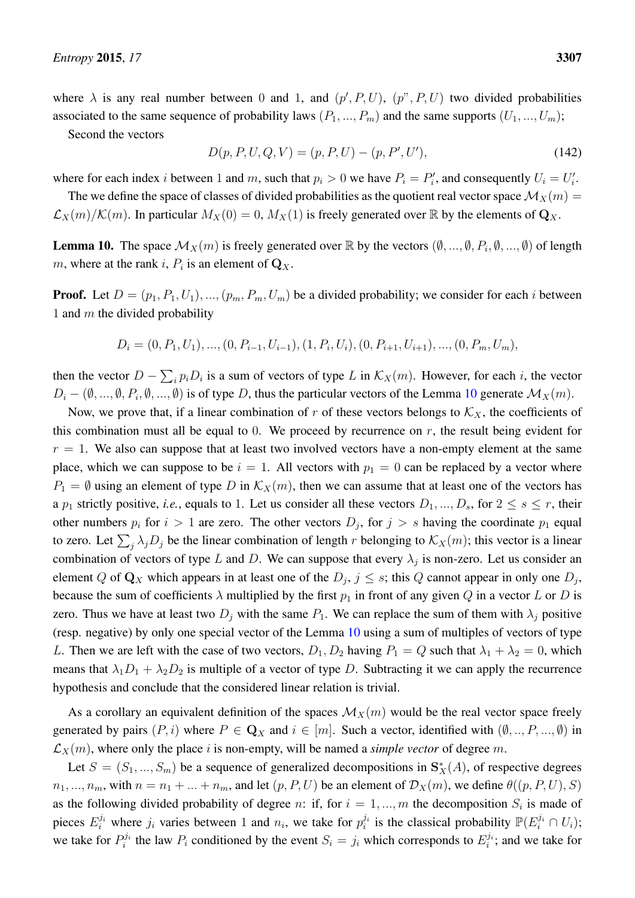where $\lambda$ is any real number between 0 and 1, and $(p', P, U)$, $(p", P, U)$ two divided probabilities associated to the same sequence of probability laws $(P_1, ..., P_m)$ and the same supports $(U_1, ..., U_m)$;

Second the vectors

$$D(p, P, U, Q, V) = (p, P, U) - (p, P', U'), \tag{142}$$

where for each index $i$ between 1 and $m$, such that $p_i > 0$ we have $P_i = P_i'$, and consequently $U_i = U_i'$.

The we define the space of classes of divided probabilities as the quotient real vector space $\mathcal{M}_X(m) = \mathcal{L}_X(m)/\mathcal{K}(m)$. In particular $M_X(0) = 0$, $M_X(1)$ is freely generated over $\mathbb{R}$ by the elements of $\mathbf{Q}_X$.

**Lemma 10.** The space $\mathcal{M}_X(m)$ is freely generated over $\mathbb{R}$ by the vectors $(\emptyset, ..., \emptyset, P_i, \emptyset, ..., \emptyset)$ of length $m$, where at the rank $i$, $P_i$ is an element of $\mathbf{Q}_X$.

**Proof.** Let $D = (p_1, P_1, U_1), ..., (p_m, P_m, U_m)$ be a divided probability; we consider for each $i$ between 1 and $m$ the divided probability

$$D_i = (0, P_1, U_1), ..., (0, P_{i-1}, U_{i-1}), (1, P_i, U_i), (0, P_{i+1}, U_{i+1}), ..., (0, P_m, U_m),$$

then the vector $D - \sum_i p_i D_i$ is a sum of vectors of type $L$ in $\mathcal{K}_X(m)$. However, for each $i$, the vector $D_i - (\emptyset, ..., \emptyset, P_i, \emptyset, ..., \emptyset)$ is of type $D$, thus the particular vectors of the Lemma 10 generate $\mathcal{M}_X(m)$.

Now, we prove that, if a linear combination of $r$ of these vectors belongs to $\mathcal{K}_X$, the coefficients of this combination must all be equal to 0. We proceed by recurrence on $r$, the result being evident for $r = 1$. We also can suppose that at least two involved vectors have a non-empty element at the same place, which we can suppose to be $i = 1$. All vectors with $p_1 = 0$ can be replaced by a vector where $P_1 = \emptyset$ using an element of type $D$ in $\mathcal{K}_X(m)$, then we can assume that at least one of the vectors has a $p_1$ strictly positive, *i.e.*, equals to 1. Let us consider all these vectors $D_1, ..., D_s$, for $2 \leq s \leq r$, their other numbers $p_i$ for $i > 1$ are zero. The other vectors $D_j$, for $j > s$ having the coordinate $p_1$ equal to zero. Let $\sum_j \lambda_j D_j$ be the linear combination of length $r$ belonging to $\mathcal{K}_X(m)$; this vector is a linear combination of vectors of type $L$ and $D$. We can suppose that every $\lambda_j$ is non-zero. Let us consider an element $Q$ of $\mathbf{Q}_X$ which appears in at least one of the $D_j$, $j \leq s$; this $Q$ cannot appear in only one $D_j$, because the sum of coefficients $\lambda$ multiplied by the first $p_1$ in front of any given $Q$ in a vector $L$ or $D$ is zero. Thus we have at least two $D_j$ with the same $P_1$. We can replace the sum of them with $\lambda_j$ positive (resp. negative) by only one special vector of the Lemma 10 using a sum of multiples of vectors of type $L$. Then we are left with the case of two vectors, $D_1, D_2$ having $P_1 = Q$ such that $\lambda_1 + \lambda_2 = 0$, which means that $\lambda_1 D_1 + \lambda_2 D_2$ is multiple of a vector of type $D$. Subtracting it we can apply the recurrence hypothesis and conclude that the considered linear relation is trivial.

As a corollary an equivalent definition of the spaces $\mathcal{M}_X(m)$ would be the real vector space freely generated by pairs $(P, i)$ where $P \in \mathbf{Q}_X$ and $i \in [m]$. Such a vector, identified with $(\emptyset, .., P, ..., \emptyset)$ in $\mathcal{L}_X(m)$, where only the place $i$ is non-empty, will be named a *simple vector* of degree $m$.

Let $S = (S_1, ..., S_m)$ be a sequence of generalized decompositions in $\mathbf{S}_X^*(A)$, of respective degrees $n_1, ..., n_m$, with $n = n_1 + ... + n_m$, and let $(p, P, U)$ be an element of $\mathcal{D}_X(m)$, we define $\theta((p, P, U), S)$ as the following divided probability of degree $n$: if, for $i = 1, ..., m$ the decomposition $S_i$ is made of pieces $E_i^{j_i}$ where $j_i$ varies between 1 and $n_i$, we take for $p_i^{j_i}$ is the classical probability $\mathbb{P}(E_i^{j_i} \cap U_i)$; we take for $P_i^{j_i}$ the law $P_i$ conditioned by the event $S_i = j_i$ which corresponds to $E_i^{j_i}$; and we take for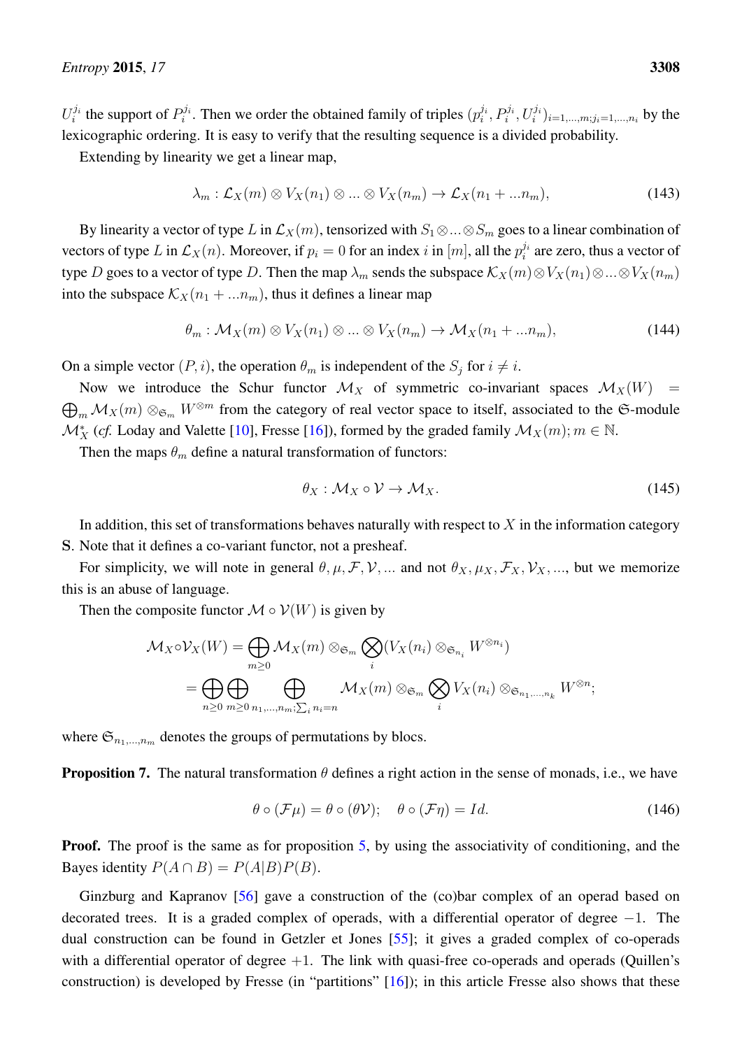$U_i^{j_i}$ the support of $P_i^{j_i}$. Then we order the obtained family of triples $(p_i^{j_i}, P_i^{j_i}, U_i^{j_i})_{i=1,...,m; j_i=1,...,n_i}$ by the lexicographic ordering. It is easy to verify that the resulting sequence is a divided probability.

Extending by linearity we get a linear map,

$$\lambda_m : \mathcal{L}_X(m) \otimes V_X(n_1) \otimes ... \otimes V_X(n_m) \to \mathcal{L}_X(n_1 + ...n_m), \tag{143}$$

By linearity a vector of type $L$ in $\mathcal{L}_X(m)$, tensorized with $S_1 \otimes ... \otimes S_m$ goes to a linear combination of vectors of type $L$ in $\mathcal{L}_X(n)$. Moreover, if $p_i = 0$ for an index $i$ in $[m]$, all the $p_i^{j_i}$ are zero, thus a vector of type $D$ goes to a vector of type $D$. Then the map $\lambda_m$ sends the subspace $\mathcal{K}_X(m) \otimes V_X(n_1) \otimes ... \otimes V_X(n_m)$ into the subspace $\mathcal{K}_X(n_1 + ...n_m)$, thus it defines a linear map

$$\theta_m : \mathcal{M}_X(m) \otimes V_X(n_1) \otimes ... \otimes V_X(n_m) \to \mathcal{M}_X(n_1 + ...n_m), \tag{144}$$

On a simple vector $(P, i)$, the operation $\theta_m$ is independent of the $S_j$ for $i \neq i$.

Now we introduce the Schur functor $\mathcal{M}_X$ of symmetric co-invariant spaces $\mathcal{M}_X(W) = \bigoplus_m \mathcal{M}_X(m) \otimes_{\mathfrak{S}_m} W^{\otimes m}$ from the category of real vector space to itself, associated to the $\mathfrak{S}$-module $\mathcal{M}_X^*$ (*cf.* Loday and Valette [10], Fresse [16]), formed by the graded family $\mathcal{M}_X(m); m \in \mathbb{N}$.

Then the maps $\theta_m$ define a natural transformation of functors:

$$\theta_X : \mathcal{M}_X \circ \mathcal{V} \to \mathcal{M}_X. \tag{145}$$

In addition, this set of transformations behaves naturally with respect to $X$ in the information category $\mathbf{S}$. Note that it defines a co-variant functor, not a presheaf.

For simplicity, we will note in general $\theta, \mu, \mathcal{F}, \mathcal{V}, ...$ and not $\theta_X, \mu_X, \mathcal{F}_X, \mathcal{V}_X, ...$, but we memorize this is an abuse of language.

Then the composite functor $\mathcal{M} \circ \mathcal{V}(W)$ is given by

$$\begin{aligned}
\mathcal{M}_X \circ \mathcal{V}_X(W) &= \bigoplus_{m \geq 0} \mathcal{M}_X(m) \otimes_{\mathfrak{S}_m} \bigotimes_i (V_X(n_i) \otimes_{\mathfrak{S}_{n_i}} W^{\otimes n_i}) \\
&= \bigoplus_{n \geq 0} \bigoplus_{m \geq 0} \bigoplus_{n_1,...,n_m; \sum_i n_i = n} \mathcal{M}_X(m) \otimes_{\mathfrak{S}_m} \bigotimes_i V_X(n_i) \otimes_{\mathfrak{S}_{n_1,...,n_k}} W^{\otimes n};
\end{aligned}$$

where $\mathfrak{S}_{n_1,...,n_m}$ denotes the groups of permutations by blocs.

**Proposition 7.** The natural transformation $\theta$ defines a right action in the sense of monads, i.e., we have

$$\theta \circ (\mathcal{F}\mu) = \theta \circ (\theta \mathcal{V}); \quad \theta \circ (\mathcal{F}\eta) = Id. \tag{146}$$

**Proof.** The proof is the same as for proposition 5, by using the associativity of conditioning, and the Bayes identity $P(A \cap B) = P(A|B)P(B)$.

Ginzburg and Kapranov [56] gave a construction of the (co)bar complex of an operad based on decorated trees. It is a graded complex of operads, with a differential operator of degree $-1$. The dual construction can be found in Getzler et Jones [55]; it gives a graded complex of co-operads with a differential operator of degree $+1$. The link with quasi-free co-operads and operads (Quillen's construction) is developed by Fresse (in "partitions" [16]); in this article Fresse also shows that these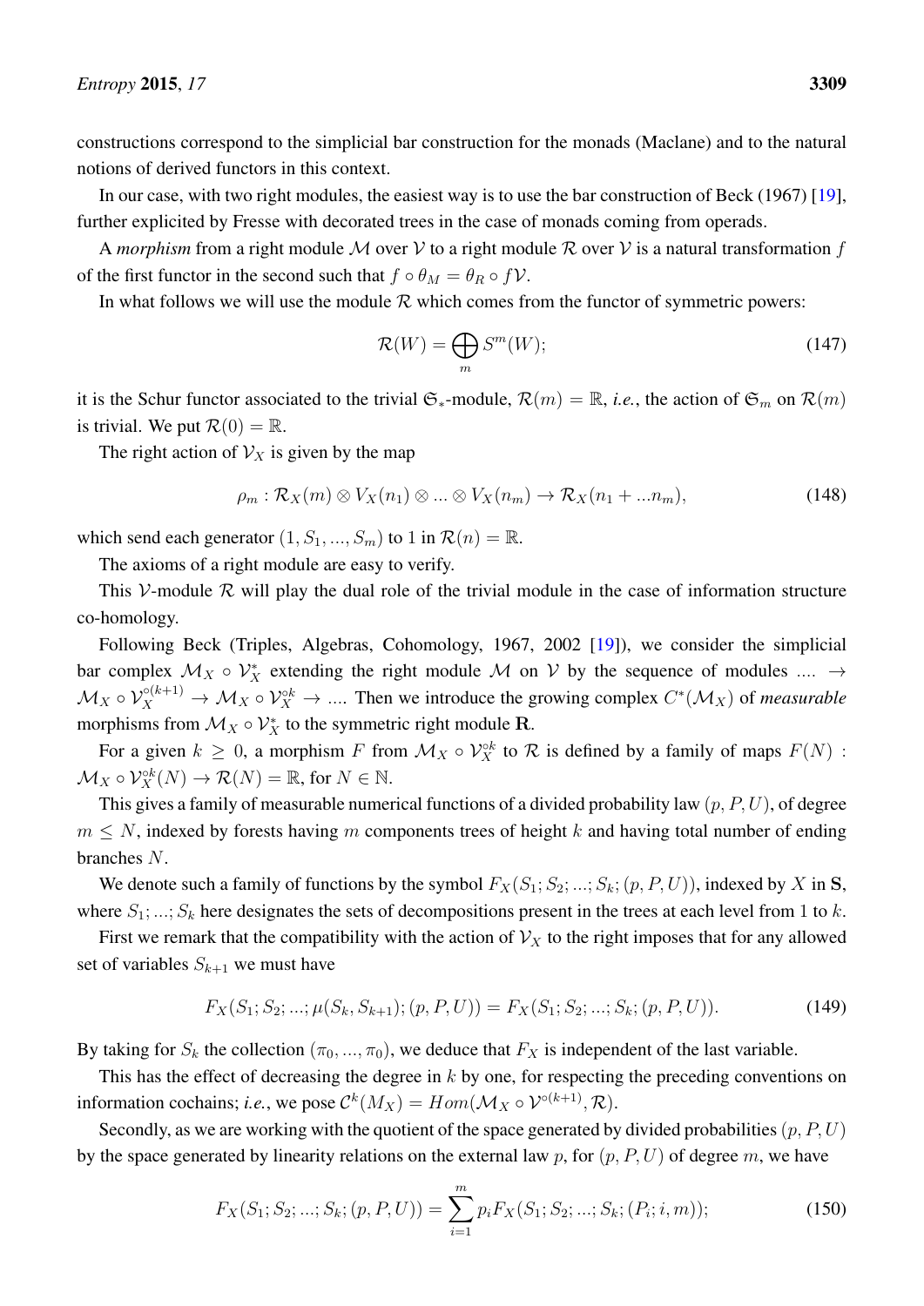constructions correspond to the simplicial bar construction for the monads (Maclane) and to the natural notions of derived functors in this context.

In our case, with two right modules, the easiest way is to use the bar construction of Beck (1967) [19], further explicited by Fresse with decorated trees in the case of monads coming from operads.

A *morphism* from a right module $\mathcal{M}$ over $\mathcal{V}$ to a right module $\mathcal{R}$ over $\mathcal{V}$ is a natural transformation $f$ of the first functor in the second such that $f \circ \theta_M = \theta_R \circ f\mathcal{V}$.

In what follows we will use the module $\mathcal{R}$ which comes from the functor of symmetric powers:

$$\mathcal{R}(W) = \bigoplus_m S^m(W); \tag{147}$$

it is the Schur functor associated to the trivial $\mathfrak{S}_*$-module, $\mathcal{R}(m) = \mathbb{R}$, *i.e.*, the action of $\mathfrak{S}_m$ on $\mathcal{R}(m)$ is trivial. We put $\mathcal{R}(0) = \mathbb{R}$.

The right action of $\mathcal{V}_X$ is given by the map

$$\rho_m : \mathcal{R}_X(m) \otimes V_X(n_1) \otimes ... \otimes V_X(n_m) \to \mathcal{R}_X(n_1 + ...n_m), \tag{148}$$

which send each generator $(1, S_1, ..., S_m)$ to 1 in $\mathcal{R}(n) = \mathbb{R}$.

The axioms of a right module are easy to verify.

This $\mathcal{V}$-module $\mathcal{R}$ will play the dual role of the trivial module in the case of information structure co-homology.

Following Beck (Triples, Algebras, Cohomology, 1967, 2002 [19]), we consider the simplicial bar complex $\mathcal{M}_X \circ \mathcal{V}_X^*$ extending the right module $\mathcal{M}$ on $\mathcal{V}$ by the sequence of modules .... $\to$ $\mathcal{M}_X \circ \mathcal{V}_X^{\circ(k+1)} \to \mathcal{M}_X \circ \mathcal{V}_X^{\circ k} \to$ .... Then we introduce the growing complex $C^*(\mathcal{M}_X)$ of *measurable* morphisms from $\mathcal{M}_X \circ \mathcal{V}_X^*$ to the symmetric right module $\mathbf{R}$.

For a given $k \geq 0$, a morphism $F$ from $\mathcal{M}_X \circ \mathcal{V}_X^{\circ k}$ to $\mathcal{R}$ is defined by a family of maps $F(N)$ : $\mathcal{M}_X \circ \mathcal{V}_X^{\circ k}(N) \to \mathcal{R}(N) = \mathbb{R}$, for $N \in \mathbb{N}$.

This gives a family of measurable numerical functions of a divided probability law $(p, P, U)$, of degree $m \leq N$, indexed by forests having $m$ components trees of height $k$ and having total number of ending branches $N$.

We denote such a family of functions by the symbol $F_X(S_1; S_2; ...; S_k; (p, P, U))$, indexed by $X$ in $\mathbf{S}$, where $S_1; ...; S_k$ here designates the sets of decompositions present in the trees at each level from 1 to $k$.

First we remark that the compatibility with the action of $\mathcal{V}_X$ to the right imposes that for any allowed set of variables $S_{k+1}$ we must have

$$F_X(S_1; S_2; ...; \mu(S_k, S_{k+1}); (p, P, U)) = F_X(S_1; S_2; ...; S_k; (p, P, U)). \tag{149}$$

By taking for $S_k$ the collection $(\pi_0, ..., \pi_0)$, we deduce that $F_X$ is independent of the last variable.

This has the effect of decreasing the degree in $k$ by one, for respecting the preceding conventions on information cochains; *i.e.*, we pose $\mathcal{C}^k(M_X) = Hom(\mathcal{M}_X \circ \mathcal{V}^{\circ(k+1)}, \mathcal{R})$.

Secondly, as we are working with the quotient of the space generated by divided probabilities $(p, P, U)$ by the space generated by linearity relations on the external law $p$, for $(p, P, U)$ of degree $m$, we have

$$F_X(S_1; S_2; ...; S_k; (p, P, U)) = \sum_{i=1}^{m} p_i F_X(S_1; S_2; ...; S_k; (P_i; i, m)); \tag{150}$$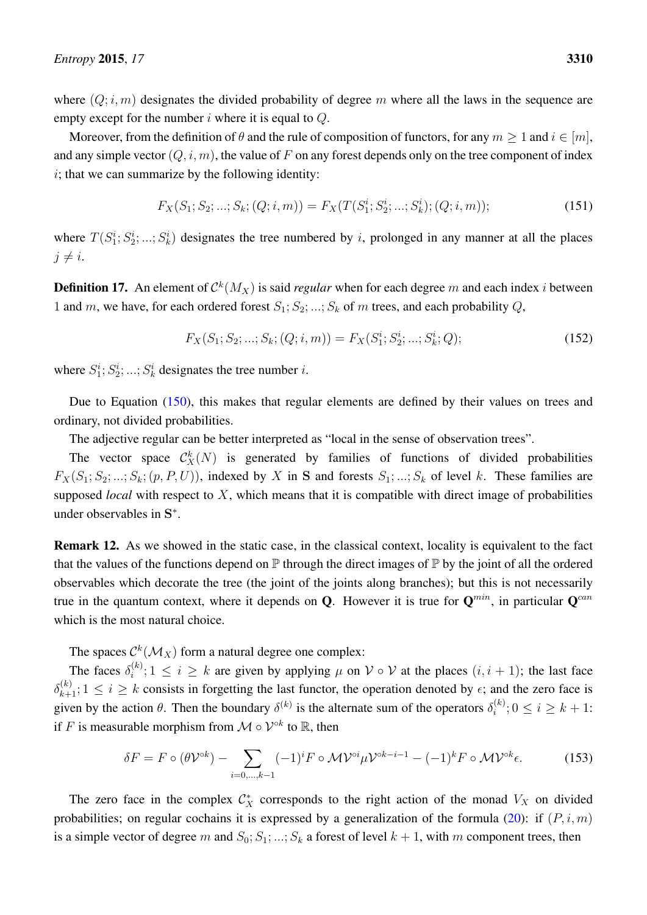where $(Q; i, m)$ designates the divided probability of degree $m$ where all the laws in the sequence are empty except for the number $i$ where it is equal to $Q$.

Moreover, from the definition of $\theta$ and the rule of composition of functors, for any $m \geq 1$ and $i \in [m]$, and any simple vector $(Q, i, m)$, the value of $F$ on any forest depends only on the tree component of index $i$; that we can summarize by the following identity:

$$F_X(S_1; S_2; ...; S_k; (Q; i, m)) = F_X(T(S_1^i; S_2^i; ...; S_k^i); (Q; i, m)); \tag{151}$$

where $T(S_1^i; S_2^i; ...; S_k^i)$ designates the tree numbered by $i$, prolonged in any manner at all the places $j \neq i$.

**Definition 17.** An element of $\mathcal{C}^k(M_X)$ is said *regular* when for each degree $m$ and each index $i$ between 1 and $m$, we have, for each ordered forest $S_1; S_2; ...; S_k$ of $m$ trees, and each probability $Q$,

$$F_X(S_1; S_2; ...; S_k; (Q; i, m)) = F_X(S_1^i; S_2^i; ...; S_k^i; Q); \tag{152}$$

where $S_1^i; S_2^i; ...; S_k^i$ designates the tree number $i$.

Due to Equation (150), this makes that regular elements are defined by their values on trees and ordinary, not divided probabilities.

The adjective regular can be better interpreted as "local in the sense of observation trees".

The vector space $\mathcal{C}_X^k(N)$ is generated by families of functions of divided probabilities $F_X(S_1; S_2; ...; S_k; (p, P, U))$, indexed by $X$ in $\mathbf{S}$ and forests $S_1; ...; S_k$ of level $k$. These families are supposed *local* with respect to $X$, which means that it is compatible with direct image of probabilities under observables in $\mathbf{S}^*$.

**Remark 12.** As we showed in the static case, in the classical context, locality is equivalent to the fact that the values of the functions depend on $\mathbb{P}$ through the direct images of $\mathbb{P}$ by the joint of all the ordered observables which decorate the tree (the joint of the joints along branches); but this is not necessarily true in the quantum context, where it depends on $\mathbf{Q}$. However it is true for $\mathbf{Q}^{min}$, in particular $\mathbf{Q}^{can}$ which is the most natural choice.

The spaces $\mathcal{C}^k(\mathcal{M}_X)$ form a natural degree one complex:

The faces $\delta_i^{(k)}; 1 \leq i \geq k$ are given by applying $\mu$ on $\mathcal{V} \circ \mathcal{V}$ at the places $(i, i+1)$; the last face $\delta_{k+1}^{(k)}; 1 \leq i \geq k$ consists in forgetting the last functor, the operation denoted by $\epsilon$; and the zero face is given by the action $\theta$. Then the boundary $\delta^{(k)}$ is the alternate sum of the operators $\delta_i^{(k)}; 0 \leq i \geq k+1$: if $F$ is measurable morphism from $\mathcal{M} \circ \mathcal{V}^{\circ k}$ to $\mathbb{R}$, then

$$\delta F = F \circ (\theta \mathcal{V}^{\circ k}) - \sum_{i=0,...,k-1} (-1)^i F \circ \mathcal{M}\mathcal{V}^{\circ i} \mu \mathcal{V}^{\circ k-i-1} - (-1)^k F \circ \mathcal{M}\mathcal{V}^{\circ k} \epsilon. \tag{153}$$

The zero face in the complex $\mathcal{C}_X^*$ corresponds to the right action of the monad $V_X$ on divided probabilities; on regular cochains it is expressed by a generalization of the formula (20): if $(P, i, m)$ is a simple vector of degree $m$ and $S_0; S_1; ...; S_k$ a forest of level $k+1$, with $m$ component trees, then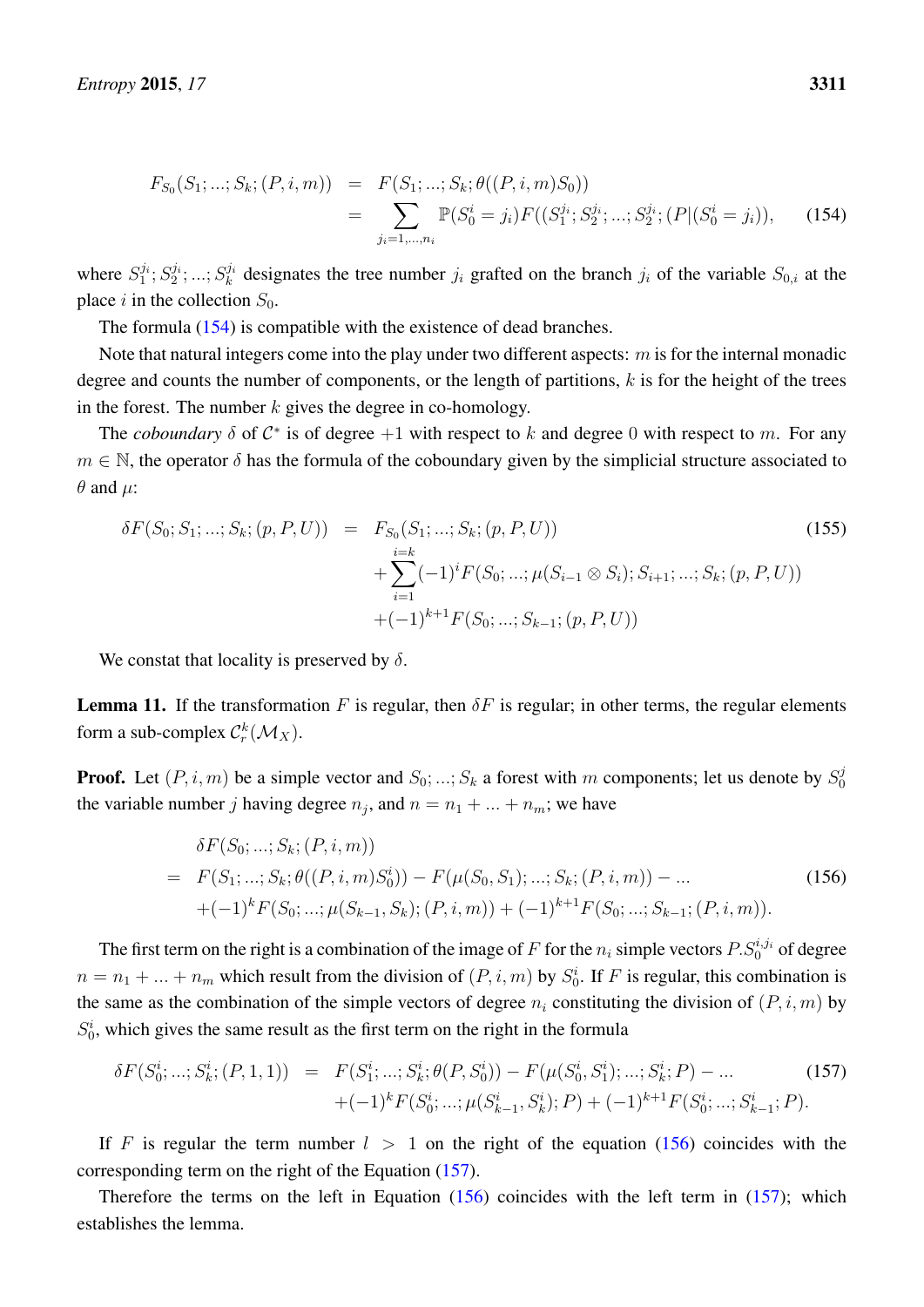$$
\begin{aligned}
F_{S_0}(S_1;...;S_k;(P,i,m)) &= F(S_1;...;S_k;\theta((P,i,m)S_0)) \\
&= \sum_{j_i=1,...,n_i} \mathbb{P}(S_0^i = j_i) F((S_1^{j_i};S_2^{j_i};...;S_2^{j_i};(P|(S_0^i = j_i)), \qquad (154)
\end{aligned}
$$

where $S_1^{j_i}; S_2^{j_i}; ...; S_k^{j_i}$ designates the tree number $j_i$ grafted on the branch $j_i$ of the variable $S_{0,i}$ at the place $i$ in the collection $S_0$.

The formula (154) is compatible with the existence of dead branches.

Note that natural integers come into the play under two different aspects: $m$ is for the internal monadic degree and counts the number of components, or the length of partitions, $k$ is for the height of the trees in the forest. The number $k$ gives the degree in co-homology.

The *coboundary* $\delta$ of $\mathcal{C}^*$ is of degree $+1$ with respect to $k$ and degree $0$ with respect to $m$. For any $m \in \mathbb{N}$, the operator $\delta$ has the formula of the coboundary given by the simplicial structure associated to $\theta$ and $\mu$:

$$
\begin{aligned}
\delta F(S_0;S_1;...;S_k;(p,P,U)) &= F_{S_0}(S_1;...;S_k;(p,P,U)) \qquad (155) \\
&+ \sum_{i=1}^{i=k} (-1)^i F(S_0;...;\mu(S_{i-1}\otimes S_i);S_{i+1};...;S_k;(p,P,U)) \\
&+ (-1)^{k+1} F(S_0;...;S_{k-1};(p,P,U))
\end{aligned}
$$

We constat that locality is preserved by $\delta$.

**Lemma 11.** If the transformation $F$ is regular, then $\delta F$ is regular; in other terms, the regular elements form a sub-complex $\mathcal{C}_r^k(\mathcal{M}_X)$.

**Proof.** Let $(P,i,m)$ be a simple vector and $S_0;...;S_k$ a forest with $m$ components; let us denote by $S_0^j$ the variable number $j$ having degree $n_j$, and $n = n_1 + ... + n_m$; we have

$$
\begin{aligned}
& \delta F(S_0;...;S_k;(P,i,m)) \\
= \ & F(S_1;...;S_k;\theta((P,i,m)S_0^i)) - F(\mu(S_0,S_1);...;S_k;(P,i,m)) - ... \qquad (156) \\
& + (-1)^k F(S_0;...;\mu(S_{k-1},S_k);(P,i,m)) + (-1)^{k+1} F(S_0;...;S_{k-1};(P,i,m)).
\end{aligned}
$$

The first term on the right is a combination of the image of $F$ for the $n_i$ simple vectors $P.S_0^{i,j_i}$ of degree $n = n_1 + ... + n_m$ which result from the division of $(P,i,m)$ by $S_0^i$. If $F$ is regular, this combination is the same as the combination of the simple vectors of degree $n_i$ constituting the division of $(P,i,m)$ by $S_0^i$, which gives the same result as the first term on the right in the formula

$$
\begin{aligned}
\delta F(S_0^i;...;S_k^i;(P,1,1)) &= F(S_1^i;...;S_k^i;\theta(P,S_0^i)) - F(\mu(S_0^i,S_1^i);...;S_k^i;P) - ... \qquad (157) \\
&+ (-1)^k F(S_0^i;...;\mu(S_{k-1}^i,S_k^i);P) + (-1)^{k+1} F(S_0^i;...;S_{k-1}^i;P).
\end{aligned}
$$

If $F$ is regular the term number $l > 1$ on the right of the equation (156) coincides with the corresponding term on the right of the Equation (157).

Therefore the terms on the left in Equation (156) coincides with the left term in (157); which establishes the lemma.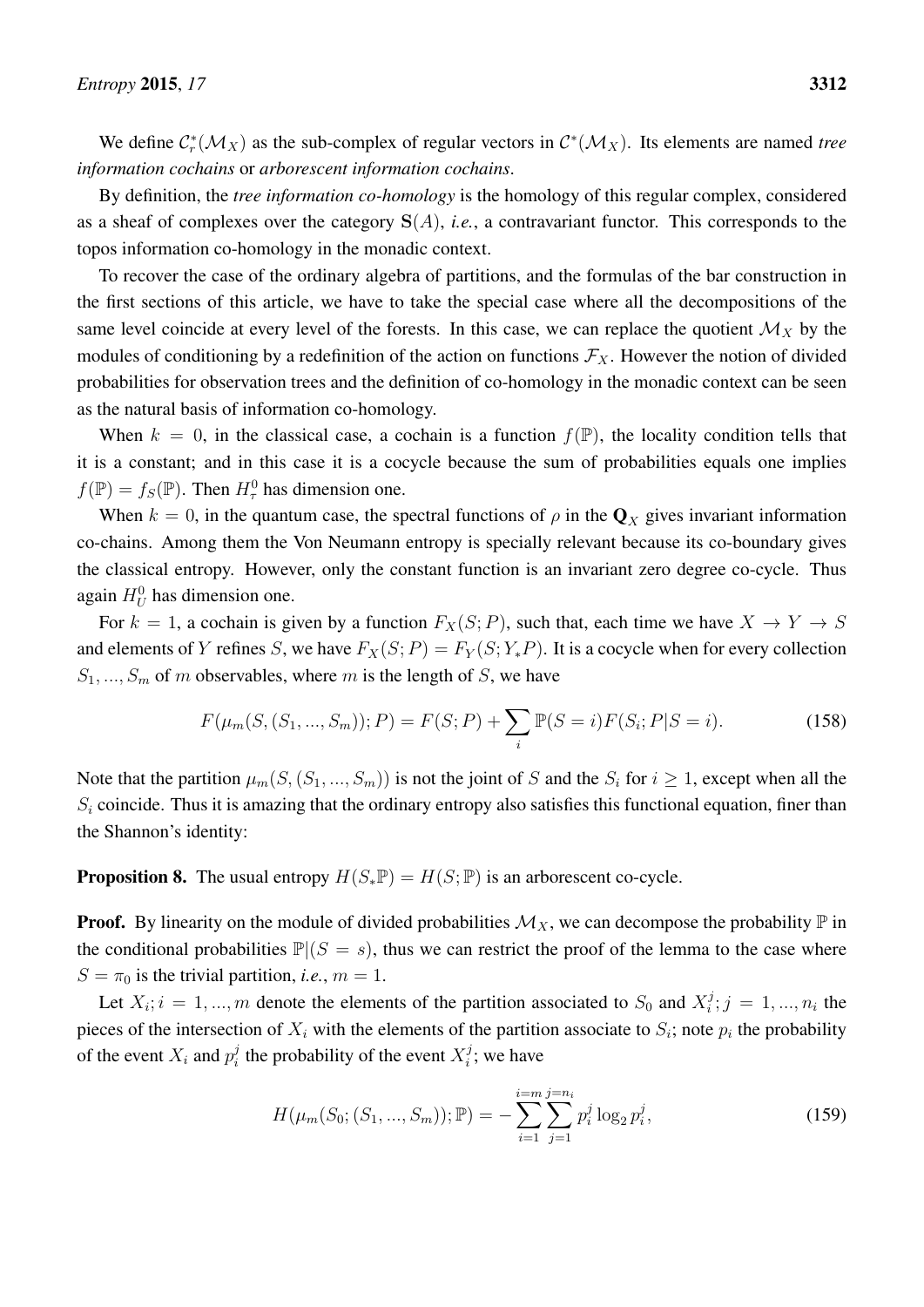We define $\mathcal{C}_r^*(\mathcal{M}_X)$ as the sub-complex of regular vectors in $\mathcal{C}^*(\mathcal{M}_X)$. Its elements are named *tree information cochains* or *arborescent information cochains*.

By definition, the *tree information co-homology* is the homology of this regular complex, considered as a sheaf of complexes over the category $\mathbf{S}(A)$, *i.e.*, a contravariant functor. This corresponds to the topos information co-homology in the monadic context.

To recover the case of the ordinary algebra of partitions, and the formulas of the bar construction in the first sections of this article, we have to take the special case where all the decompositions of the same level coincide at every level of the forests. In this case, we can replace the quotient $\mathcal{M}_X$ by the modules of conditioning by a redefinition of the action on functions $\mathcal{F}_X$. However the notion of divided probabilities for observation trees and the definition of co-homology in the monadic context can be seen as the natural basis of information co-homology.

When $k = 0$, in the classical case, a cochain is a function $f(\mathbb{P})$, the locality condition tells that it is a constant; and in this case it is a cocycle because the sum of probabilities equals one implies $f(\mathbb{P}) = f_S(\mathbb{P})$. Then $H^0_\tau$ has dimension one.

When $k = 0$, in the quantum case, the spectral functions of $\rho$ in the $\mathbf{Q}_X$ gives invariant information co-chains. Among them the Von Neumann entropy is specially relevant because its co-boundary gives the classical entropy. However, only the constant function is an invariant zero degree co-cycle. Thus again $H^0_U$ has dimension one.

For $k = 1$, a cochain is given by a function $F_X(S; P)$, such that, each time we have $X \to Y \to S$ and elements of $Y$ refines $S$, we have $F_X(S; P) = F_Y(S; Y_*P)$. It is a cocycle when for every collection $S_1, ..., S_m$ of $m$ observables, where $m$ is the length of $S$, we have

$$F(\mu_m(S, (S_1, ..., S_m)); P) = F(S; P) + \sum_i \mathbb{P}(S = i) F(S_i; P | S = i). \tag{158}$$

Note that the partition $\mu_m(S, (S_1, ..., S_m))$ is not the joint of $S$ and the $S_i$ for $i \geq 1$, except when all the $S_i$ coincide. Thus it is amazing that the ordinary entropy also satisfies this functional equation, finer than the Shannon's identity:

**Proposition 8.** The usual entropy $H(S_*\mathbb{P}) = H(S; \mathbb{P})$ is an arborescent co-cycle.

**Proof.** By linearity on the module of divided probabilities $\mathcal{M}_X$, we can decompose the probability $\mathbb{P}$ in the conditional probabilities $\mathbb{P}|(S = s)$, thus we can restrict the proof of the lemma to the case where $S = \pi_0$ is the trivial partition, *i.e.*, $m = 1$.

Let $X_i; i = 1, ..., m$ denote the elements of the partition associated to $S_0$ and $X_i^j; j = 1, ..., n_i$ the pieces of the intersection of $X_i$ with the elements of the partition associate to $S_i$; note $p_i$ the probability of the event $X_i$ and $p_i^j$ the probability of the event $X_i^j$; we have

$$H(\mu_m(S_0; (S_1, ..., S_m)); \mathbb{P}) = -\sum_{i=1}^{i=m} \sum_{j=1}^{j=n_i} p_i^j \log_2 p_i^j, \tag{159}$$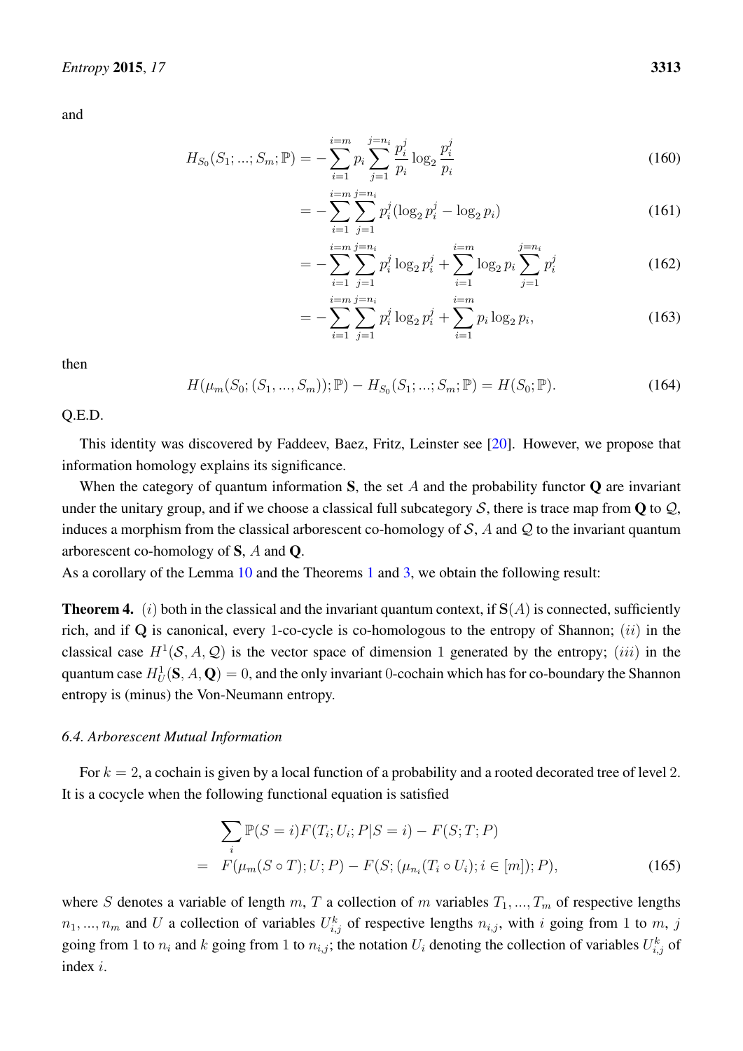and

$$H_{S_0}(S_1;...;S_m;\mathbb{P}) = -\sum_{i=1}^{i=m} p_i \sum_{j=1}^{j=n_i} \frac{p_i^j}{p_i} \log_2 \frac{p_i^j}{p_i} \tag{160}$$

$$= -\sum_{i=1}^{i=m} \sum_{j=1}^{j=n_i} p_i^j (\log_2 p_i^j - \log_2 p_i) \tag{161}$$

$$= -\sum_{i=1}^{i=m} \sum_{j=1}^{j=n_i} p_i^j \log_2 p_i^j + \sum_{i=1}^{i=m} \log_2 p_i \sum_{j=1}^{j=n_i} p_i^j \tag{162}$$

$$= -\sum_{i=1}^{i=m} \sum_{j=1}^{j=n_i} p_i^j \log_2 p_i^j + \sum_{i=1}^{i=m} p_i \log_2 p_i, \tag{163}$$

then

$$H(\mu_m(S_0;(S_1,...,S_m));\mathbb{P}) - H_{S_0}(S_1;...;S_m;\mathbb{P}) = H(S_0;\mathbb{P}). \tag{164}$$

Q.E.D.

This identity was discovered by Faddeev, Baez, Fritz, Leinster see [20]. However, we propose that information homology explains its significance.

When the category of quantum information **S**, the set $A$ and the probability functor **Q** are invariant under the unitary group, and if we choose a classical full subcategory $\mathcal{S}$, there is trace map from **Q** to $\mathcal{Q}$, induces a morphism from the classical arborescent co-homology of $\mathcal{S}$, $A$ and $\mathcal{Q}$ to the invariant quantum arborescent co-homology of **S**, $A$ and **Q**.
As a corollary of the Lemma 10 and the Theorems 1 and 3, we obtain the following result:

**Theorem 4.** $(i)$ both in the classical and the invariant quantum context, if $\mathbf{S}(A)$ is connected, sufficiently rich, and if **Q** is canonical, every 1-co-cycle is co-homologous to the entropy of Shannon; $(ii)$ in the classical case $H^1(\mathcal{S}, A, \mathcal{Q})$ is the vector space of dimension 1 generated by the entropy; $(iii)$ in the quantum case $H^1_U(\mathbf{S}, A, \mathbf{Q}) = 0$, and the only invariant 0-cochain which has for co-boundary the Shannon entropy is (minus) the Von-Neumann entropy.

### 6.4. Arborescent Mutual Information

For $k = 2$, a cochain is given by a local function of a probability and a rooted decorated tree of level 2. It is a cocycle when the following functional equation is satisfied

$$\begin{aligned} &\sum_i \mathbb{P}(S=i)F(T_i;U_i;P|S=i) - F(S;T;P) \\ =\ & F(\mu_m(S\circ T);U;P) - F(S;(\mu_{n_i}(T_i \circ U_i); i\in[m]);P), \end{aligned} \tag{165}$$

where $S$ denotes a variable of length $m$, $T$ a collection of $m$ variables $T_1,...,T_m$ of respective lengths $n_1,...,n_m$ and $U$ a collection of variables $U_{i,j}^k$ of respective lengths $n_{i,j}$, with $i$ going from 1 to $m$, $j$ going from 1 to $n_i$ and $k$ going from 1 to $n_{i,j}$; the notation $U_i$ denoting the collection of variables $U_{i,j}^k$ of index $i$.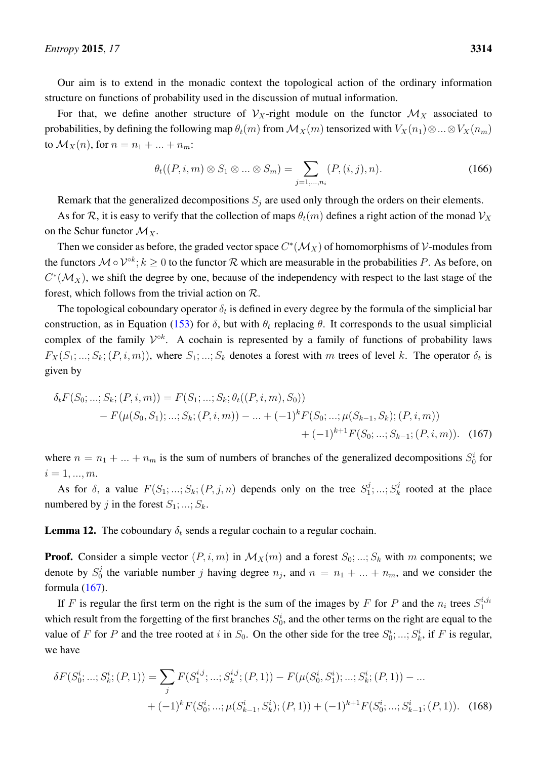Our aim is to extend in the monadic context the topological action of the ordinary information structure on functions of probability used in the discussion of mutual information.

For that, we define another structure of $\mathcal{V}_X$-right module on the functor $\mathcal{M}_X$ associated to probabilities, by defining the following map $\theta_t(m)$ from $\mathcal{M}_X(m)$ tensorized with $V_X(n_1)\otimes ...\otimes V_X(n_m)$ to $\mathcal{M}_X(n)$, for $n = n_1 + ... + n_m$:

$$\theta_t((P, i, m) \otimes S_1 \otimes ... \otimes S_m) = \sum_{j=1,...,n_i} (P, (i, j), n). \tag{166}$$

Remark that the generalized decompositions $S_j$ are used only through the orders on their elements.

As for $\mathcal{R}$, it is easy to verify that the collection of maps $\theta_t(m)$ defines a right action of the monad $\mathcal{V}_X$ on the Schur functor $\mathcal{M}_X$.

Then we consider as before, the graded vector space $C^*(\mathcal{M}_X)$ of homomorphisms of $\mathcal{V}$-modules from the functors $\mathcal{M}\circ\mathcal{V}^{\circ k}; k \geq 0$ to the functor $\mathcal{R}$ which are measurable in the probabilities $P$. As before, on $C^*(\mathcal{M}_X)$, we shift the degree by one, because of the independency with respect to the last stage of the forest, which follows from the trivial action on $\mathcal{R}$.

The topological coboundary operator $\delta_t$ is defined in every degree by the formula of the simplicial bar construction, as in Equation (153) for $\delta$, but with $\theta_t$ replacing $\theta$. It corresponds to the usual simplicial complex of the family $\mathcal{V}^{\circ k}$. A cochain is represented by a family of functions of probability laws $F_X(S_1; ...; S_k; (P, i, m))$, where $S_1; ...; S_k$ denotes a forest with $m$ trees of level $k$. The operator $\delta_t$ is given by

$$\begin{aligned}\delta_t F(S_0; ...; S_k; (P, i, m)) = F(S_1; ...; S_k; \theta_t((P, i, m), S_0)) \\ - F(\mu(S_0, S_1); ...; S_k; (P, i, m)) - ... + (-1)^k F(S_0; ...; \mu(S_{k-1}, S_k); (P, i, m)) \\ + (-1)^{k+1} F(S_0; ...; S_{k-1}; (P, i, m)).\end{aligned} \tag{167}$$

where $n = n_1 + ... + n_m$ is the sum of numbers of branches of the generalized decompositions $S_0^i$ for $i = 1, ..., m$.

As for $\delta$, a value $F(S_1; ...; S_k; (P, j, n)$ depends only on the tree $S_1^j; ...; S_k^j$ rooted at the place numbered by $j$ in the forest $S_1; ...; S_k$.

**Lemma 12.** The coboundary $\delta_t$ sends a regular cochain to a regular cochain.

**Proof.** Consider a simple vector $(P, i, m)$ in $\mathcal{M}_X(m)$ and a forest $S_0; ...; S_k$ with $m$ components; we denote by $S_0^j$ the variable number $j$ having degree $n_j$, and $n = n_1 + ... + n_m$, and we consider the formula (167).

If $F$ is regular the first term on the right is the sum of the images by $F$ for $P$ and the $n_i$ trees $S_1^{i,j_i}$ which result from the forgetting of the first branches $S_0^i$, and the other terms on the right are equal to the value of $F$ for $P$ and the tree rooted at $i$ in $S_0$. On the other side for the tree $S_0^i; ...; S_k^i$, if $F$ is regular, we have

$$\begin{aligned}\delta F(S_0^i; ...; S_k^i; (P, 1)) = \sum_j F(S_1^{i,j}; ...; S_k^{i,j}; (P, 1)) - F(\mu(S_0^i, S_1^i); ...; S_k^i; (P, 1)) - ... \\ + (-1)^k F(S_0^i; ...; \mu(S_{k-1}^i, S_k^i); (P, 1)) + (-1)^{k+1} F(S_0^i; ...; S_{k-1}^i; (P, 1)).\end{aligned} \tag{168}$$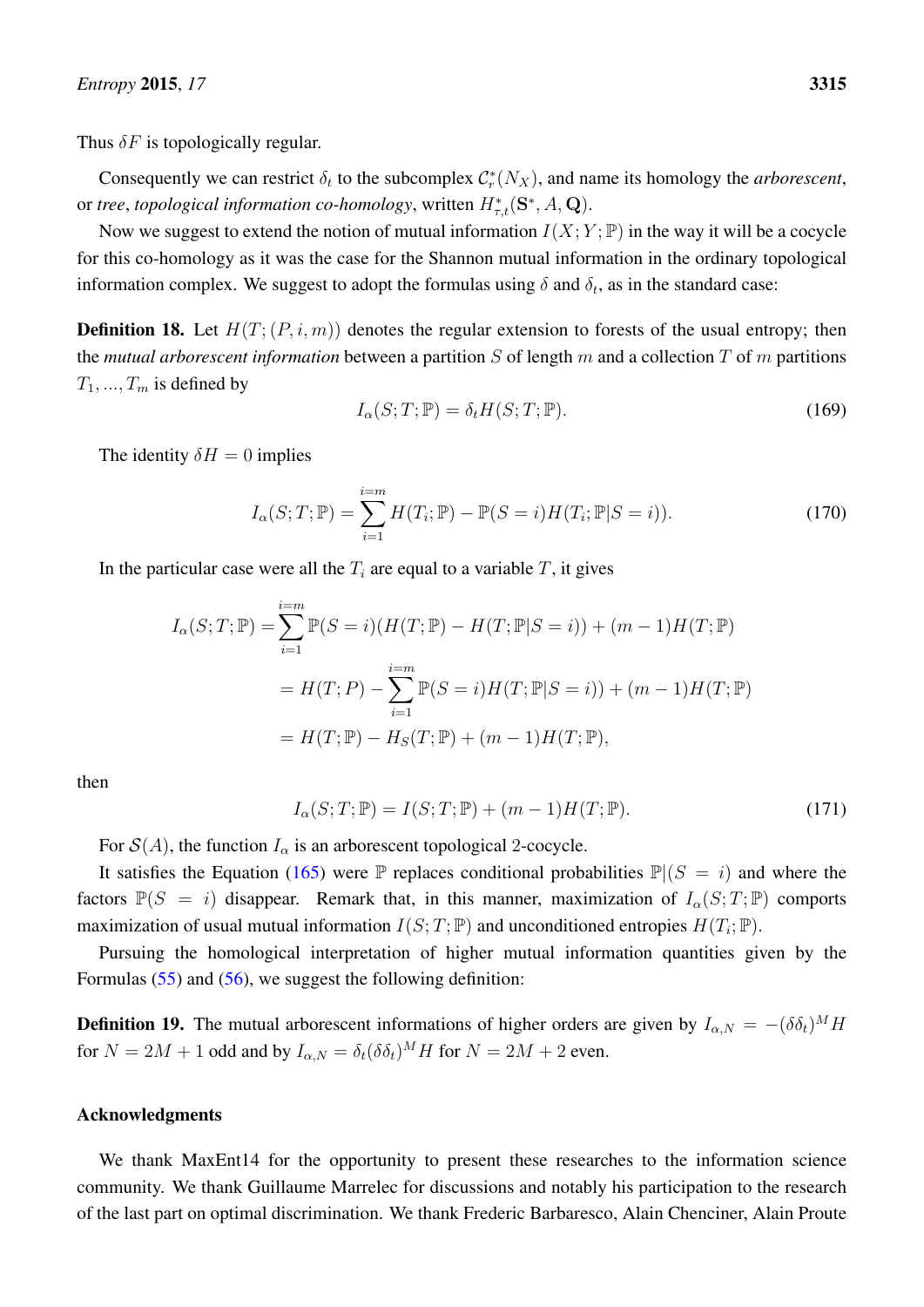Thus $\delta F$ is topologically regular.

Consequently we can restrict $\delta_t$ to the subcomplex $\mathcal{C}^*_r(N_X)$, and name its homology the *arborescent*, or *tree*, *topological information co-homology*, written $H^*_{\tau,t}(\mathbf{S}^*, A, \mathbf{Q})$.

Now we suggest to extend the notion of mutual information $I(X;Y;\mathbb{P})$ in the way it will be a cocycle for this co-homology as it was the case for the Shannon mutual information in the ordinary topological information complex. We suggest to adopt the formulas using $\delta$ and $\delta_t$, as in the standard case:

**Definition 18.** Let $H(T;(P,i,m))$ denotes the regular extension to forests of the usual entropy; then the *mutual arborescent information* between a partition $S$ of length $m$ and a collection $T$ of $m$ partitions $T_1,...,T_m$ is defined by

$$I_\alpha(S;T;\mathbb{P}) = \delta_t H(S;T;\mathbb{P}). \tag{169}$$

The identity $\delta H = 0$ implies

$$I_\alpha(S;T;\mathbb{P}) = \sum_{i=1}^{i=m} H(T_i;\mathbb{P}) - \mathbb{P}(S=i)H(T_i;\mathbb{P}|S=i)). \tag{170}$$

In the particular case were all the $T_i$ are equal to a variable $T$, it gives

$$\begin{aligned}
I_\alpha(S;T;\mathbb{P}) &= \sum_{i=1}^{i=m} \mathbb{P}(S=i)(H(T;\mathbb{P}) - H(T;\mathbb{P}|S=i)) + (m-1)H(T;\mathbb{P}) \\
&= H(T;P) - \sum_{i=1}^{i=m} \mathbb{P}(S=i)H(T;\mathbb{P}|S=i)) + (m-1)H(T;\mathbb{P}) \\
&= H(T;\mathbb{P}) - H_S(T;\mathbb{P}) + (m-1)H(T;\mathbb{P}),
\end{aligned}$$

then

$$I_\alpha(S;T;\mathbb{P}) = I(S;T;\mathbb{P}) + (m-1)H(T;\mathbb{P}). \tag{171}$$

For $\mathcal{S}(A)$, the function $I_\alpha$ is an arborescent topological 2-cocycle.

It satisfies the Equation (165) were $\mathbb{P}$ replaces conditional probabilities $\mathbb{P}|(S=i)$ and where the factors $\mathbb{P}(S=i)$ disappear. Remark that, in this manner, maximization of $I_\alpha(S;T;\mathbb{P})$ comports maximization of usual mutual information $I(S;T;\mathbb{P})$ and unconditioned entropies $H(T_i;\mathbb{P})$.

Pursuing the homological interpretation of higher mutual information quantities given by the Formulas (55) and (56), we suggest the following definition:

**Definition 19.** The mutual arborescent informations of higher orders are given by $I_{\alpha,N} = -(\delta\delta_t)^M H$ for $N = 2M+1$ odd and by $I_{\alpha,N} = \delta_t(\delta\delta_t)^M H$ for $N = 2M+2$ even.

## Acknowledgments

We thank MaxEnt14 for the opportunity to present these researches to the information science community. We thank Guillaume Marrelec for discussions and notably his participation to the research of the last part on optimal discrimination. We thank Frederic Barbaresco, Alain Chenciner, Alain Proute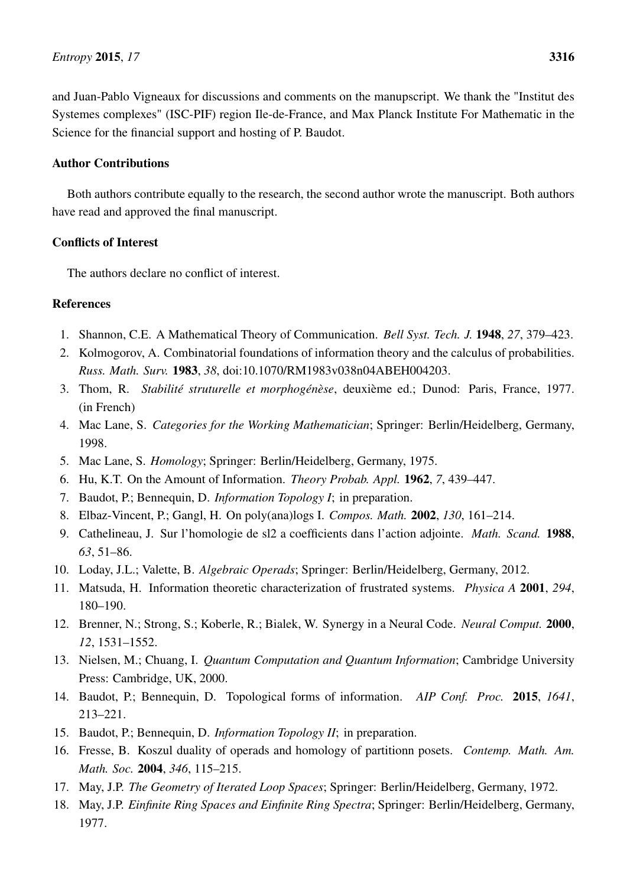and Juan-Pablo Vigneaux for discussions and comments on the manupscript. We thank the "Institut des Systemes complexes" (ISC-PIF) region Ile-de-France, and Max Planck Institute For Mathematic in the Science for the financial support and hosting of P. Baudot.

## Author Contributions

Both authors contribute equally to the research, the second author wrote the manuscript. Both authors have read and approved the final manuscript.

## Conflicts of Interest

The authors declare no conflict of interest.

## References

1. Shannon, C.E. A Mathematical Theory of Communication. *Bell Syst. Tech. J.* **1948**, *27*, 379–423.
2. Kolmogorov, A. Combinatorial foundations of information theory and the calculus of probabilities. *Russ. Math. Surv.* **1983**, *38*, doi:10.1070/RM1983v038n04ABEH004203.
3. Thom, R. *Stabilité struturelle et morphogénèse*, deuxième ed.; Dunod: Paris, France, 1977. (in French)
4. Mac Lane, S. *Categories for the Working Mathematician*; Springer: Berlin/Heidelberg, Germany, 1998.
5. Mac Lane, S. *Homology*; Springer: Berlin/Heidelberg, Germany, 1975.
6. Hu, K.T. On the Amount of Information. *Theory Probab. Appl.* **1962**, *7*, 439–447.
7. Baudot, P.; Bennequin, D. *Information Topology I*; in preparation.
8. Elbaz-Vincent, P.; Gangl, H. On poly(ana)logs I. *Compos. Math.* **2002**, *130*, 161–214.
9. Cathelineau, J. Sur l'homologie de sl2 a coefficients dans l'action adjointe. *Math. Scand.* **1988**, *63*, 51–86.
10. Loday, J.L.; Valette, B. *Algebraic Operads*; Springer: Berlin/Heidelberg, Germany, 2012.
11. Matsuda, H. Information theoretic characterization of frustrated systems. *Physica A* **2001**, *294*, 180–190.
12. Brenner, N.; Strong, S.; Koberle, R.; Bialek, W. Synergy in a Neural Code. *Neural Comput.* **2000**, *12*, 1531–1552.
13. Nielsen, M.; Chuang, I. *Quantum Computation and Quantum Information*; Cambridge University Press: Cambridge, UK, 2000.
14. Baudot, P.; Bennequin, D. Topological forms of information. *AIP Conf. Proc.* **2015**, *1641*, 213–221.
15. Baudot, P.; Bennequin, D. *Information Topology II*; in preparation.
16. Fresse, B. Koszul duality of operads and homology of partitionn posets. *Contemp. Math. Am. Math. Soc.* **2004**, *346*, 115–215.
17. May, J.P. *The Geometry of Iterated Loop Spaces*; Springer: Berlin/Heidelberg, Germany, 1972.
18. May, J.P. *Einfinite Ring Spaces and Einfinite Ring Spectra*; Springer: Berlin/Heidelberg, Germany, 1977.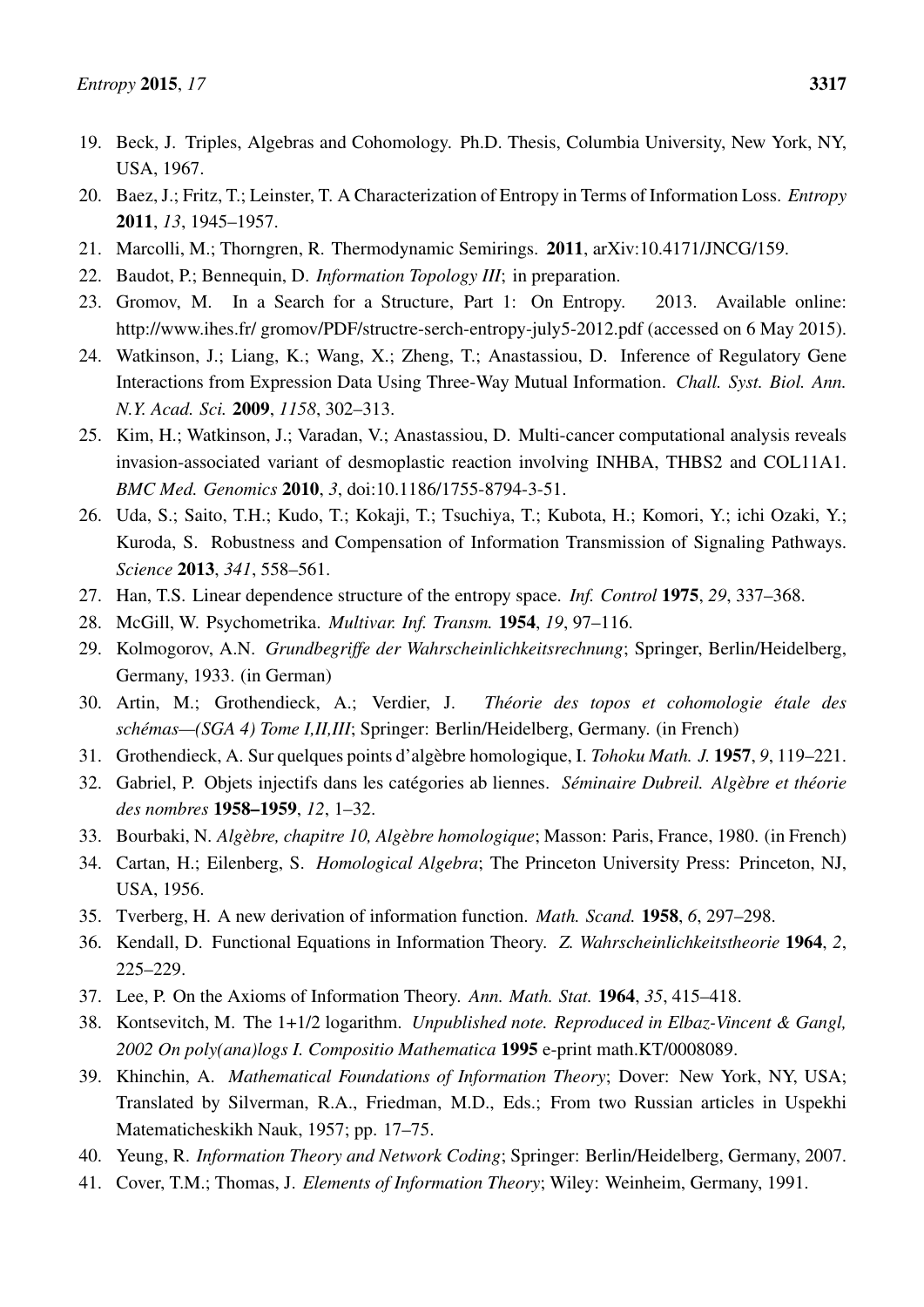19. Beck, J. Triples, Algebras and Cohomology. Ph.D. Thesis, Columbia University, New York, NY, USA, 1967.
20. Baez, J.; Fritz, T.; Leinster, T. A Characterization of Entropy in Terms of Information Loss. *Entropy* **2011**, *13*, 1945–1957.
21. Marcolli, M.; Thorngren, R. Thermodynamic Semirings. **2011**, arXiv:10.4171/JNCG/159.
22. Baudot, P.; Bennequin, D. *Information Topology III*; in preparation.
23. Gromov, M. In a Search for a Structure, Part 1: On Entropy. 2013. Available online: http://www.ihes.fr/ gromov/PDF/structre-serch-entropy-july5-2012.pdf (accessed on 6 May 2015).
24. Watkinson, J.; Liang, K.; Wang, X.; Zheng, T.; Anastassiou, D. Inference of Regulatory Gene Interactions from Expression Data Using Three-Way Mutual Information. *Chall. Syst. Biol. Ann. N.Y. Acad. Sci.* **2009**, *1158*, 302–313.
25. Kim, H.; Watkinson, J.; Varadan, V.; Anastassiou, D. Multi-cancer computational analysis reveals invasion-associated variant of desmoplastic reaction involving INHBA, THBS2 and COL11A1. *BMC Med. Genomics* **2010**, *3*, doi:10.1186/1755-8794-3-51.
26. Uda, S.; Saito, T.H.; Kudo, T.; Kokaji, T.; Tsuchiya, T.; Kubota, H.; Komori, Y.; ichi Ozaki, Y.; Kuroda, S. Robustness and Compensation of Information Transmission of Signaling Pathways. *Science* **2013**, *341*, 558–561.
27. Han, T.S. Linear dependence structure of the entropy space. *Inf. Control* **1975**, *29*, 337–368.
28. McGill, W. Psychometrika. *Multivar. Inf. Transm.* **1954**, *19*, 97–116.
29. Kolmogorov, A.N. *Grundbegriffe der Wahrscheinlichkeitsrechnung*; Springer, Berlin/Heidelberg, Germany, 1933. (in German)
30. Artin, M.; Grothendieck, A.; Verdier, J. *Théorie des topos et cohomologie étale des schémas—(SGA 4) Tome I,II,III*; Springer: Berlin/Heidelberg, Germany. (in French)
31. Grothendieck, A. Sur quelques points d'algèbre homologique, I. *Tohoku Math. J.* **1957**, *9*, 119–221.
32. Gabriel, P. Objets injectifs dans les catégories ab liennes. *Séminaire Dubreil. Algèbre et théorie des nombres* **1958–1959**, *12*, 1–32.
33. Bourbaki, N. *Algèbre, chapitre 10, Algèbre homologique*; Masson: Paris, France, 1980. (in French)
34. Cartan, H.; Eilenberg, S. *Homological Algebra*; The Princeton University Press: Princeton, NJ, USA, 1956.
35. Tverberg, H. A new derivation of information function. *Math. Scand.* **1958**, *6*, 297–298.
36. Kendall, D. Functional Equations in Information Theory. *Z. Wahrscheinlichkeitstheorie* **1964**, *2*, 225–229.
37. Lee, P. On the Axioms of Information Theory. *Ann. Math. Stat.* **1964**, *35*, 415–418.
38. Kontsevitch, M. The 1+1/2 logarithm. *Unpublished note. Reproduced in Elbaz-Vincent & Gangl, 2002 On poly(ana)logs I. Compositio Mathematica* **1995** e-print math.KT/0008089.
39. Khinchin, A. *Mathematical Foundations of Information Theory*; Dover: New York, NY, USA; Translated by Silverman, R.A., Friedman, M.D., Eds.; From two Russian articles in Uspekhi Matematicheskikh Nauk, 1957; pp. 17–75.
40. Yeung, R. *Information Theory and Network Coding*; Springer: Berlin/Heidelberg, Germany, 2007.
41. Cover, T.M.; Thomas, J. *Elements of Information Theory*; Wiley: Weinheim, Germany, 1991.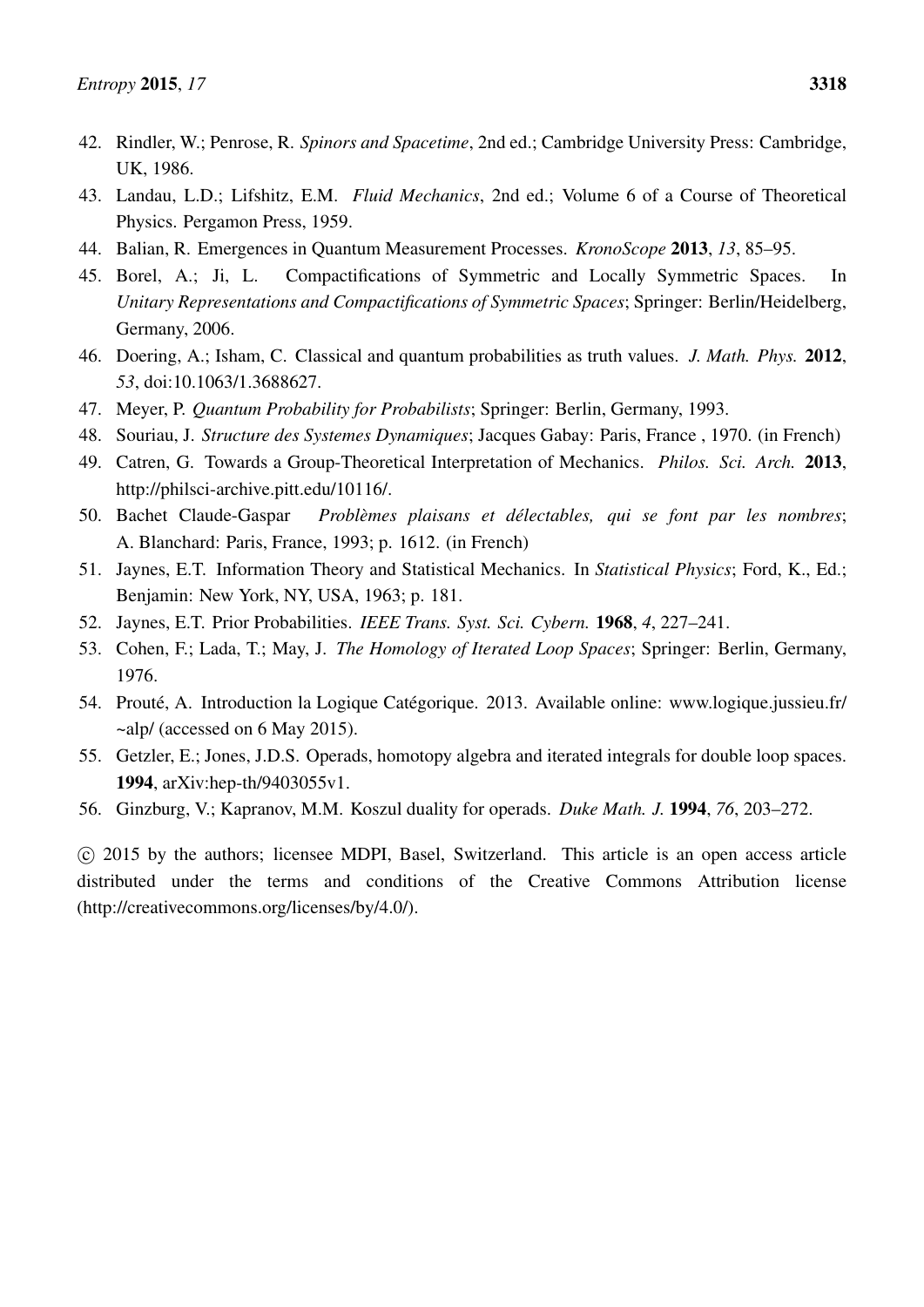42. Rindler, W.; Penrose, R. *Spinors and Spacetime*, 2nd ed.; Cambridge University Press: Cambridge, UK, 1986.
43. Landau, L.D.; Lifshitz, E.M. *Fluid Mechanics*, 2nd ed.; Volume 6 of a Course of Theoretical Physics. Pergamon Press, 1959.
44. Balian, R. Emergences in Quantum Measurement Processes. *KronoScope* **2013**, *13*, 85–95.
45. Borel, A.; Ji, L. Compactifications of Symmetric and Locally Symmetric Spaces. In *Unitary Representations and Compactifications of Symmetric Spaces*; Springer: Berlin/Heidelberg, Germany, 2006.
46. Doering, A.; Isham, C. Classical and quantum probabilities as truth values. *J. Math. Phys.* **2012**, *53*, doi:10.1063/1.3688627.
47. Meyer, P. *Quantum Probability for Probabilists*; Springer: Berlin, Germany, 1993.
48. Souriau, J. *Structure des Systemes Dynamiques*; Jacques Gabay: Paris, France , 1970. (in French)
49. Catren, G. Towards a Group-Theoretical Interpretation of Mechanics. *Philos. Sci. Arch.* **2013**, http://philsci-archive.pitt.edu/10116/.
50. Bachet Claude-Gaspar *Problèmes plaisans et délectables, qui se font par les nombres*; A. Blanchard: Paris, France, 1993; p. 1612. (in French)
51. Jaynes, E.T. Information Theory and Statistical Mechanics. In *Statistical Physics*; Ford, K., Ed.; Benjamin: New York, NY, USA, 1963; p. 181.
52. Jaynes, E.T. Prior Probabilities. *IEEE Trans. Syst. Sci. Cybern.* **1968**, *4*, 227–241.
53. Cohen, F.; Lada, T.; May, J. *The Homology of Iterated Loop Spaces*; Springer: Berlin, Germany, 1976.
54. Prouté, A. Introduction la Logique Catégorique. 2013. Available online: www.logique.jussieu.fr/~alp/ (accessed on 6 May 2015).
55. Getzler, E.; Jones, J.D.S. Operads, homotopy algebra and iterated integrals for double loop spaces. **1994**, arXiv:hep-th/9403055v1.
56. Ginzburg, V.; Kapranov, M.M. Koszul duality for operads. *Duke Math. J.* **1994**, *76*, 203–272.

© 2015 by the authors; licensee MDPI, Basel, Switzerland. This article is an open access article distributed under the terms and conditions of the Creative Commons Attribution license (http://creativecommons.org/licenses/by/4.0/).